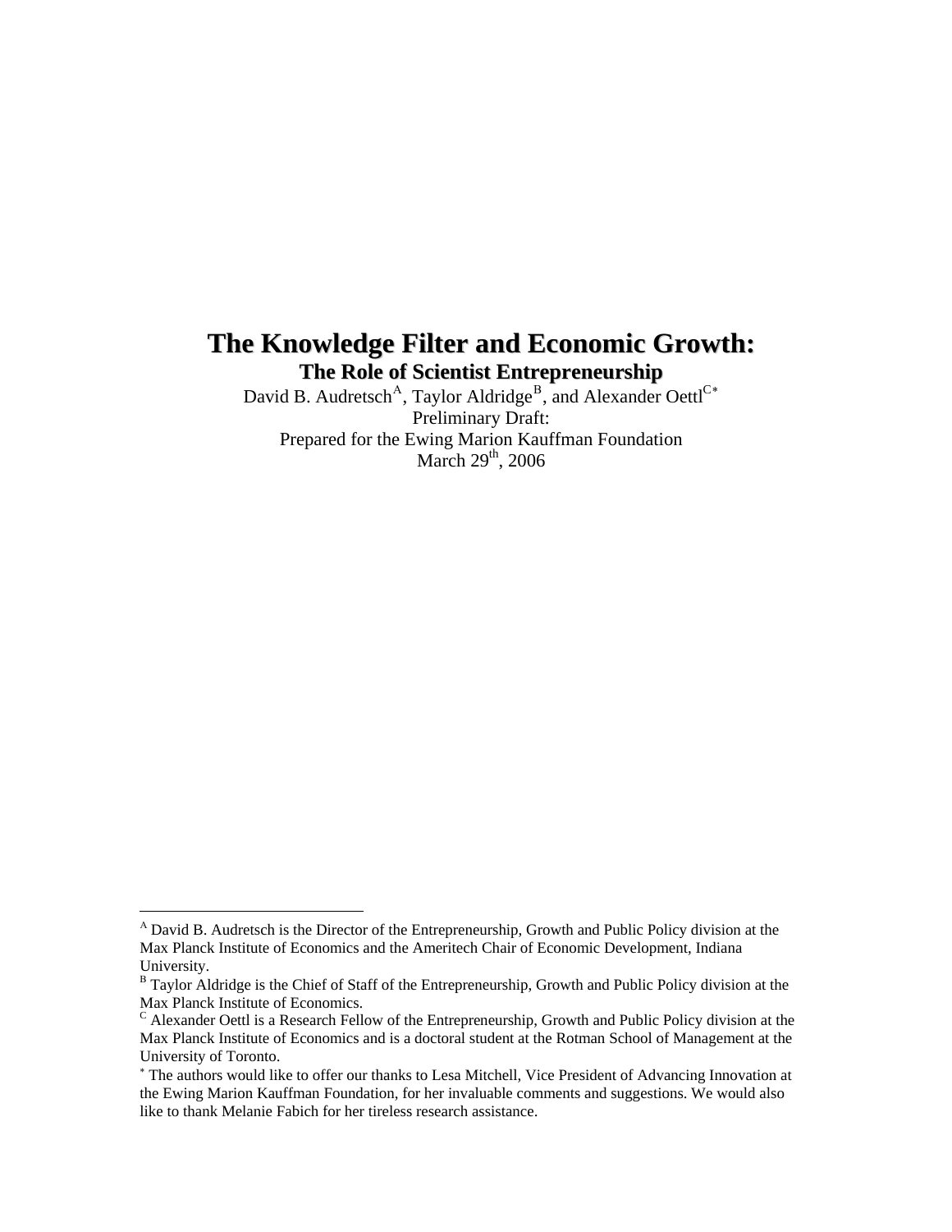# The Knowledge Filter and Economic Growth:

## The Role of Scientist Entrepreneurship

David B. Audretsch[A], Taylor Aldridge[B], and Alexander Oettl[C*]

Preliminary Draft:

Prepared for the Ewing Marion Kauffman Foundation

March 29th, 2006

---

[A] David B. Audretsch is the Director of the Entrepreneurship, Growth and Public Policy division at the Max Planck Institute of Economics and the Ameritech Chair of Economic Development, Indiana University.

[B] Taylor Aldridge is the Chief of Staff of the Entrepreneurship, Growth and Public Policy division at the Max Planck Institute of Economics.

[C] Alexander Oettl is a Research Fellow of the Entrepreneurship, Growth and Public Policy division at the Max Planck Institute of Economics and is a doctoral student at the Rotman School of Management at the University of Toronto.

[*] The authors would like to offer our thanks to Lesa Mitchell, Vice President of Advancing Innovation at the Ewing Marion Kauffman Foundation, for her invaluable comments and suggestions. We would also like to thank Melanie Fabich for her tireless research assistance.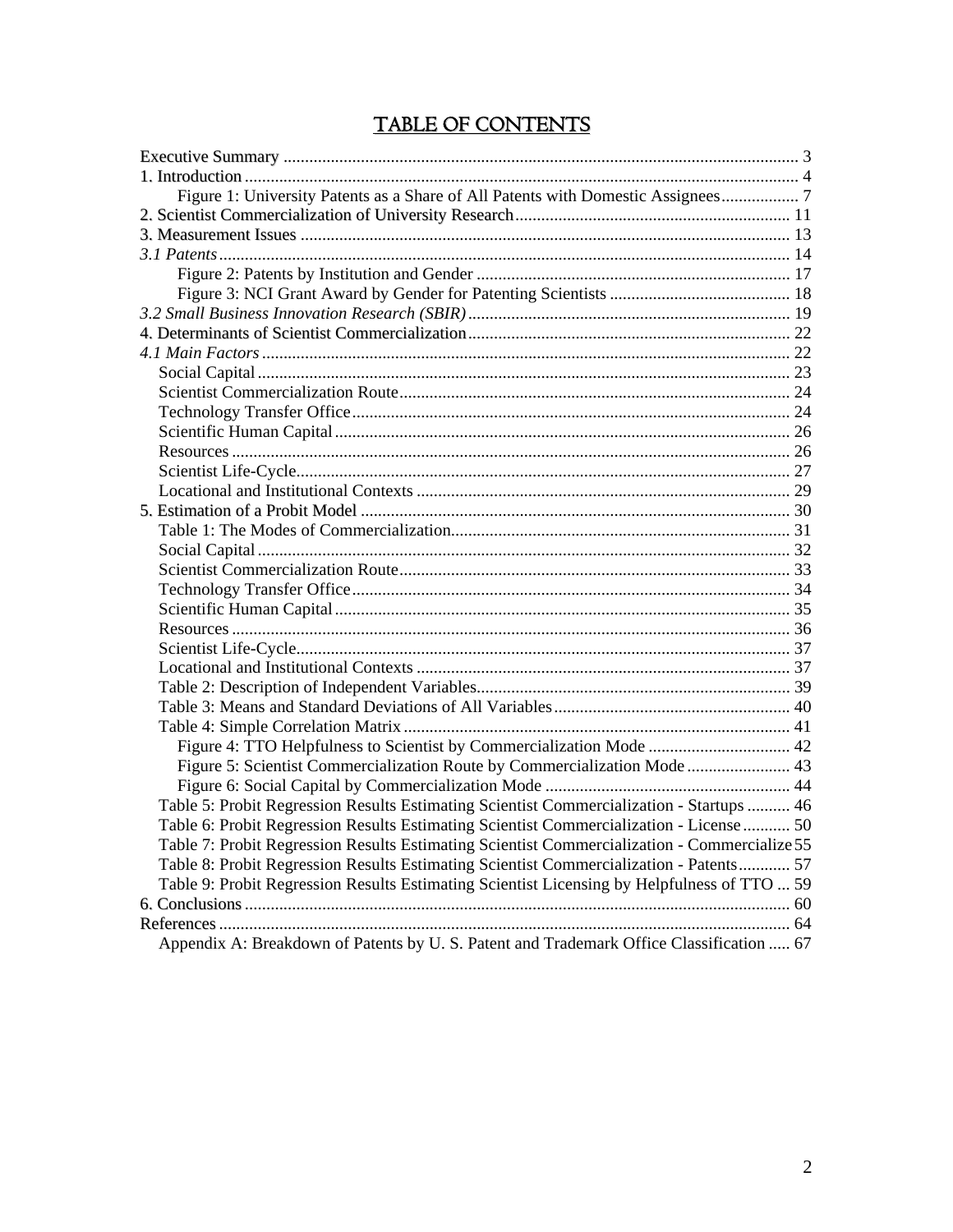# TABLE OF CONTENTS

Executive Summary ........................................................................................................................ 3
1. Introduction ................................................................................................................................ 4
    Figure 1: University Patents as a Share of All Patents with Domestic Assignees.................. 7
2. Scientist Commercialization of University Research ............................................................... 11
3. Measurement Issues ................................................................................................................. 13
*3.1 Patents* .................................................................................................................................... 14
    Figure 2: Patents by Institution and Gender ........................................................................ 17
    Figure 3: NCI Grant Award by Gender for Patenting Scientists .......................................... 18
*3.2 Small Business Innovation Research (SBIR)* ........................................................................... 19
4. Determinants of Scientist Commercialization ............................................................................. 22
*4.1 Main Factors* .......................................................................................................................... 22
  Social Capital ........................................................................................................................... 23
  Scientist Commercialization Route .......................................................................................... 24
  Technology Transfer Office ..................................................................................................... 24
  Scientific Human Capital ......................................................................................................... 26
  Resources ................................................................................................................................. 26
  Scientist Life-Cycle .................................................................................................................. 27
  Locational and Institutional Contexts ...................................................................................... 29
5. Estimation of a Probit Model ................................................................................................... 30
  Table 1: The Modes of Commercialization .............................................................................. 31
  Social Capital ........................................................................................................................... 32
  Scientist Commercialization Route .......................................................................................... 33
  Technology Transfer Office ..................................................................................................... 34
  Scientific Human Capital ......................................................................................................... 35
  Resources ................................................................................................................................. 36
  Scientist Life-Cycle .................................................................................................................. 37
  Locational and Institutional Contexts ...................................................................................... 37
  Table 2: Description of Independent Variables ........................................................................ 39
  Table 3: Means and Standard Deviations of All Variables ....................................................... 40
  Table 4: Simple Correlation Matrix ......................................................................................... 41
    Figure 4: TTO Helpfulness to Scientist by Commercialization Mode ................................. 42
    Figure 5: Scientist Commercialization Route by Commercialization Mode ........................ 43
    Figure 6: Social Capital by Commercialization Mode ......................................................... 44
  Table 5: Probit Regression Results Estimating Scientist Commercialization - Startups .......... 46
  Table 6: Probit Regression Results Estimating Scientist Commercialization - License ........... 50
  Table 7: Probit Regression Results Estimating Scientist Commercialization - Commercialize 55
  Table 8: Probit Regression Results Estimating Scientist Commercialization - Patents ............ 57
  Table 9: Probit Regression Results Estimating Scientist Licensing by Helpfulness of TTO ... 59
6. Conclusions .............................................................................................................................. 60
References .................................................................................................................................... 64
  Appendix A: Breakdown of Patents by U. S. Patent and Trademark Office Classification ..... 67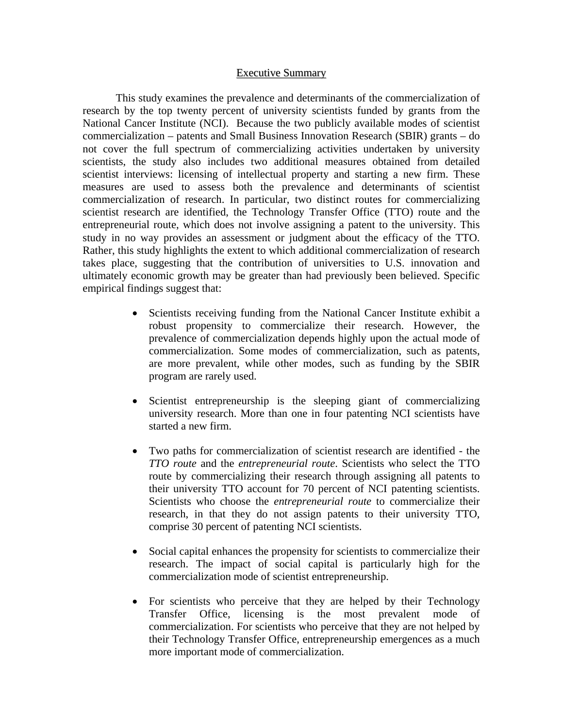## Executive Summary

This study examines the prevalence and determinants of the commercialization of research by the top twenty percent of university scientists funded by grants from the National Cancer Institute (NCI). Because the two publicly available modes of scientist commercialization – patents and Small Business Innovation Research (SBIR) grants – do not cover the full spectrum of commercializing activities undertaken by university scientists, the study also includes two additional measures obtained from detailed scientist interviews: licensing of intellectual property and starting a new firm. These measures are used to assess both the prevalence and determinants of scientist commercialization of research. In particular, two distinct routes for commercializing scientist research are identified, the Technology Transfer Office (TTO) route and the entrepreneurial route, which does not involve assigning a patent to the university. This study in no way provides an assessment or judgment about the efficacy of the TTO. Rather, this study highlights the extent to which additional commercialization of research takes place, suggesting that the contribution of universities to U.S. innovation and ultimately economic growth may be greater than had previously been believed. Specific empirical findings suggest that:

- Scientists receiving funding from the National Cancer Institute exhibit a robust propensity to commercialize their research. However, the prevalence of commercialization depends highly upon the actual mode of commercialization. Some modes of commercialization, such as patents, are more prevalent, while other modes, such as funding by the SBIR program are rarely used.

- Scientist entrepreneurship is the sleeping giant of commercializing university research. More than one in four patenting NCI scientists have started a new firm.

- Two paths for commercialization of scientist research are identified - the *TTO route* and the *entrepreneurial route*. Scientists who select the TTO route by commercializing their research through assigning all patents to their university TTO account for 70 percent of NCI patenting scientists. Scientists who choose the *entrepreneurial route* to commercialize their research, in that they do not assign patents to their university TTO, comprise 30 percent of patenting NCI scientists.

- Social capital enhances the propensity for scientists to commercialize their research. The impact of social capital is particularly high for the commercialization mode of scientist entrepreneurship.

- For scientists who perceive that they are helped by their Technology Transfer Office, licensing is the most prevalent mode of commercialization. For scientists who perceive that they are not helped by their Technology Transfer Office, entrepreneurship emergences as a much more important mode of commercialization.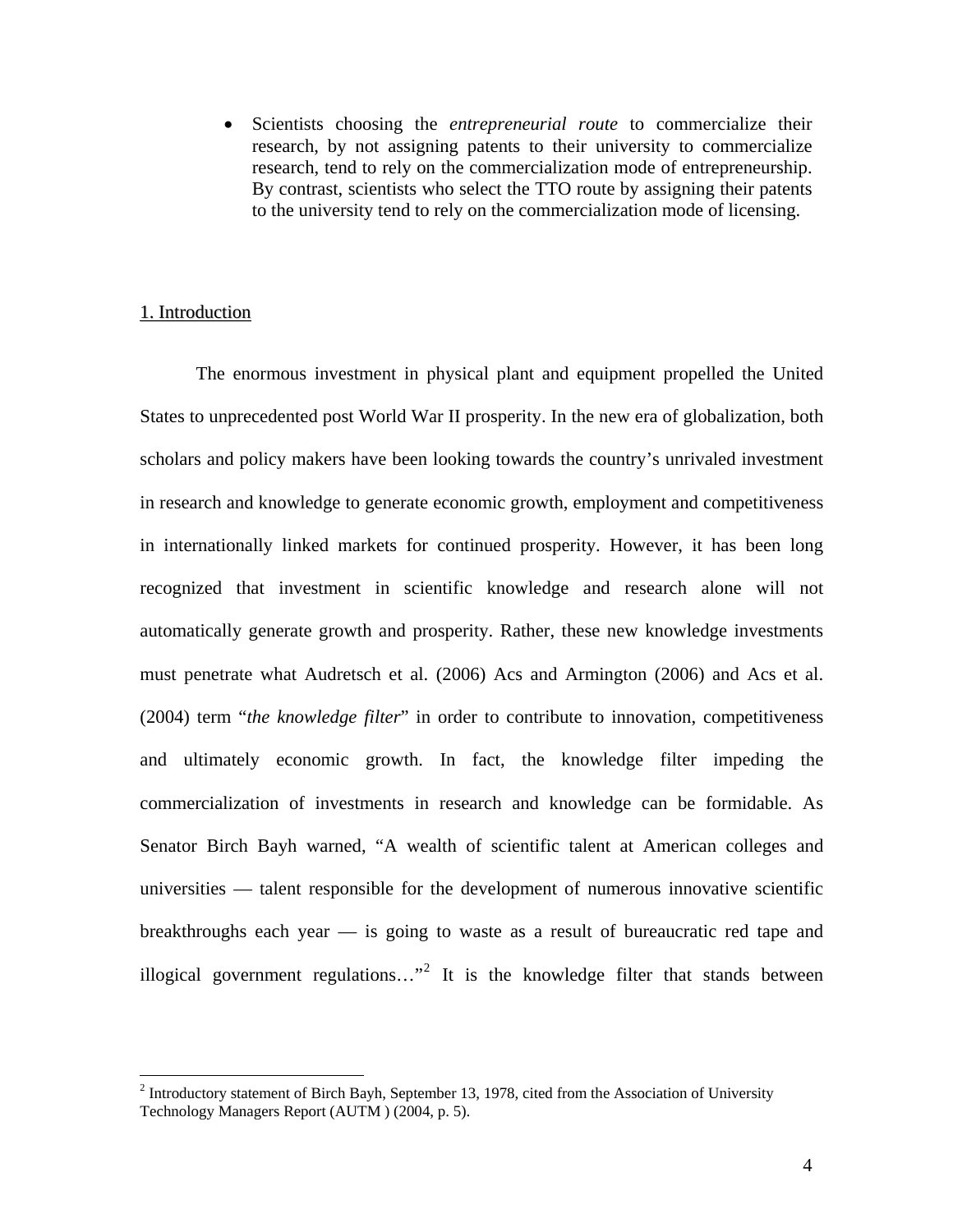- Scientists choosing the *entrepreneurial route* to commercialize their research, by not assigning patents to their university to commercialize research, tend to rely on the commercialization mode of entrepreneurship. By contrast, scientists who select the TTO route by assigning their patents to the university tend to rely on the commercialization mode of licensing.

## 1. Introduction

The enormous investment in physical plant and equipment propelled the United States to unprecedented post World War II prosperity. In the new era of globalization, both scholars and policy makers have been looking towards the country's unrivaled investment in research and knowledge to generate economic growth, employment and competitiveness in internationally linked markets for continued prosperity. However, it has been long recognized that investment in scientific knowledge and research alone will not automatically generate growth and prosperity. Rather, these new knowledge investments must penetrate what Audretsch et al. (2006) Acs and Armington (2006) and Acs et al. (2004) term "*the knowledge filter*" in order to contribute to innovation, competitiveness and ultimately economic growth. In fact, the knowledge filter impeding the commercialization of investments in research and knowledge can be formidable. As Senator Birch Bayh warned, "A wealth of scientific talent at American colleges and universities — talent responsible for the development of numerous innovative scientific breakthroughs each year — is going to waste as a result of bureaucratic red tape and illogical government regulations…"[2] It is the knowledge filter that stands between

[2] Introductory statement of Birch Bayh, September 13, 1978, cited from the Association of University Technology Managers Report (AUTM ) (2004, p. 5).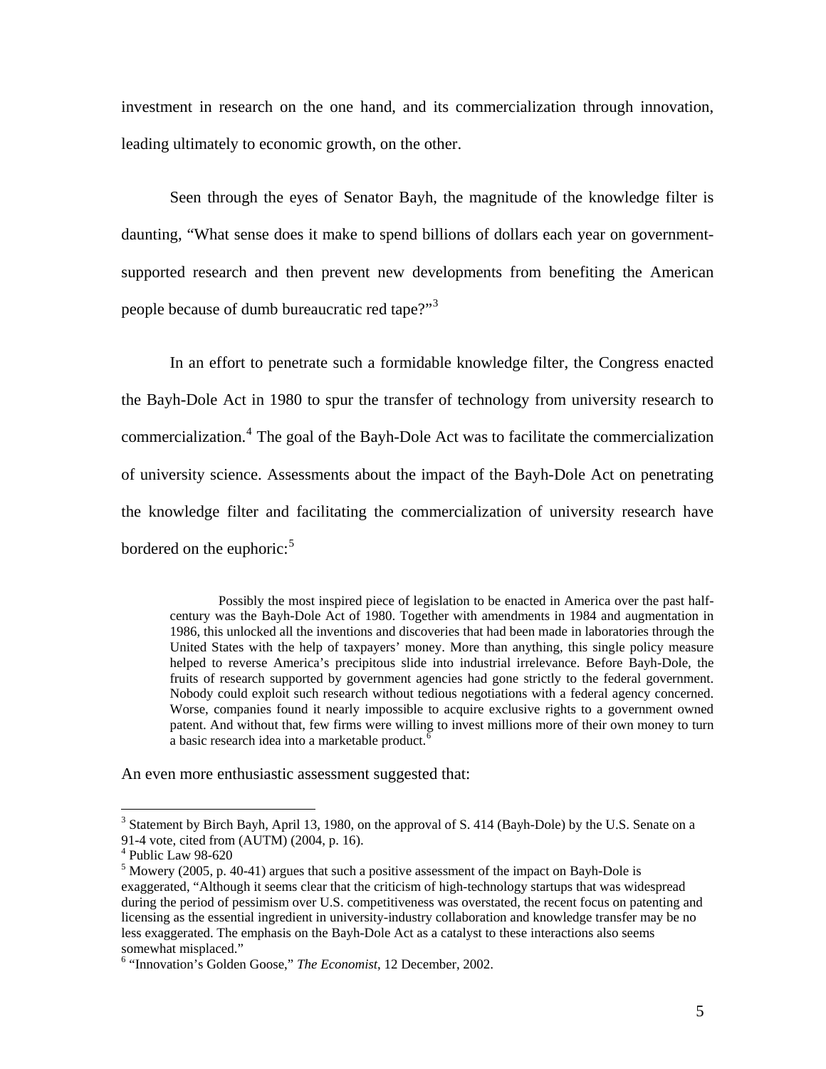investment in research on the one hand, and its commercialization through innovation, leading ultimately to economic growth, on the other.

Seen through the eyes of Senator Bayh, the magnitude of the knowledge filter is daunting, "What sense does it make to spend billions of dollars each year on government-supported research and then prevent new developments from benefiting the American people because of dumb bureaucratic red tape?"[3]

In an effort to penetrate such a formidable knowledge filter, the Congress enacted the Bayh-Dole Act in 1980 to spur the transfer of technology from university research to commercialization.[4] The goal of the Bayh-Dole Act was to facilitate the commercialization of university science. Assessments about the impact of the Bayh-Dole Act on penetrating the knowledge filter and facilitating the commercialization of university research have bordered on the euphoric:[5]

> Possibly the most inspired piece of legislation to be enacted in America over the past half-century was the Bayh-Dole Act of 1980. Together with amendments in 1984 and augmentation in 1986, this unlocked all the inventions and discoveries that had been made in laboratories through the United States with the help of taxpayers' money. More than anything, this single policy measure helped to reverse America's precipitous slide into industrial irrelevance. Before Bayh-Dole, the fruits of research supported by government agencies had gone strictly to the federal government. Nobody could exploit such research without tedious negotiations with a federal agency concerned. Worse, companies found it nearly impossible to acquire exclusive rights to a government owned patent. And without that, few firms were willing to invest millions more of their own money to turn a basic research idea into a marketable product.[6]

An even more enthusiastic assessment suggested that:

---

[3] Statement by Birch Bayh, April 13, 1980, on the approval of S. 414 (Bayh-Dole) by the U.S. Senate on a 91-4 vote, cited from (AUTM) (2004, p. 16).

[4] Public Law 98-620

[5] Mowery (2005, p. 40-41) argues that such a positive assessment of the impact on Bayh-Dole is exaggerated, "Although it seems clear that the criticism of high-technology startups that was widespread during the period of pessimism over U.S. competitiveness was overstated, the recent focus on patenting and licensing as the essential ingredient in university-industry collaboration and knowledge transfer may be no less exaggerated. The emphasis on the Bayh-Dole Act as a catalyst to these interactions also seems somewhat misplaced."

[6] "Innovation's Golden Goose," *The Economist*, 12 December, 2002.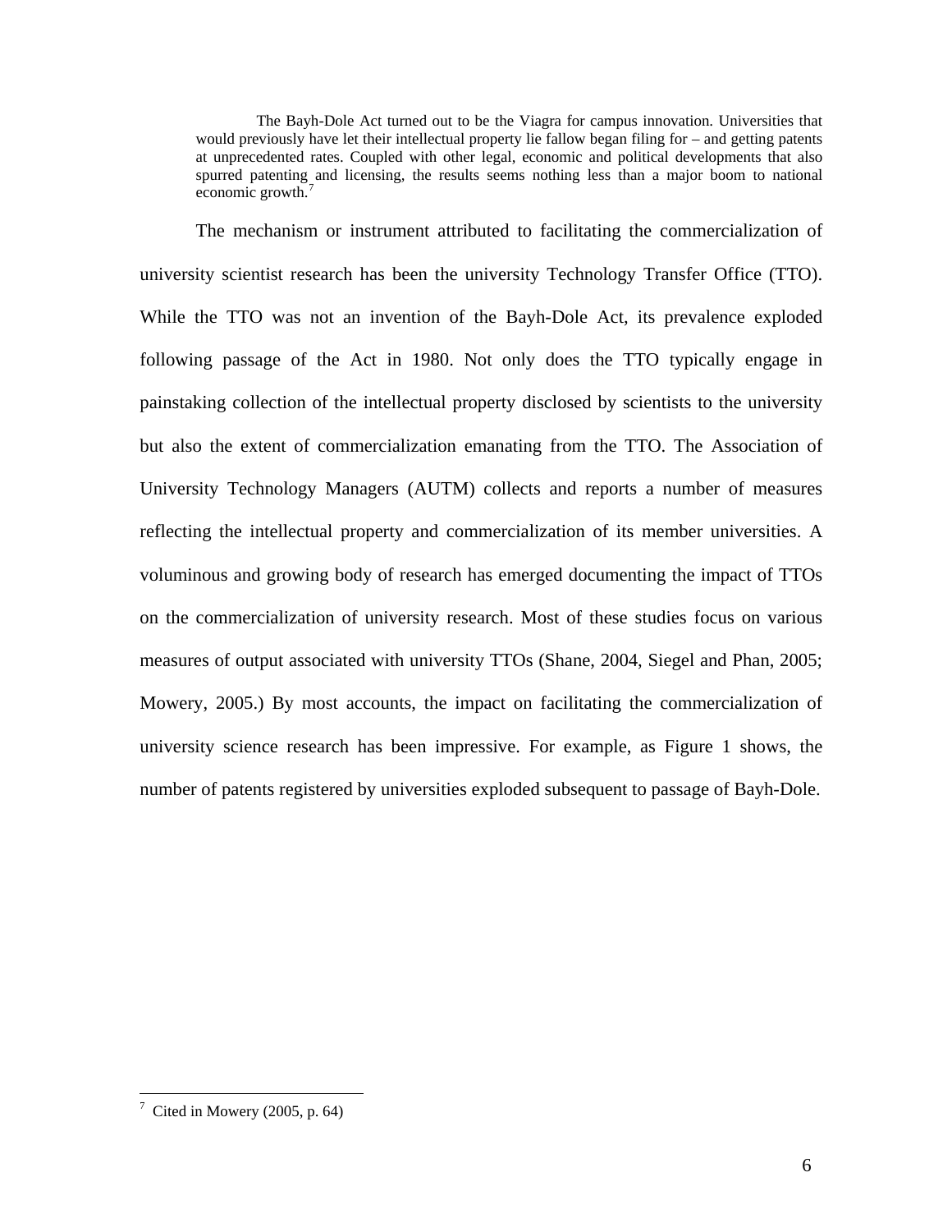> The Bayh-Dole Act turned out to be the Viagra for campus innovation. Universities that would previously have let their intellectual property lie fallow began filing for – and getting patents at unprecedented rates. Coupled with other legal, economic and political developments that also spurred patenting and licensing, the results seems nothing less than a major boom to national economic growth.[7]

The mechanism or instrument attributed to facilitating the commercialization of university scientist research has been the university Technology Transfer Office (TTO). While the TTO was not an invention of the Bayh-Dole Act, its prevalence exploded following passage of the Act in 1980. Not only does the TTO typically engage in painstaking collection of the intellectual property disclosed by scientists to the university but also the extent of commercialization emanating from the TTO. The Association of University Technology Managers (AUTM) collects and reports a number of measures reflecting the intellectual property and commercialization of its member universities. A voluminous and growing body of research has emerged documenting the impact of TTOs on the commercialization of university research. Most of these studies focus on various measures of output associated with university TTOs (Shane, 2004, Siegel and Phan, 2005; Mowery, 2005.) By most accounts, the impact on facilitating the commercialization of university science research has been impressive. For example, as Figure 1 shows, the number of patents registered by universities exploded subsequent to passage of Bayh-Dole.

---

[7] Cited in Mowery (2005, p. 64)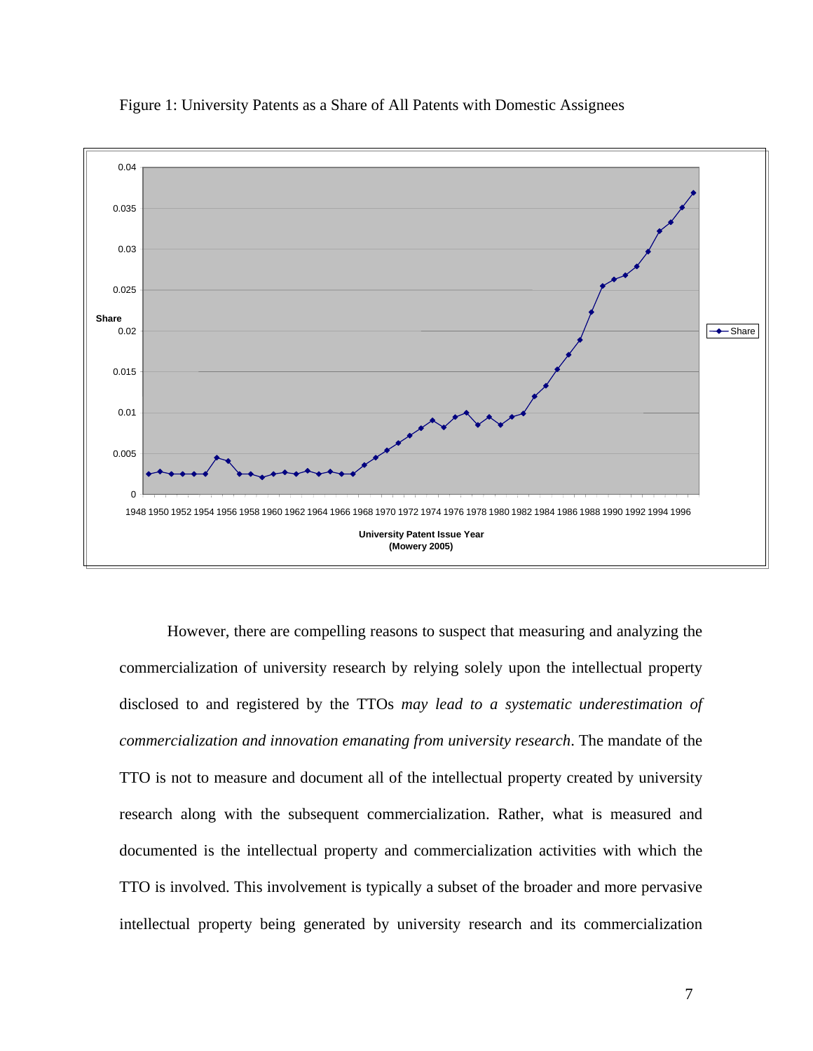Figure 1: University Patents as a Share of All Patents with Domestic Assignees

However, there are compelling reasons to suspect that measuring and analyzing the commercialization of university research by relying solely upon the intellectual property disclosed to and registered by the TTOs *may lead to a systematic underestimation of commercialization and innovation emanating from university research*. The mandate of the TTO is not to measure and document all of the intellectual property created by university research along with the subsequent commercialization. Rather, what is measured and documented is the intellectual property and commercialization activities with which the TTO is involved. This involvement is typically a subset of the broader and more pervasive intellectual property being generated by university research and its commercialization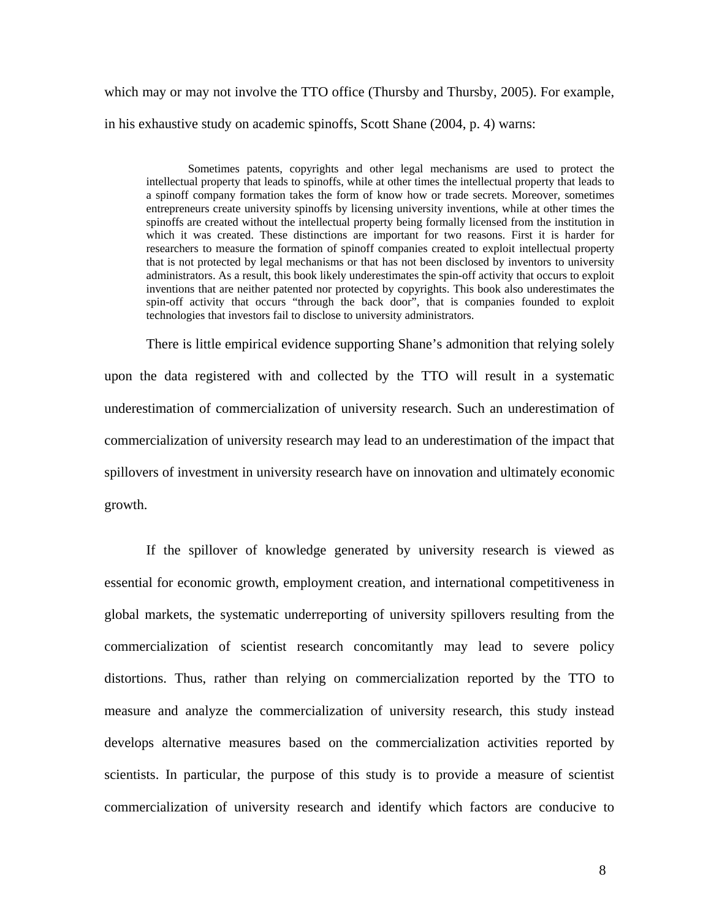which may or may not involve the TTO office (Thursby and Thursby, 2005). For example, in his exhaustive study on academic spinoffs, Scott Shane (2004, p. 4) warns:

> Sometimes patents, copyrights and other legal mechanisms are used to protect the intellectual property that leads to spinoffs, while at other times the intellectual property that leads to a spinoff company formation takes the form of know how or trade secrets. Moreover, sometimes entrepreneurs create university spinoffs by licensing university inventions, while at other times the spinoffs are created without the intellectual property being formally licensed from the institution in which it was created. These distinctions are important for two reasons. First it is harder for researchers to measure the formation of spinoff companies created to exploit intellectual property that is not protected by legal mechanisms or that has not been disclosed by inventors to university administrators. As a result, this book likely underestimates the spin-off activity that occurs to exploit inventions that are neither patented nor protected by copyrights. This book also underestimates the spin-off activity that occurs "through the back door", that is companies founded to exploit technologies that investors fail to disclose to university administrators.

There is little empirical evidence supporting Shane's admonition that relying solely upon the data registered with and collected by the TTO will result in a systematic underestimation of commercialization of university research. Such an underestimation of commercialization of university research may lead to an underestimation of the impact that spillovers of investment in university research have on innovation and ultimately economic growth.

If the spillover of knowledge generated by university research is viewed as essential for economic growth, employment creation, and international competitiveness in global markets, the systematic underreporting of university spillovers resulting from the commercialization of scientist research concomitantly may lead to severe policy distortions. Thus, rather than relying on commercialization reported by the TTO to measure and analyze the commercialization of university research, this study instead develops alternative measures based on the commercialization activities reported by scientists. In particular, the purpose of this study is to provide a measure of scientist commercialization of university research and identify which factors are conducive to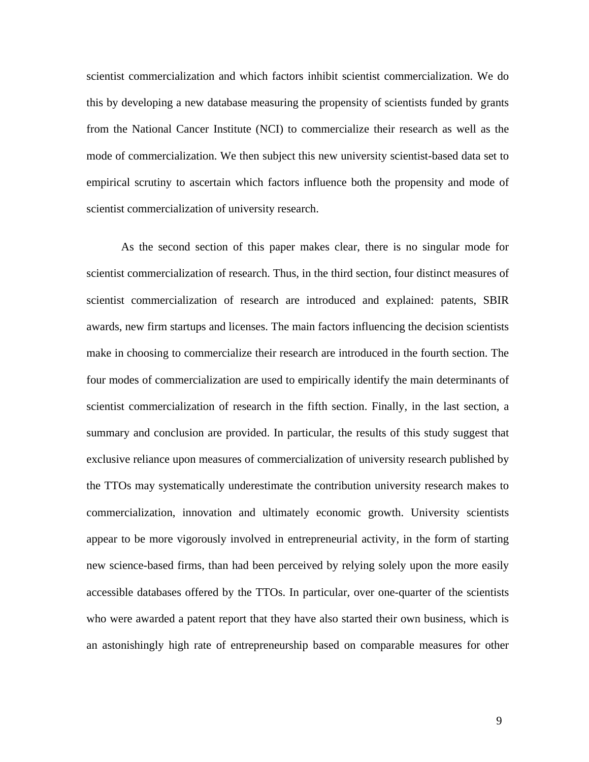scientist commercialization and which factors inhibit scientist commercialization. We do this by developing a new database measuring the propensity of scientists funded by grants from the National Cancer Institute (NCI) to commercialize their research as well as the mode of commercialization. We then subject this new university scientist-based data set to empirical scrutiny to ascertain which factors influence both the propensity and mode of scientist commercialization of university research.

As the second section of this paper makes clear, there is no singular mode for scientist commercialization of research. Thus, in the third section, four distinct measures of scientist commercialization of research are introduced and explained: patents, SBIR awards, new firm startups and licenses. The main factors influencing the decision scientists make in choosing to commercialize their research are introduced in the fourth section. The four modes of commercialization are used to empirically identify the main determinants of scientist commercialization of research in the fifth section. Finally, in the last section, a summary and conclusion are provided. In particular, the results of this study suggest that exclusive reliance upon measures of commercialization of university research published by the TTOs may systematically underestimate the contribution university research makes to commercialization, innovation and ultimately economic growth. University scientists appear to be more vigorously involved in entrepreneurial activity, in the form of starting new science-based firms, than had been perceived by relying solely upon the more easily accessible databases offered by the TTOs. In particular, over one-quarter of the scientists who were awarded a patent report that they have also started their own business, which is an astonishingly high rate of entrepreneurship based on comparable measures for other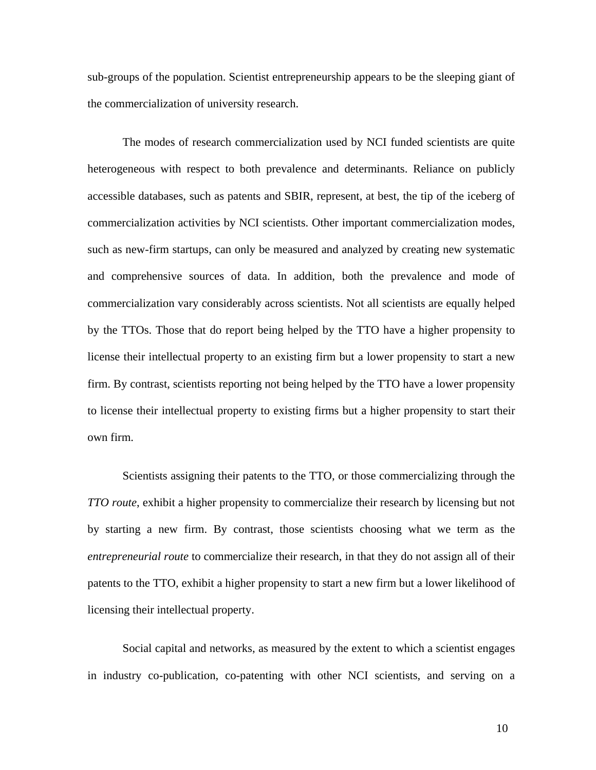sub-groups of the population. Scientist entrepreneurship appears to be the sleeping giant of the commercialization of university research.

The modes of research commercialization used by NCI funded scientists are quite heterogeneous with respect to both prevalence and determinants. Reliance on publicly accessible databases, such as patents and SBIR, represent, at best, the tip of the iceberg of commercialization activities by NCI scientists. Other important commercialization modes, such as new-firm startups, can only be measured and analyzed by creating new systematic and comprehensive sources of data. In addition, both the prevalence and mode of commercialization vary considerably across scientists. Not all scientists are equally helped by the TTOs. Those that do report being helped by the TTO have a higher propensity to license their intellectual property to an existing firm but a lower propensity to start a new firm. By contrast, scientists reporting not being helped by the TTO have a lower propensity to license their intellectual property to existing firms but a higher propensity to start their own firm.

Scientists assigning their patents to the TTO, or those commercializing through the *TTO route*, exhibit a higher propensity to commercialize their research by licensing but not by starting a new firm. By contrast, those scientists choosing what we term as the *entrepreneurial route* to commercialize their research, in that they do not assign all of their patents to the TTO, exhibit a higher propensity to start a new firm but a lower likelihood of licensing their intellectual property.

Social capital and networks, as measured by the extent to which a scientist engages in industry co-publication, co-patenting with other NCI scientists, and serving on a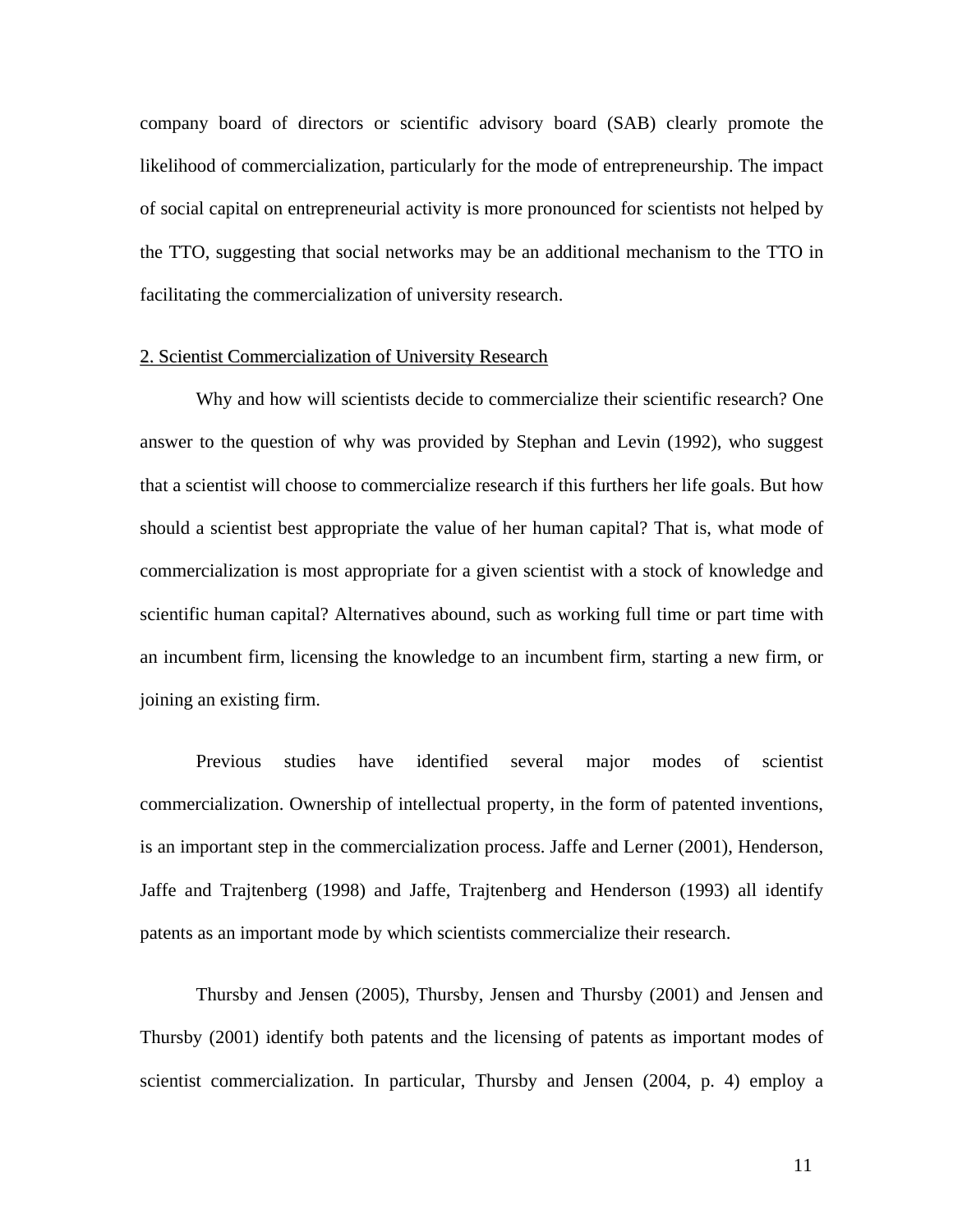company board of directors or scientific advisory board (SAB) clearly promote the likelihood of commercialization, particularly for the mode of entrepreneurship. The impact of social capital on entrepreneurial activity is more pronounced for scientists not helped by the TTO, suggesting that social networks may be an additional mechanism to the TTO in facilitating the commercialization of university research.

## 2. Scientist Commercialization of University Research

Why and how will scientists decide to commercialize their scientific research? One answer to the question of why was provided by Stephan and Levin (1992), who suggest that a scientist will choose to commercialize research if this furthers her life goals. But how should a scientist best appropriate the value of her human capital? That is, what mode of commercialization is most appropriate for a given scientist with a stock of knowledge and scientific human capital? Alternatives abound, such as working full time or part time with an incumbent firm, licensing the knowledge to an incumbent firm, starting a new firm, or joining an existing firm.

Previous studies have identified several major modes of scientist commercialization. Ownership of intellectual property, in the form of patented inventions, is an important step in the commercialization process. Jaffe and Lerner (2001), Henderson, Jaffe and Trajtenberg (1998) and Jaffe, Trajtenberg and Henderson (1993) all identify patents as an important mode by which scientists commercialize their research.

Thursby and Jensen (2005), Thursby, Jensen and Thursby (2001) and Jensen and Thursby (2001) identify both patents and the licensing of patents as important modes of scientist commercialization. In particular, Thursby and Jensen (2004, p. 4) employ a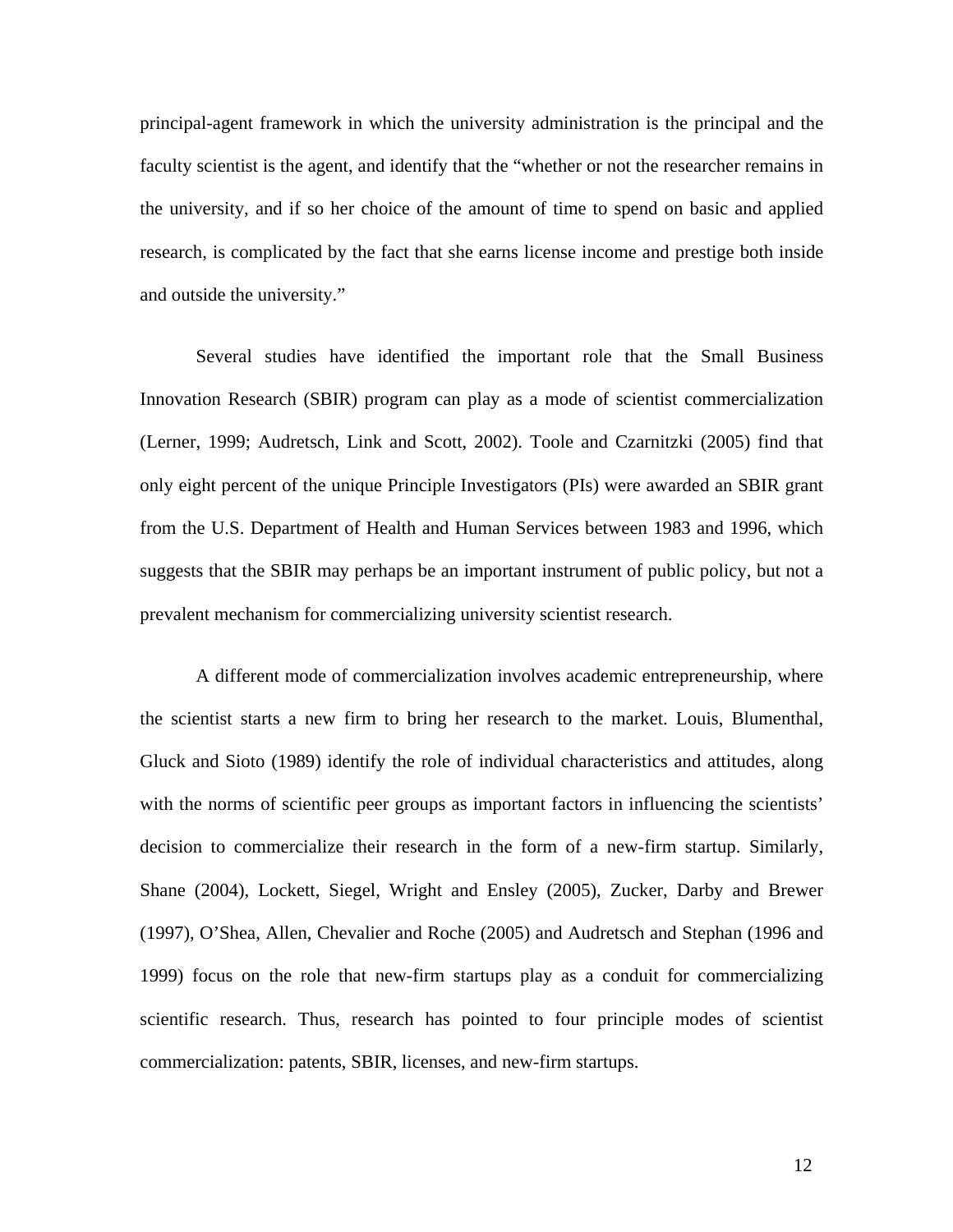principal-agent framework in which the university administration is the principal and the faculty scientist is the agent, and identify that the "whether or not the researcher remains in the university, and if so her choice of the amount of time to spend on basic and applied research, is complicated by the fact that she earns license income and prestige both inside and outside the university."

Several studies have identified the important role that the Small Business Innovation Research (SBIR) program can play as a mode of scientist commercialization (Lerner, 1999; Audretsch, Link and Scott, 2002). Toole and Czarnitzki (2005) find that only eight percent of the unique Principle Investigators (PIs) were awarded an SBIR grant from the U.S. Department of Health and Human Services between 1983 and 1996, which suggests that the SBIR may perhaps be an important instrument of public policy, but not a prevalent mechanism for commercializing university scientist research.

A different mode of commercialization involves academic entrepreneurship, where the scientist starts a new firm to bring her research to the market. Louis, Blumenthal, Gluck and Sioto (1989) identify the role of individual characteristics and attitudes, along with the norms of scientific peer groups as important factors in influencing the scientists' decision to commercialize their research in the form of a new-firm startup. Similarly, Shane (2004), Lockett, Siegel, Wright and Ensley (2005), Zucker, Darby and Brewer (1997), O'Shea, Allen, Chevalier and Roche (2005) and Audretsch and Stephan (1996 and 1999) focus on the role that new-firm startups play as a conduit for commercializing scientific research. Thus, research has pointed to four principle modes of scientist commercialization: patents, SBIR, licenses, and new-firm startups.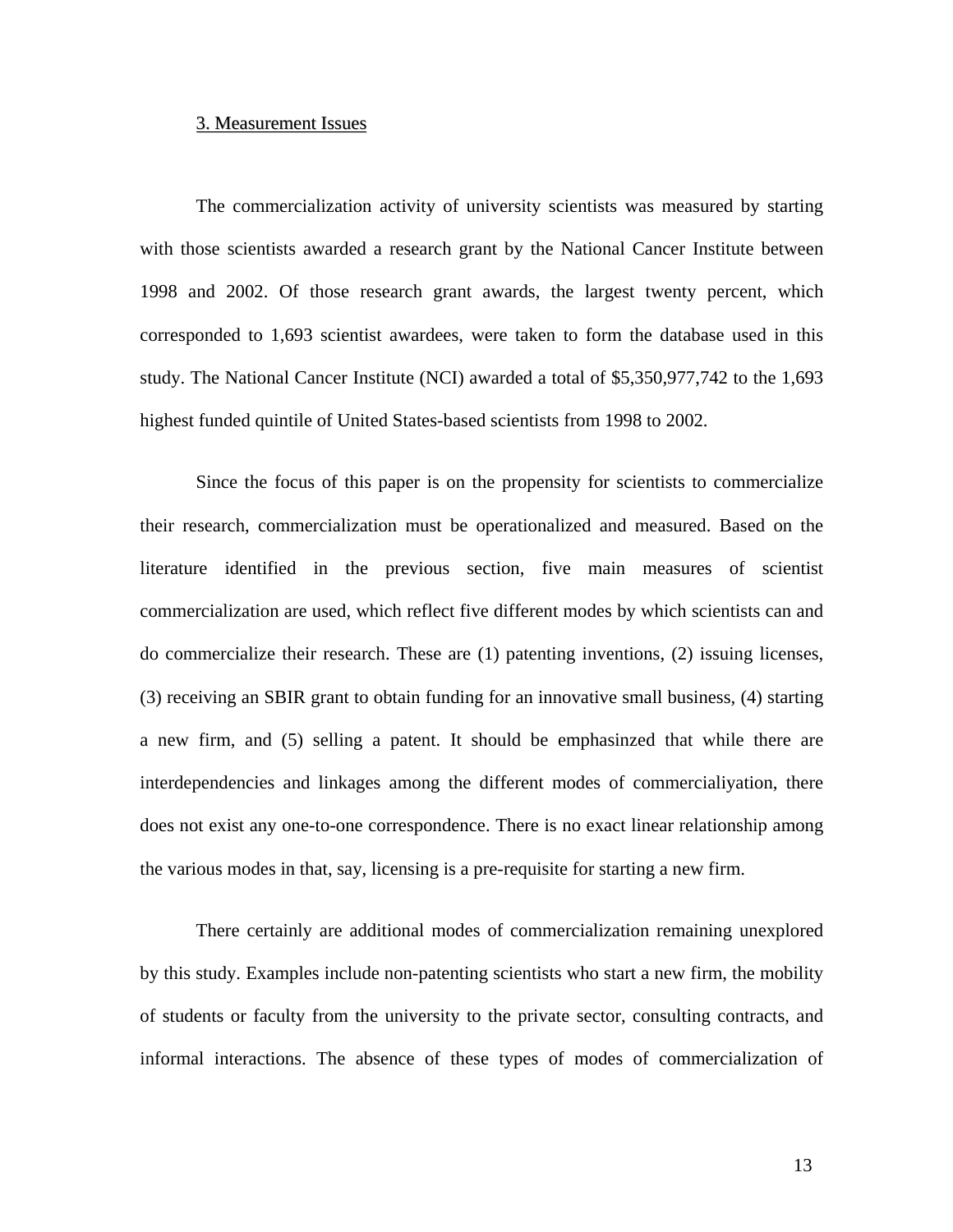## 3. Measurement Issues

The commercialization activity of university scientists was measured by starting with those scientists awarded a research grant by the National Cancer Institute between 1998 and 2002. Of those research grant awards, the largest twenty percent, which corresponded to 1,693 scientist awardees, were taken to form the database used in this study. The National Cancer Institute (NCI) awarded a total of $5,350,977,742 to the 1,693 highest funded quintile of United States-based scientists from 1998 to 2002.

Since the focus of this paper is on the propensity for scientists to commercialize their research, commercialization must be operationalized and measured. Based on the literature identified in the previous section, five main measures of scientist commercialization are used, which reflect five different modes by which scientists can and do commercialize their research. These are (1) patenting inventions, (2) issuing licenses, (3) receiving an SBIR grant to obtain funding for an innovative small business, (4) starting a new firm, and (5) selling a patent. It should be emphasinzed that while there are interdependencies and linkages among the different modes of commercialiyation, there does not exist any one-to-one correspondence. There is no exact linear relationship among the various modes in that, say, licensing is a pre-requisite for starting a new firm.

There certainly are additional modes of commercialization remaining unexplored by this study. Examples include non-patenting scientists who start a new firm, the mobility of students or faculty from the university to the private sector, consulting contracts, and informal interactions. The absence of these types of modes of commercialization of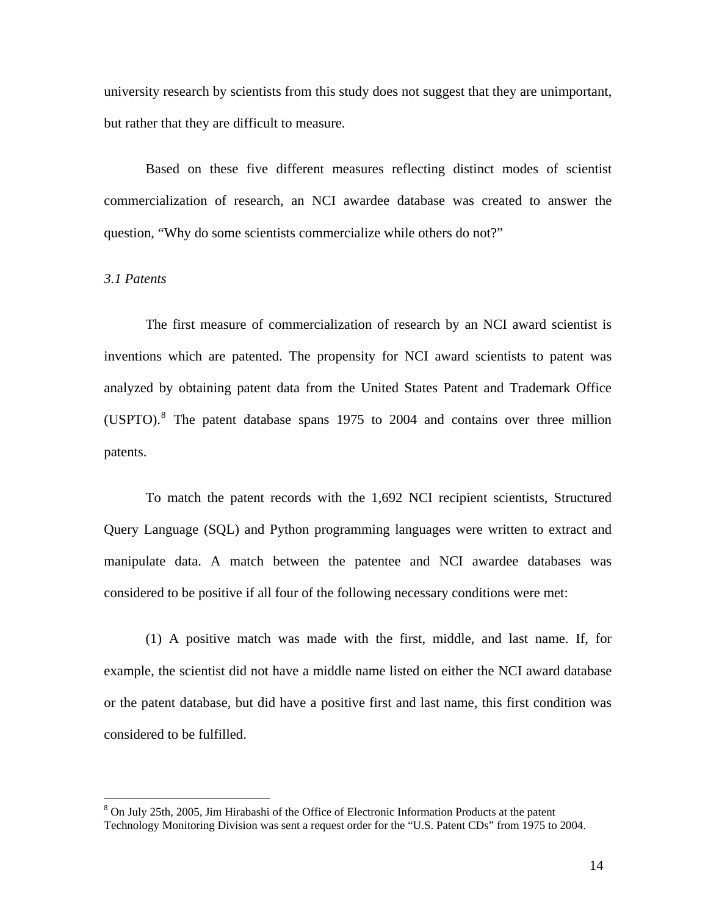university research by scientists from this study does not suggest that they are unimportant, but rather that they are difficult to measure.

Based on these five different measures reflecting distinct modes of scientist commercialization of research, an NCI awardee database was created to answer the question, “Why do some scientists commercialize while others do not?”

*3.1 Patents*

The first measure of commercialization of research by an NCI award scientist is inventions which are patented. The propensity for NCI award scientists to patent was analyzed by obtaining patent data from the United States Patent and Trademark Office (USPTO).[8] The patent database spans 1975 to 2004 and contains over three million patents.

To match the patent records with the 1,692 NCI recipient scientists, Structured Query Language (SQL) and Python programming languages were written to extract and manipulate data. A match between the patentee and NCI awardee databases was considered to be positive if all four of the following necessary conditions were met:

(1) A positive match was made with the first, middle, and last name. If, for example, the scientist did not have a middle name listed on either the NCI award database or the patent database, but did have a positive first and last name, this first condition was considered to be fulfilled.

[8] On July 25th, 2005, Jim Hirabashi of the Office of Electronic Information Products at the patent Technology Monitoring Division was sent a request order for the “U.S. Patent CDs” from 1975 to 2004.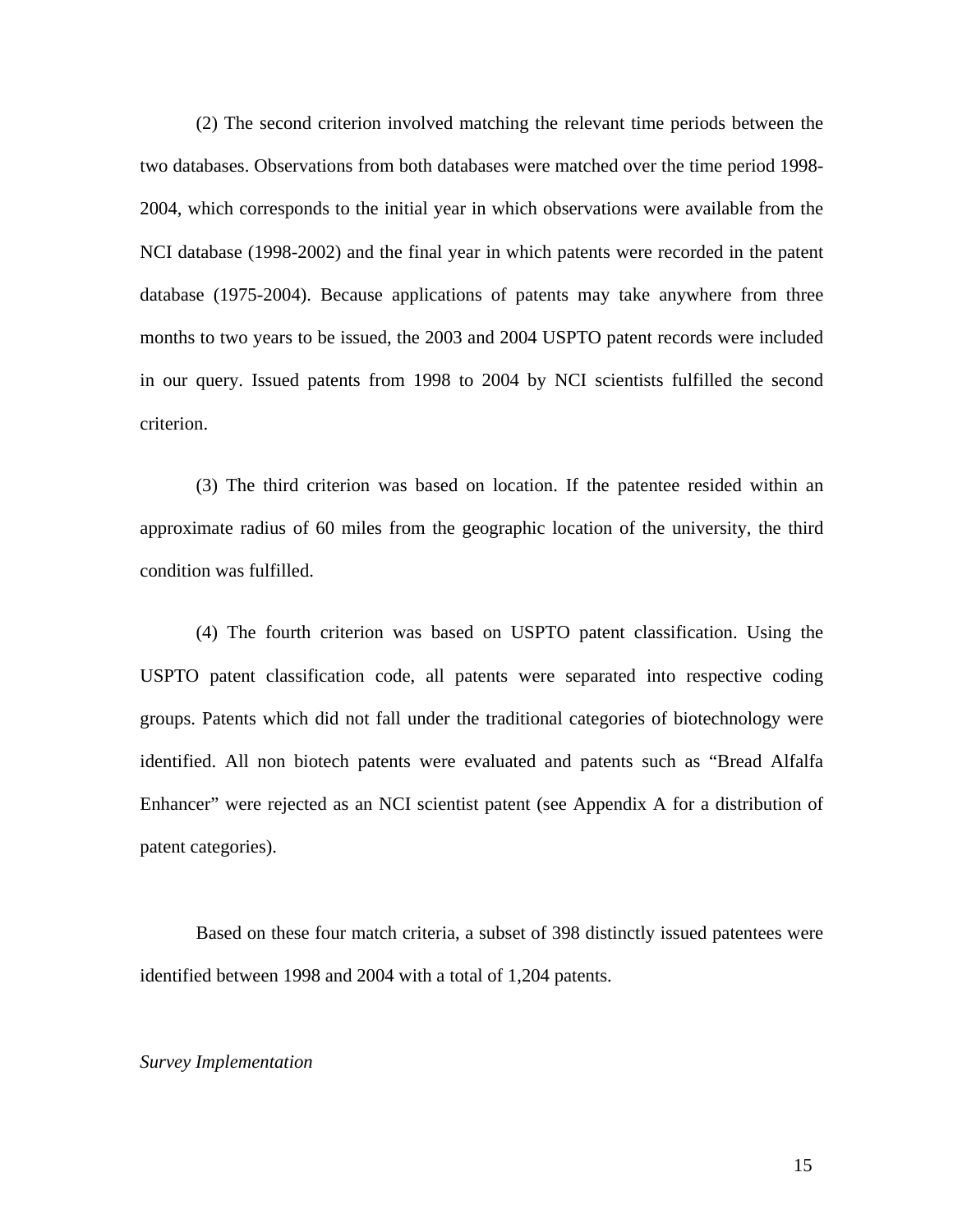(2) The second criterion involved matching the relevant time periods between the two databases. Observations from both databases were matched over the time period 1998-2004, which corresponds to the initial year in which observations were available from the NCI database (1998-2002) and the final year in which patents were recorded in the patent database (1975-2004). Because applications of patents may take anywhere from three months to two years to be issued, the 2003 and 2004 USPTO patent records were included in our query. Issued patents from 1998 to 2004 by NCI scientists fulfilled the second criterion.

(3) The third criterion was based on location. If the patentee resided within an approximate radius of 60 miles from the geographic location of the university, the third condition was fulfilled.

(4) The fourth criterion was based on USPTO patent classification. Using the USPTO patent classification code, all patents were separated into respective coding groups. Patents which did not fall under the traditional categories of biotechnology were identified. All non biotech patents were evaluated and patents such as "Bread Alfalfa Enhancer" were rejected as an NCI scientist patent (see Appendix A for a distribution of patent categories).

Based on these four match criteria, a subset of 398 distinctly issued patentees were identified between 1998 and 2004 with a total of 1,204 patents.

*Survey Implementation*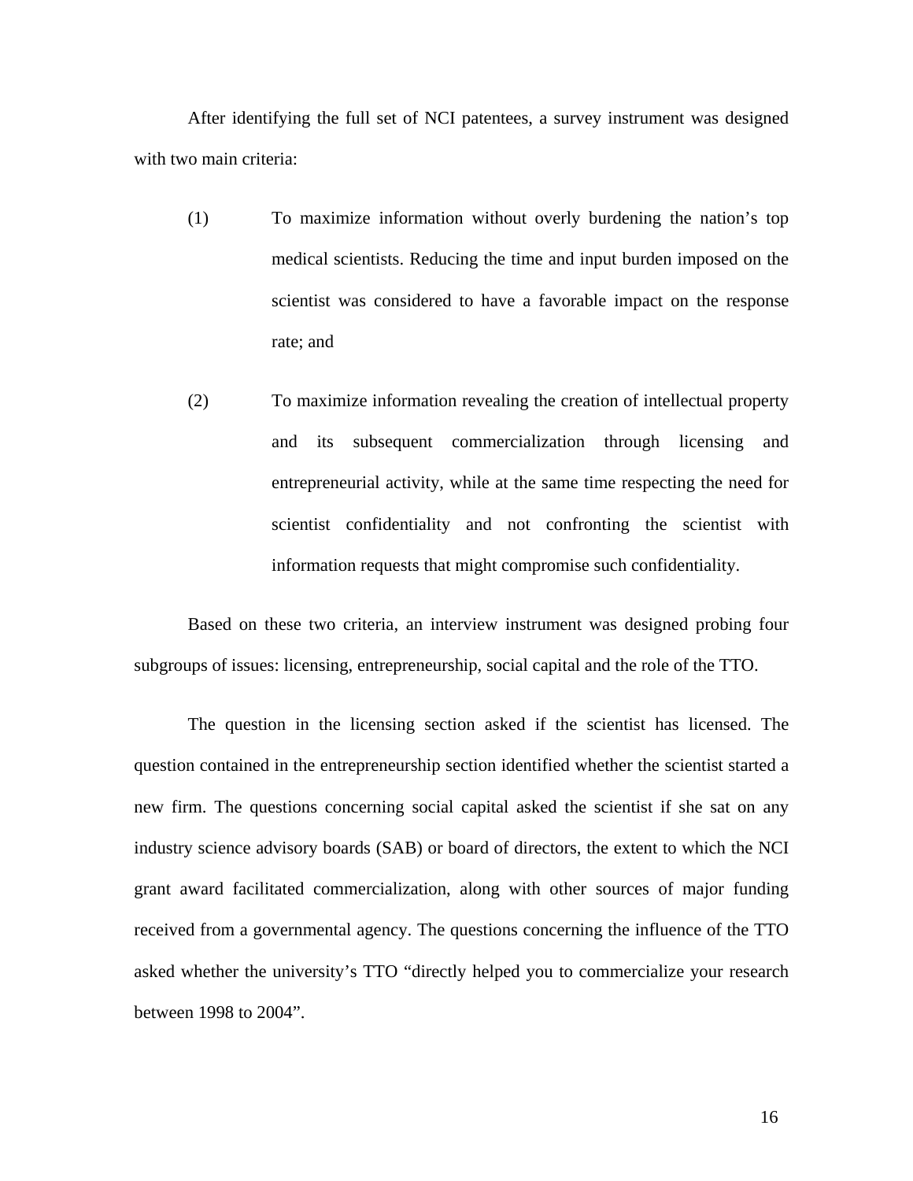After identifying the full set of NCI patentees, a survey instrument was designed with two main criteria:

(1) To maximize information without overly burdening the nation's top medical scientists. Reducing the time and input burden imposed on the scientist was considered to have a favorable impact on the response rate; and

(2) To maximize information revealing the creation of intellectual property and its subsequent commercialization through licensing and entrepreneurial activity, while at the same time respecting the need for scientist confidentiality and not confronting the scientist with information requests that might compromise such confidentiality.

Based on these two criteria, an interview instrument was designed probing four subgroups of issues: licensing, entrepreneurship, social capital and the role of the TTO.

The question in the licensing section asked if the scientist has licensed. The question contained in the entrepreneurship section identified whether the scientist started a new firm. The questions concerning social capital asked the scientist if she sat on any industry science advisory boards (SAB) or board of directors, the extent to which the NCI grant award facilitated commercialization, along with other sources of major funding received from a governmental agency. The questions concerning the influence of the TTO asked whether the university's TTO "directly helped you to commercialize your research between 1998 to 2004".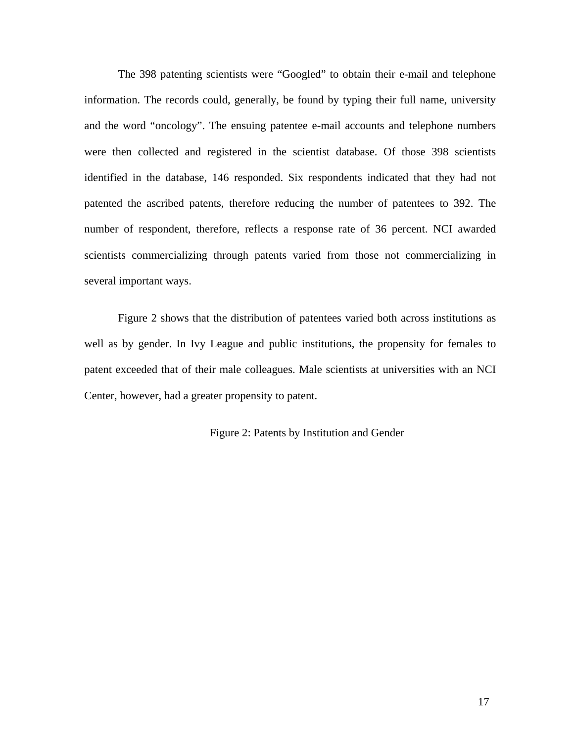The 398 patenting scientists were "Googled" to obtain their e-mail and telephone information. The records could, generally, be found by typing their full name, university and the word "oncology". The ensuing patentee e-mail accounts and telephone numbers were then collected and registered in the scientist database. Of those 398 scientists identified in the database, 146 responded. Six respondents indicated that they had not patented the ascribed patents, therefore reducing the number of patentees to 392. The number of respondent, therefore, reflects a response rate of 36 percent. NCI awarded scientists commercializing through patents varied from those not commercializing in several important ways.

Figure 2 shows that the distribution of patentees varied both across institutions as well as by gender. In Ivy League and public institutions, the propensity for females to patent exceeded that of their male colleagues. Male scientists at universities with an NCI Center, however, had a greater propensity to patent.

Figure 2: Patents by Institution and Gender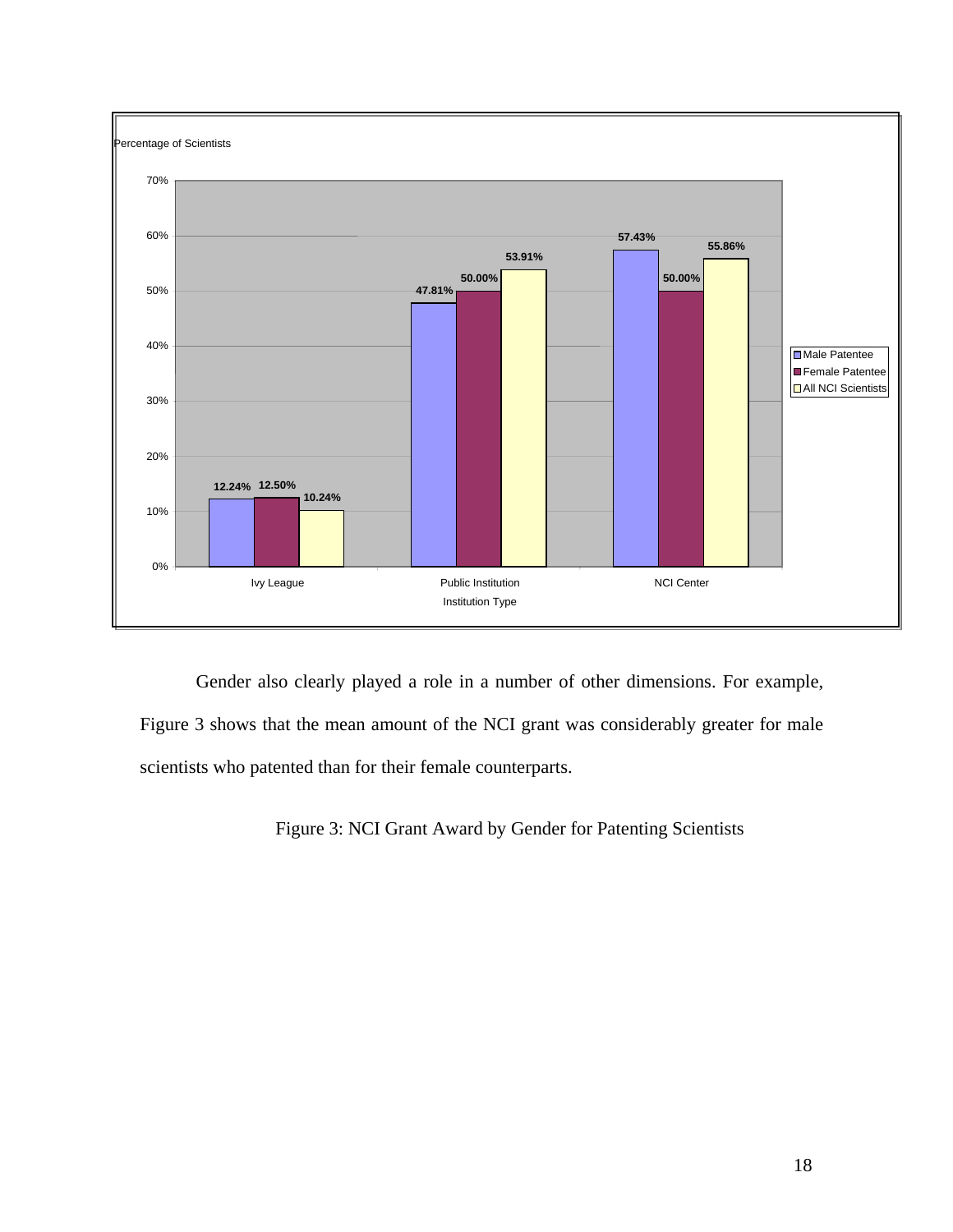Percentage of Scientists

| Institution Type | Male Patentee | Female Patentee | All NCI Scientists |
|---|---|---|---|
| Ivy League | 12.24% | 12.50% | 10.24% |
| Public Institution | 47.81% | 50.00% | 53.91% |
| NCI Center | 57.43% | 50.00% | 55.86% |

Gender also clearly played a role in a number of other dimensions. For example, Figure 3 shows that the mean amount of the NCI grant was considerably greater for male scientists who patented than for their female counterparts.

Figure 3: NCI Grant Award by Gender for Patenting Scientists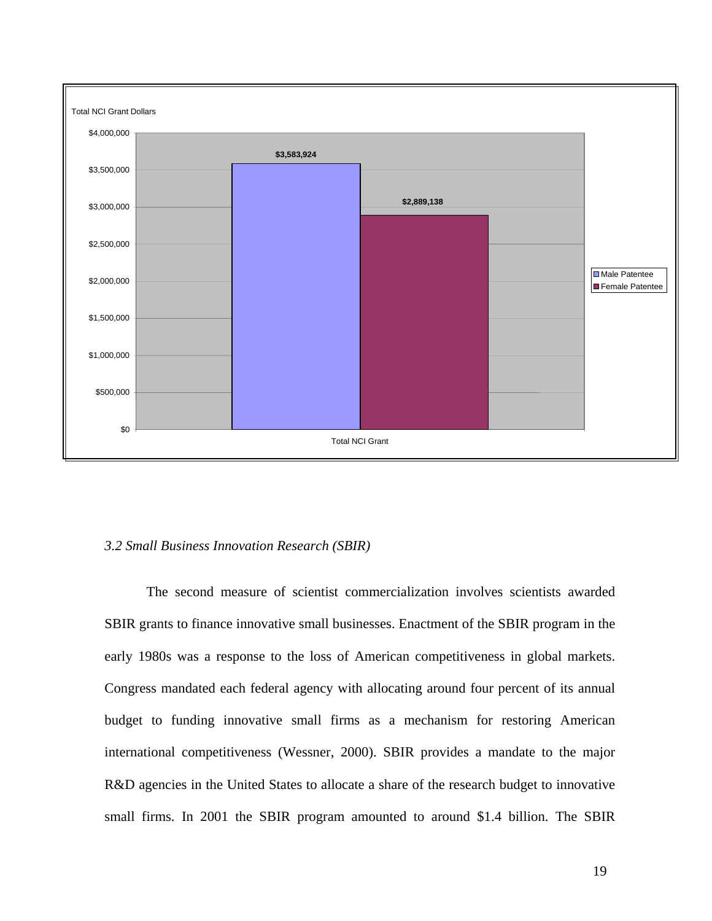Total NCI Grant Dollars

| | Male Patentee | Female Patentee |
| --- | --- | --- |
| Total NCI Grant | $3,583,924 | $2,889,138 |

*3.2 Small Business Innovation Research (SBIR)*

The second measure of scientist commercialization involves scientists awarded SBIR grants to finance innovative small businesses. Enactment of the SBIR program in the early 1980s was a response to the loss of American competitiveness in global markets. Congress mandated each federal agency with allocating around four percent of its annual budget to funding innovative small firms as a mechanism for restoring American international competitiveness (Wessner, 2000). SBIR provides a mandate to the major R&D agencies in the United States to allocate a share of the research budget to innovative small firms. In 2001 the SBIR program amounted to around $1.4 billion. The SBIR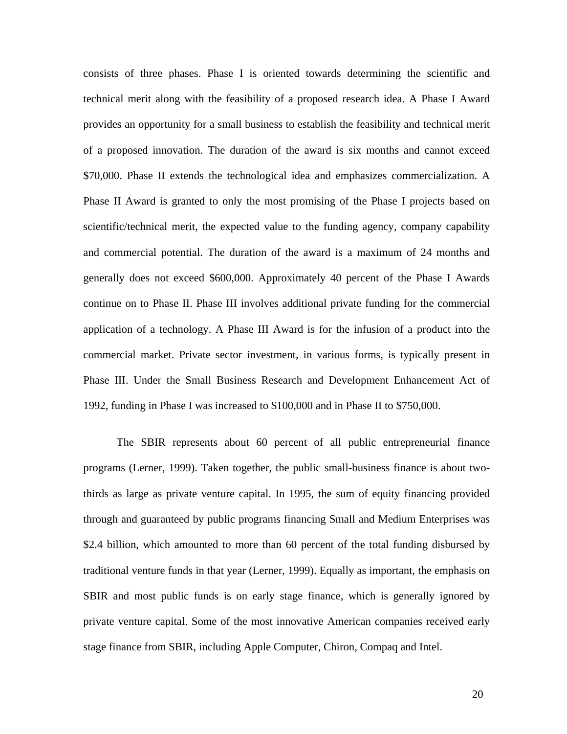consists of three phases. Phase I is oriented towards determining the scientific and technical merit along with the feasibility of a proposed research idea. A Phase I Award provides an opportunity for a small business to establish the feasibility and technical merit of a proposed innovation. The duration of the award is six months and cannot exceed $70,000. Phase II extends the technological idea and emphasizes commercialization. A Phase II Award is granted to only the most promising of the Phase I projects based on scientific/technical merit, the expected value to the funding agency, company capability and commercial potential. The duration of the award is a maximum of 24 months and generally does not exceed $600,000. Approximately 40 percent of the Phase I Awards continue on to Phase II. Phase III involves additional private funding for the commercial application of a technology. A Phase III Award is for the infusion of a product into the commercial market. Private sector investment, in various forms, is typically present in Phase III. Under the Small Business Research and Development Enhancement Act of 1992, funding in Phase I was increased to $100,000 and in Phase II to $750,000.

The SBIR represents about 60 percent of all public entrepreneurial finance programs (Lerner, 1999). Taken together, the public small-business finance is about two-thirds as large as private venture capital. In 1995, the sum of equity financing provided through and guaranteed by public programs financing Small and Medium Enterprises was $2.4 billion, which amounted to more than 60 percent of the total funding disbursed by traditional venture funds in that year (Lerner, 1999). Equally as important, the emphasis on SBIR and most public funds is on early stage finance, which is generally ignored by private venture capital. Some of the most innovative American companies received early stage finance from SBIR, including Apple Computer, Chiron, Compaq and Intel.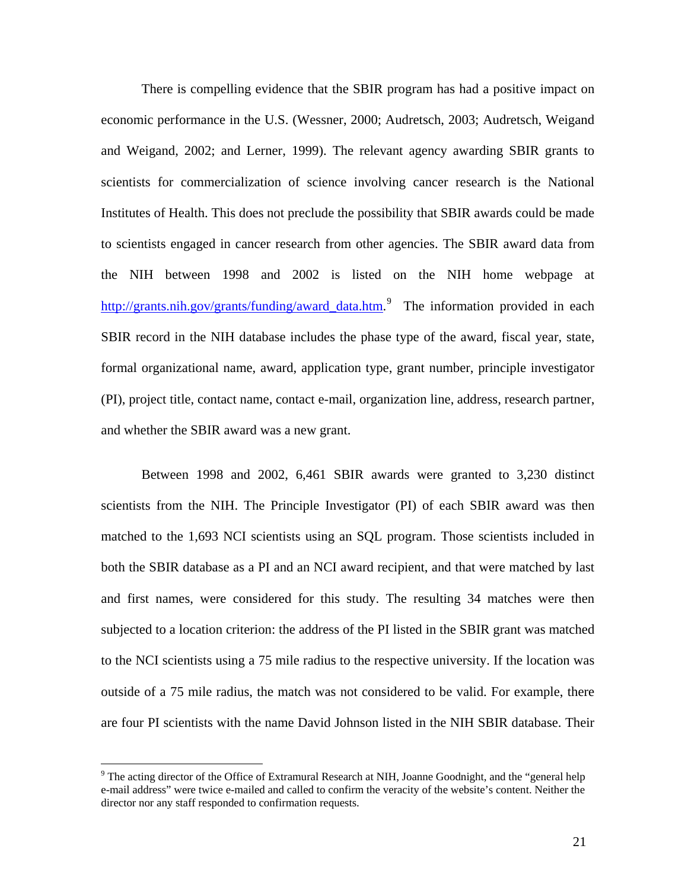There is compelling evidence that the SBIR program has had a positive impact on economic performance in the U.S. (Wessner, 2000; Audretsch, 2003; Audretsch, Weigand and Weigand, 2002; and Lerner, 1999). The relevant agency awarding SBIR grants to scientists for commercialization of science involving cancer research is the National Institutes of Health. This does not preclude the possibility that SBIR awards could be made to scientists engaged in cancer research from other agencies. The SBIR award data from the NIH between 1998 and 2002 is listed on the NIH home webpage at http://grants.nih.gov/grants/funding/award_data.htm.[9] The information provided in each SBIR record in the NIH database includes the phase type of the award, fiscal year, state, formal organizational name, award, application type, grant number, principle investigator (PI), project title, contact name, contact e-mail, organization line, address, research partner, and whether the SBIR award was a new grant.

Between 1998 and 2002, 6,461 SBIR awards were granted to 3,230 distinct scientists from the NIH. The Principle Investigator (PI) of each SBIR award was then matched to the 1,693 NCI scientists using an SQL program. Those scientists included in both the SBIR database as a PI and an NCI award recipient, and that were matched by last and first names, were considered for this study. The resulting 34 matches were then subjected to a location criterion: the address of the PI listed in the SBIR grant was matched to the NCI scientists using a 75 mile radius to the respective university. If the location was outside of a 75 mile radius, the match was not considered to be valid. For example, there are four PI scientists with the name David Johnson listed in the NIH SBIR database. Their

[9] The acting director of the Office of Extramural Research at NIH, Joanne Goodnight, and the "general help e-mail address" were twice e-mailed and called to confirm the veracity of the website's content. Neither the director nor any staff responded to confirmation requests.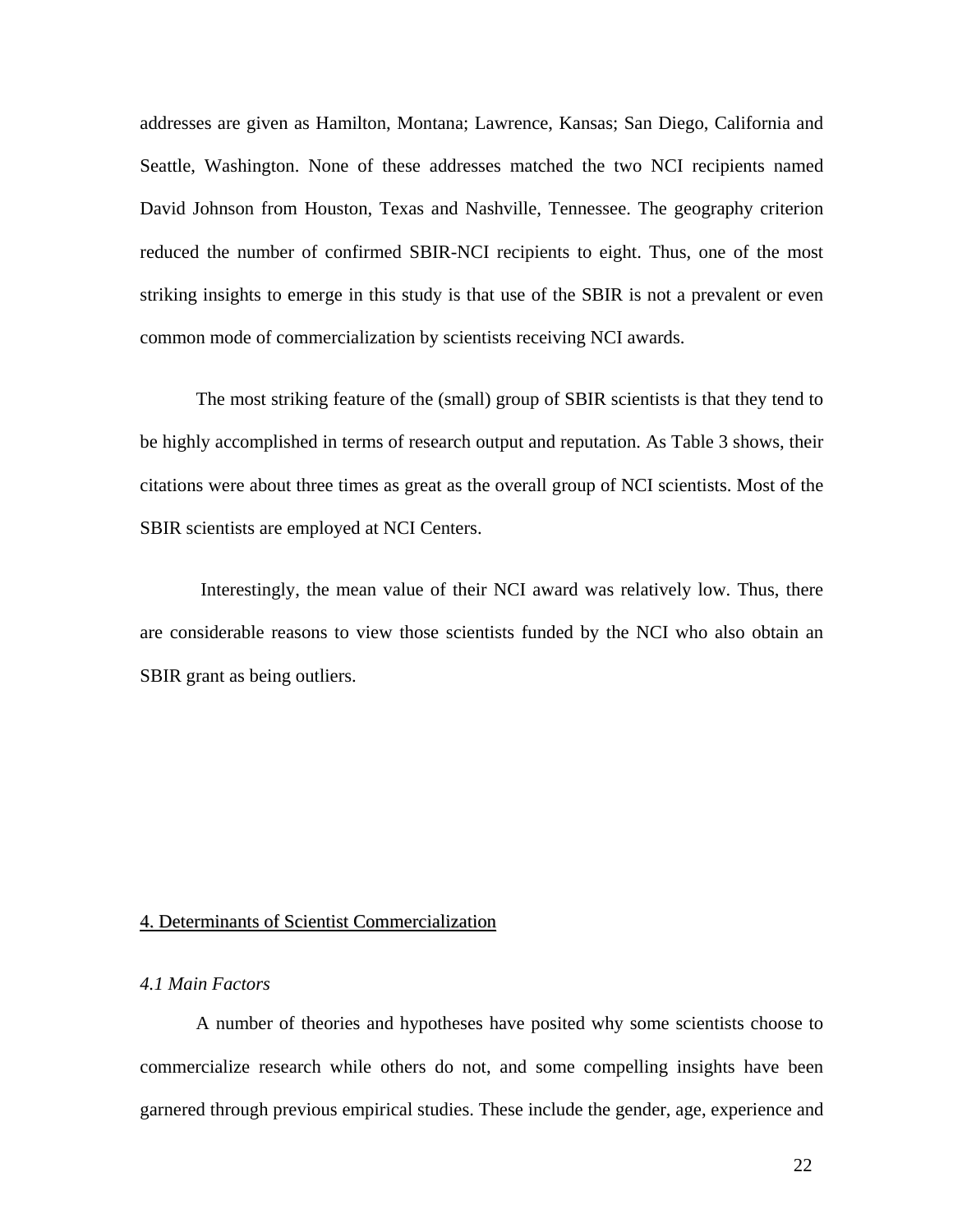addresses are given as Hamilton, Montana; Lawrence, Kansas; San Diego, California and Seattle, Washington. None of these addresses matched the two NCI recipients named David Johnson from Houston, Texas and Nashville, Tennessee. The geography criterion reduced the number of confirmed SBIR-NCI recipients to eight. Thus, one of the most striking insights to emerge in this study is that use of the SBIR is not a prevalent or even common mode of commercialization by scientists receiving NCI awards.

The most striking feature of the (small) group of SBIR scientists is that they tend to be highly accomplished in terms of research output and reputation. As Table 3 shows, their citations were about three times as great as the overall group of NCI scientists. Most of the SBIR scientists are employed at NCI Centers.

Interestingly, the mean value of their NCI award was relatively low. Thus, there are considerable reasons to view those scientists funded by the NCI who also obtain an SBIR grant as being outliers.

## 4. Determinants of Scientist Commercialization

### *4.1 Main Factors*

A number of theories and hypotheses have posited why some scientists choose to commercialize research while others do not, and some compelling insights have been garnered through previous empirical studies. These include the gender, age, experience and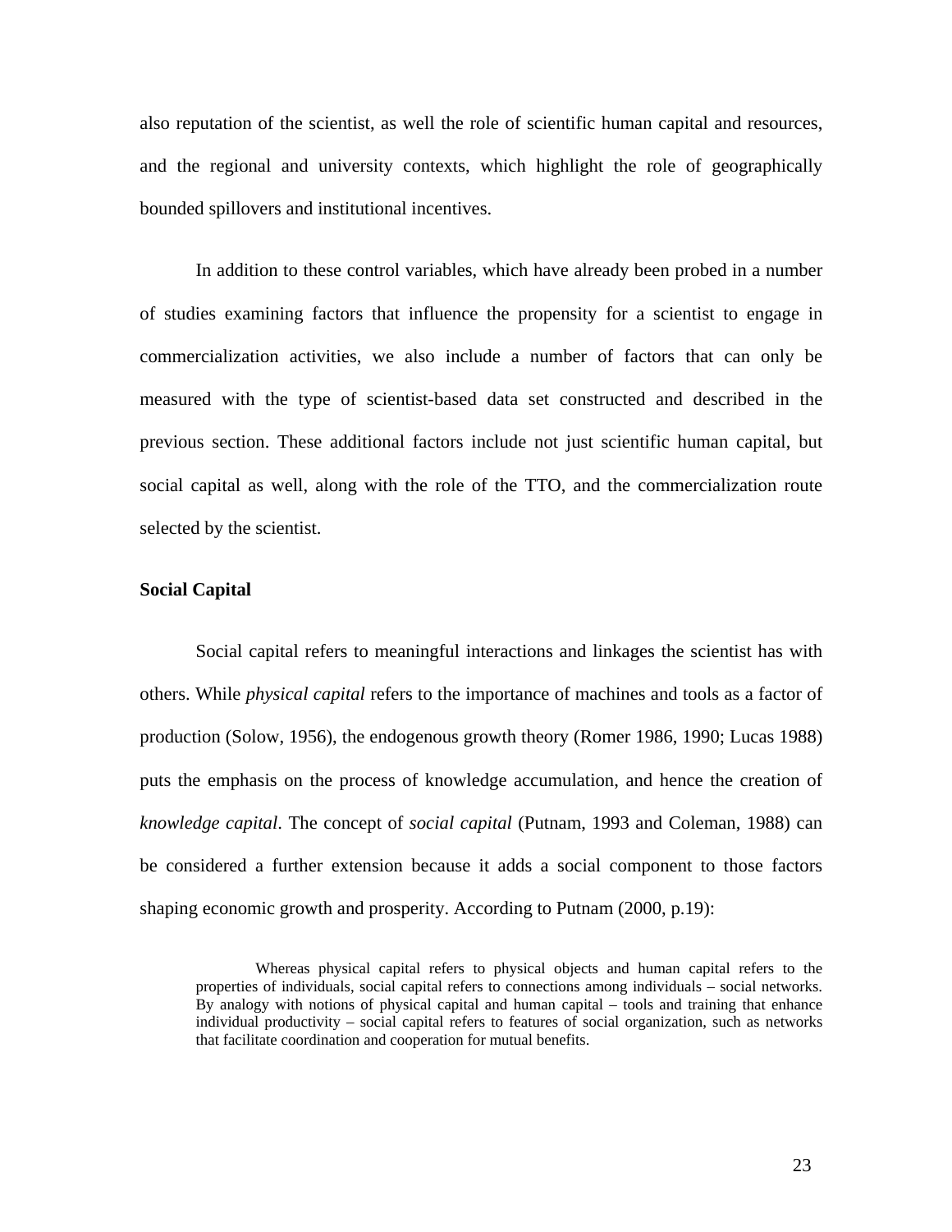also reputation of the scientist, as well the role of scientific human capital and resources, and the regional and university contexts, which highlight the role of geographically bounded spillovers and institutional incentives.

In addition to these control variables, which have already been probed in a number of studies examining factors that influence the propensity for a scientist to engage in commercialization activities, we also include a number of factors that can only be measured with the type of scientist-based data set constructed and described in the previous section. These additional factors include not just scientific human capital, but social capital as well, along with the role of the TTO, and the commercialization route selected by the scientist.

**Social Capital**

Social capital refers to meaningful interactions and linkages the scientist has with others. While *physical capital* refers to the importance of machines and tools as a factor of production (Solow, 1956), the endogenous growth theory (Romer 1986, 1990; Lucas 1988) puts the emphasis on the process of knowledge accumulation, and hence the creation of *knowledge capital*. The concept of *social capital* (Putnam, 1993 and Coleman, 1988) can be considered a further extension because it adds a social component to those factors shaping economic growth and prosperity. According to Putnam (2000, p.19):

> Whereas physical capital refers to physical objects and human capital refers to the properties of individuals, social capital refers to connections among individuals – social networks. By analogy with notions of physical capital and human capital – tools and training that enhance individual productivity – social capital refers to features of social organization, such as networks that facilitate coordination and cooperation for mutual benefits.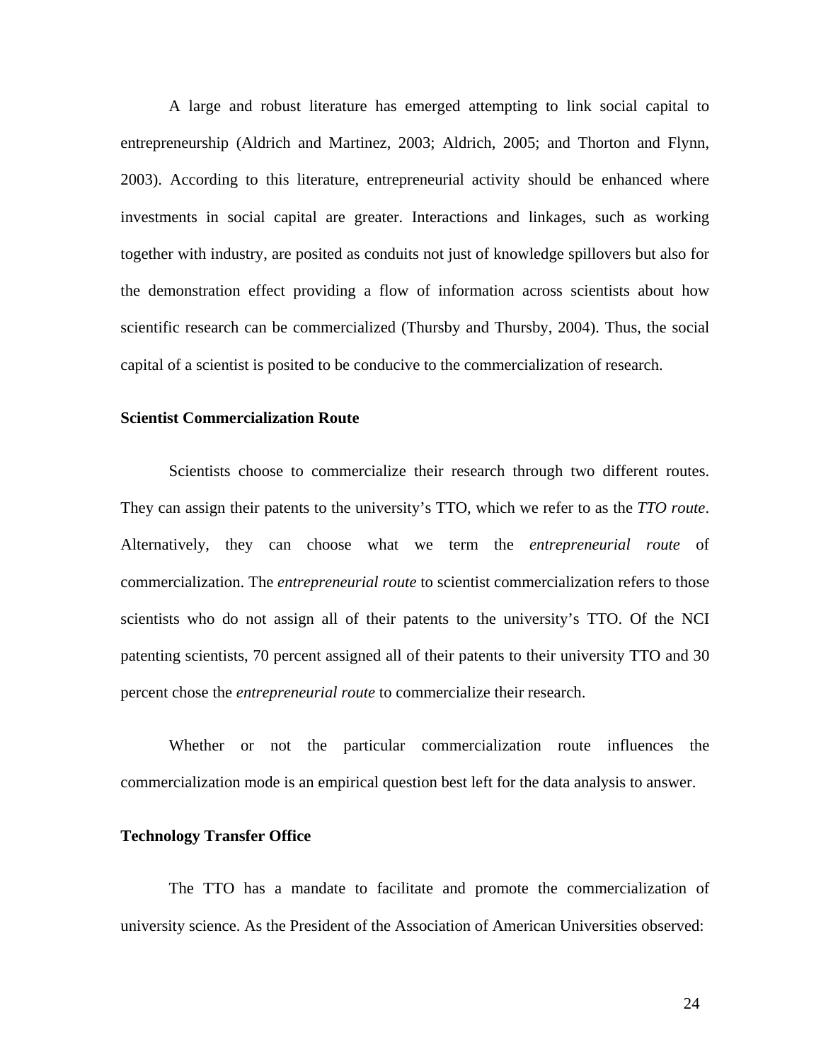A large and robust literature has emerged attempting to link social capital to entrepreneurship (Aldrich and Martinez, 2003; Aldrich, 2005; and Thorton and Flynn, 2003). According to this literature, entrepreneurial activity should be enhanced where investments in social capital are greater. Interactions and linkages, such as working together with industry, are posited as conduits not just of knowledge spillovers but also for the demonstration effect providing a flow of information across scientists about how scientific research can be commercialized (Thursby and Thursby, 2004). Thus, the social capital of a scientist is posited to be conducive to the commercialization of research.

### Scientist Commercialization Route

Scientists choose to commercialize their research through two different routes. They can assign their patents to the university's TTO, which we refer to as the *TTO route*. Alternatively, they can choose what we term the *entrepreneurial route* of commercialization. The *entrepreneurial route* to scientist commercialization refers to those scientists who do not assign all of their patents to the university's TTO. Of the NCI patenting scientists, 70 percent assigned all of their patents to their university TTO and 30 percent chose the *entrepreneurial route* to commercialize their research.

Whether or not the particular commercialization route influences the commercialization mode is an empirical question best left for the data analysis to answer.

### Technology Transfer Office

The TTO has a mandate to facilitate and promote the commercialization of university science. As the President of the Association of American Universities observed: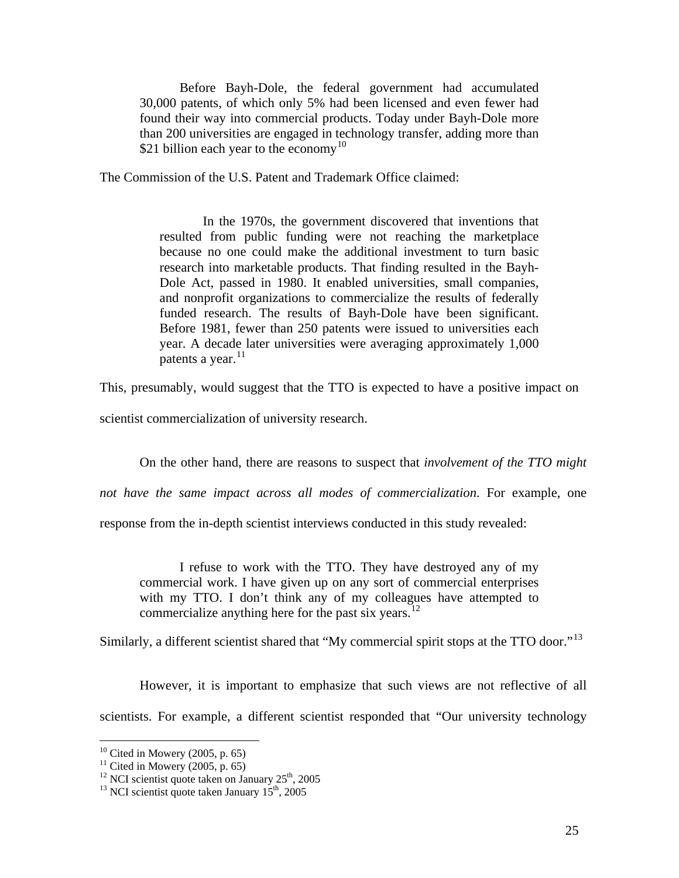> Before Bayh-Dole, the federal government had accumulated 30,000 patents, of which only 5% had been licensed and even fewer had found their way into commercial products. Today under Bayh-Dole more than 200 universities are engaged in technology transfer, adding more than $21 billion each year to the economy[10]

The Commission of the U.S. Patent and Trademark Office claimed:

> In the 1970s, the government discovered that inventions that resulted from public funding were not reaching the marketplace because no one could make the additional investment to turn basic research into marketable products. That finding resulted in the Bayh-Dole Act, passed in 1980. It enabled universities, small companies, and nonprofit organizations to commercialize the results of federally funded research. The results of Bayh-Dole have been significant. Before 1981, fewer than 250 patents were issued to universities each year. A decade later universities were averaging approximately 1,000 patents a year.[11]

This, presumably, would suggest that the TTO is expected to have a positive impact on scientist commercialization of university research.

On the other hand, there are reasons to suspect that *involvement of the TTO might not have the same impact across all modes of commercialization*. For example, one response from the in-depth scientist interviews conducted in this study revealed:

> I refuse to work with the TTO. They have destroyed any of my commercial work. I have given up on any sort of commercial enterprises with my TTO. I don't think any of my colleagues have attempted to commercialize anything here for the past six years.[12]

Similarly, a different scientist shared that "My commercial spirit stops at the TTO door."[13]

However, it is important to emphasize that such views are not reflective of all scientists. For example, a different scientist responded that "Our university technology

---

[10] Cited in Mowery (2005, p. 65)

[11] Cited in Mowery (2005, p. 65)

[12] NCI scientist quote taken on January 25th, 2005

[13] NCI scientist quote taken January 15th, 2005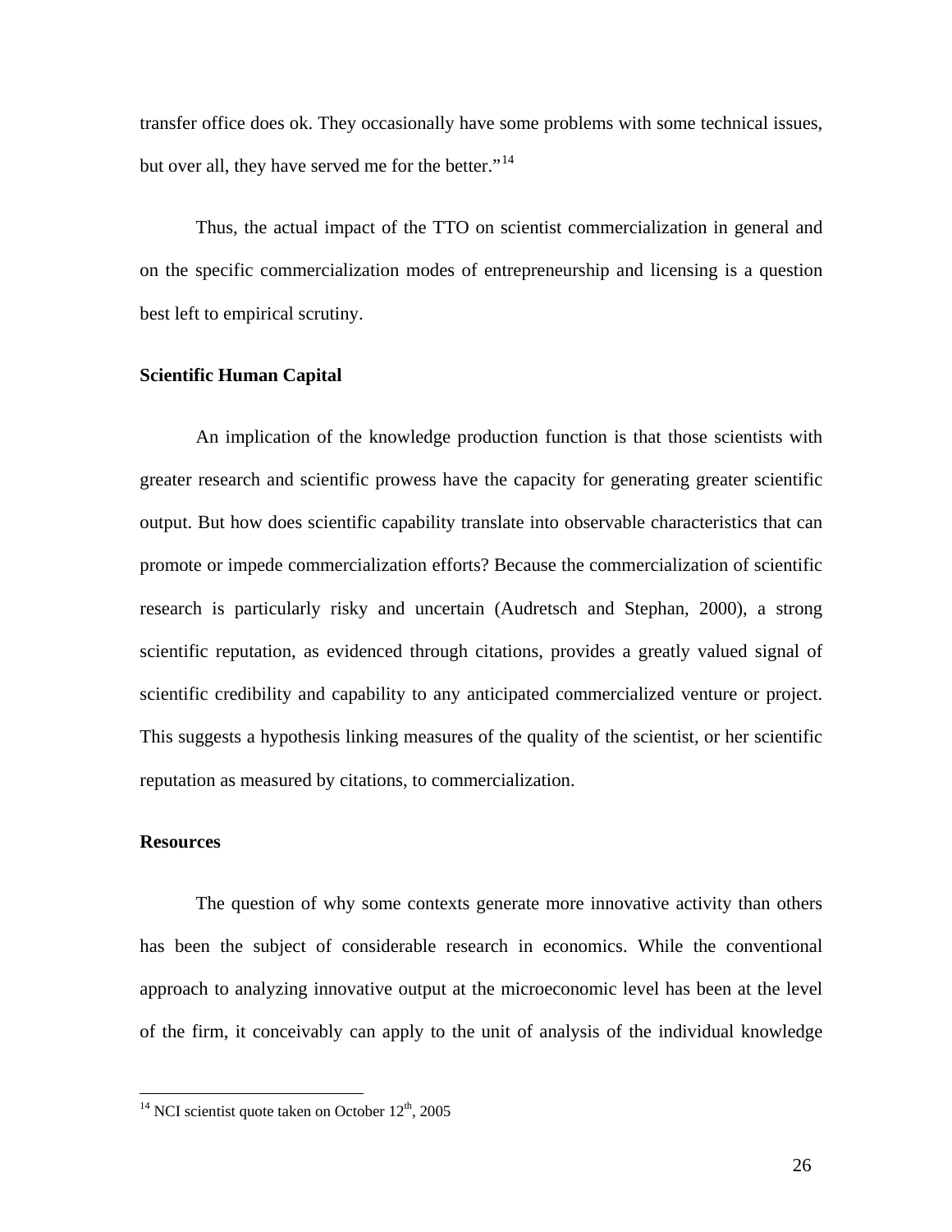transfer office does ok. They occasionally have some problems with some technical issues, but over all, they have served me for the better."[14]

Thus, the actual impact of the TTO on scientist commercialization in general and on the specific commercialization modes of entrepreneurship and licensing is a question best left to empirical scrutiny.

**Scientific Human Capital**

An implication of the knowledge production function is that those scientists with greater research and scientific prowess have the capacity for generating greater scientific output. But how does scientific capability translate into observable characteristics that can promote or impede commercialization efforts? Because the commercialization of scientific research is particularly risky and uncertain (Audretsch and Stephan, 2000), a strong scientific reputation, as evidenced through citations, provides a greatly valued signal of scientific credibility and capability to any anticipated commercialized venture or project. This suggests a hypothesis linking measures of the quality of the scientist, or her scientific reputation as measured by citations, to commercialization.

**Resources**

The question of why some contexts generate more innovative activity than others has been the subject of considerable research in economics. While the conventional approach to analyzing innovative output at the microeconomic level has been at the level of the firm, it conceivably can apply to the unit of analysis of the individual knowledge

---

[14] NCI scientist quote taken on October 12th, 2005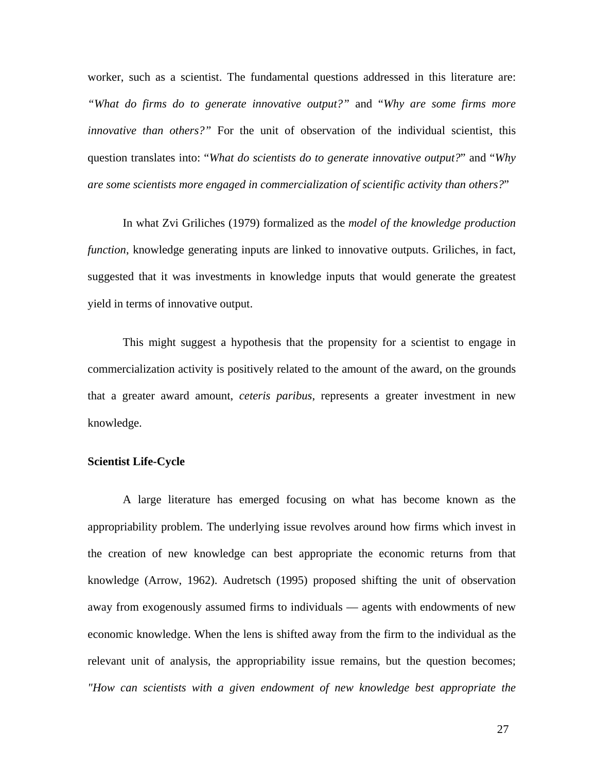worker, such as a scientist. The fundamental questions addressed in this literature are: *"What do firms do to generate innovative output?"* and "*Why are some firms more innovative than others?"* For the unit of observation of the individual scientist, this question translates into: "*What do scientists do to generate innovative output?*" and "*Why are some scientists more engaged in commercialization of scientific activity than others?*"

In what Zvi Griliches (1979) formalized as the *model of the knowledge production function*, knowledge generating inputs are linked to innovative outputs. Griliches, in fact, suggested that it was investments in knowledge inputs that would generate the greatest yield in terms of innovative output.

This might suggest a hypothesis that the propensity for a scientist to engage in commercialization activity is positively related to the amount of the award, on the grounds that a greater award amount, *ceteris paribus*, represents a greater investment in new knowledge.

**Scientist Life-Cycle**

A large literature has emerged focusing on what has become known as the appropriability problem. The underlying issue revolves around how firms which invest in the creation of new knowledge can best appropriate the economic returns from that knowledge (Arrow, 1962). Audretsch (1995) proposed shifting the unit of observation away from exogenously assumed firms to individuals — agents with endowments of new economic knowledge. When the lens is shifted away from the firm to the individual as the relevant unit of analysis, the appropriability issue remains, but the question becomes; *"How can scientists with a given endowment of new knowledge best appropriate the*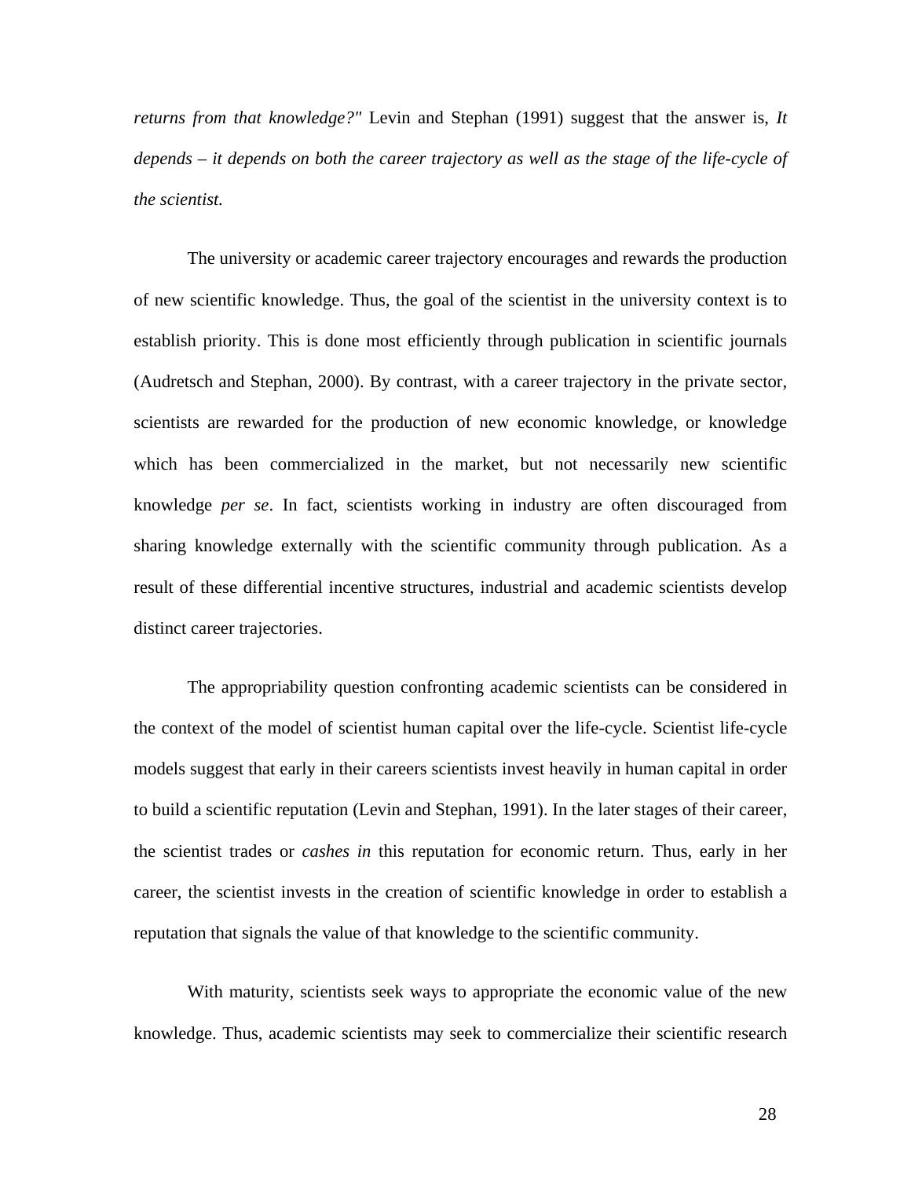*returns from that knowledge?"* Levin and Stephan (1991) suggest that the answer is, *It depends – it depends on both the career trajectory as well as the stage of the life-cycle of the scientist.*

The university or academic career trajectory encourages and rewards the production of new scientific knowledge. Thus, the goal of the scientist in the university context is to establish priority. This is done most efficiently through publication in scientific journals (Audretsch and Stephan, 2000). By contrast, with a career trajectory in the private sector, scientists are rewarded for the production of new economic knowledge, or knowledge which has been commercialized in the market, but not necessarily new scientific knowledge *per se*. In fact, scientists working in industry are often discouraged from sharing knowledge externally with the scientific community through publication. As a result of these differential incentive structures, industrial and academic scientists develop distinct career trajectories.

The appropriability question confronting academic scientists can be considered in the context of the model of scientist human capital over the life-cycle. Scientist life-cycle models suggest that early in their careers scientists invest heavily in human capital in order to build a scientific reputation (Levin and Stephan, 1991). In the later stages of their career, the scientist trades or *cashes in* this reputation for economic return. Thus, early in her career, the scientist invests in the creation of scientific knowledge in order to establish a reputation that signals the value of that knowledge to the scientific community.

With maturity, scientists seek ways to appropriate the economic value of the new knowledge. Thus, academic scientists may seek to commercialize their scientific research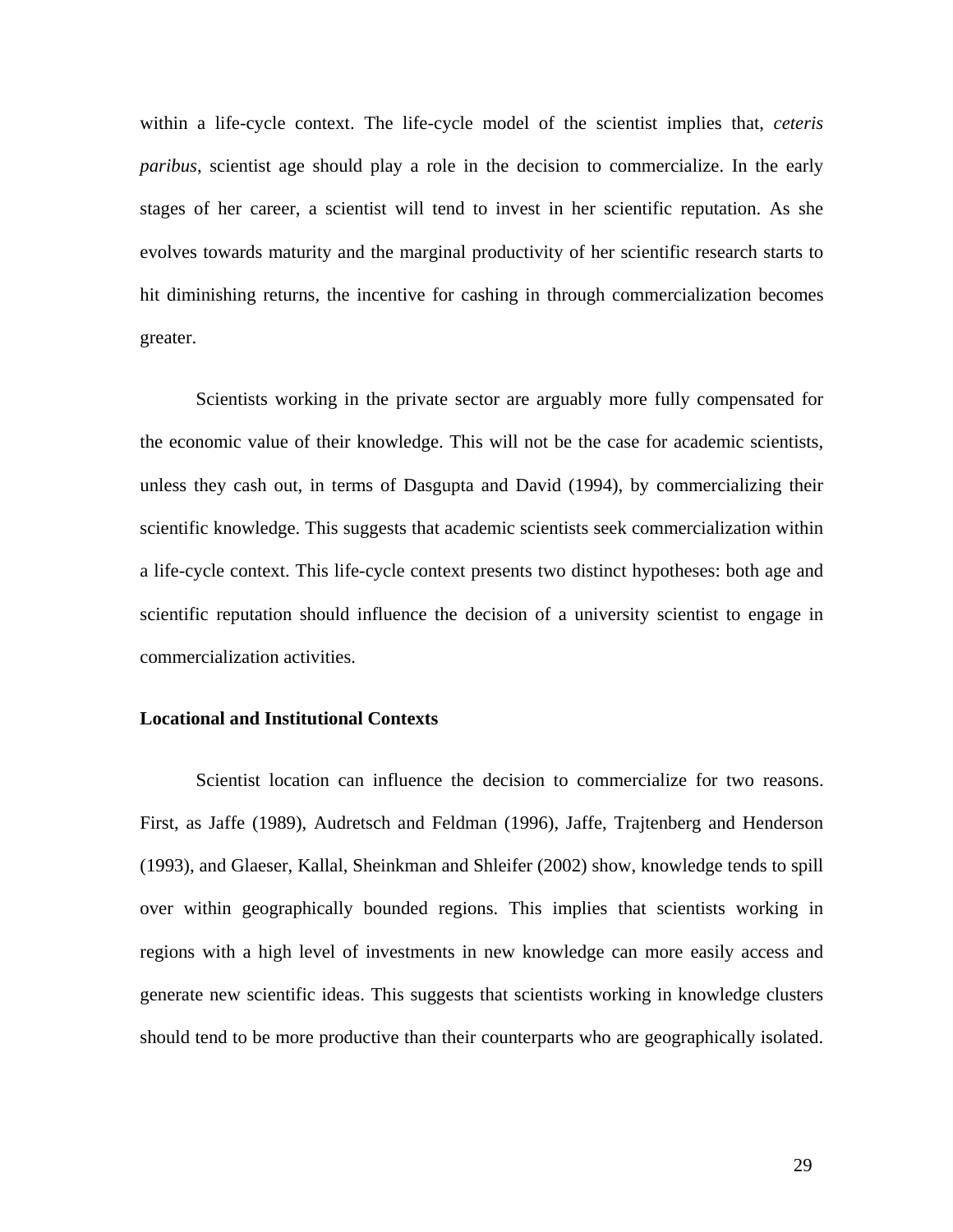within a life-cycle context. The life-cycle model of the scientist implies that, *ceteris paribus*, scientist age should play a role in the decision to commercialize. In the early stages of her career, a scientist will tend to invest in her scientific reputation. As she evolves towards maturity and the marginal productivity of her scientific research starts to hit diminishing returns, the incentive for cashing in through commercialization becomes greater.

Scientists working in the private sector are arguably more fully compensated for the economic value of their knowledge. This will not be the case for academic scientists, unless they cash out, in terms of Dasgupta and David (1994), by commercializing their scientific knowledge. This suggests that academic scientists seek commercialization within a life-cycle context. This life-cycle context presents two distinct hypotheses: both age and scientific reputation should influence the decision of a university scientist to engage in commercialization activities.

**Locational and Institutional Contexts**

Scientist location can influence the decision to commercialize for two reasons. First, as Jaffe (1989), Audretsch and Feldman (1996), Jaffe, Trajtenberg and Henderson (1993), and Glaeser, Kallal, Sheinkman and Shleifer (2002) show, knowledge tends to spill over within geographically bounded regions. This implies that scientists working in regions with a high level of investments in new knowledge can more easily access and generate new scientific ideas. This suggests that scientists working in knowledge clusters should tend to be more productive than their counterparts who are geographically isolated.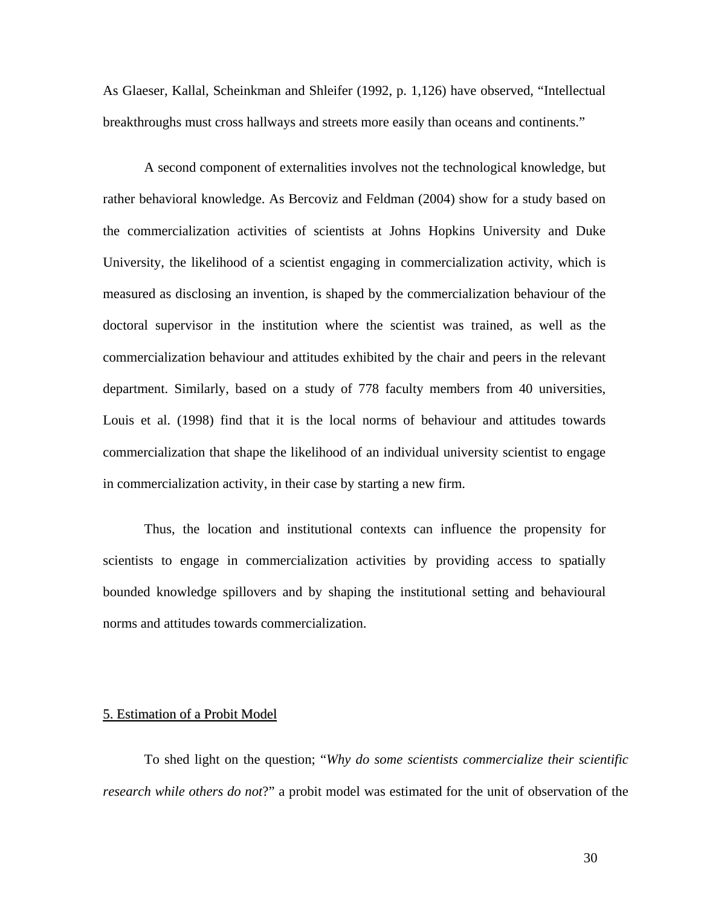As Glaeser, Kallal, Scheinkman and Shleifer (1992, p. 1,126) have observed, “Intellectual breakthroughs must cross hallways and streets more easily than oceans and continents.”

A second component of externalities involves not the technological knowledge, but rather behavioral knowledge. As Bercoviz and Feldman (2004) show for a study based on the commercialization activities of scientists at Johns Hopkins University and Duke University, the likelihood of a scientist engaging in commercialization activity, which is measured as disclosing an invention, is shaped by the commercialization behaviour of the doctoral supervisor in the institution where the scientist was trained, as well as the commercialization behaviour and attitudes exhibited by the chair and peers in the relevant department. Similarly, based on a study of 778 faculty members from 40 universities, Louis et al. (1998) find that it is the local norms of behaviour and attitudes towards commercialization that shape the likelihood of an individual university scientist to engage in commercialization activity, in their case by starting a new firm.

Thus, the location and institutional contexts can influence the propensity for scientists to engage in commercialization activities by providing access to spatially bounded knowledge spillovers and by shaping the institutional setting and behavioural norms and attitudes towards commercialization.

## 5. Estimation of a Probit Model

To shed light on the question; “*Why do some scientists commercialize their scientific research while others do not*?” a probit model was estimated for the unit of observation of the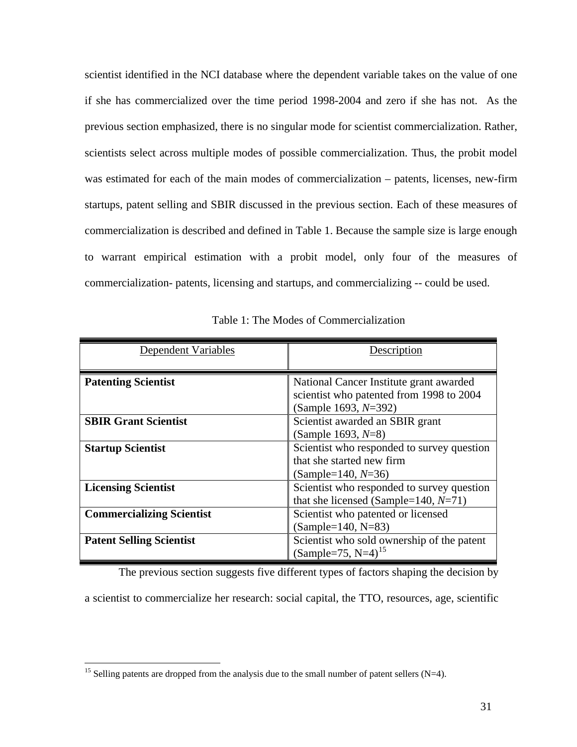scientist identified in the NCI database where the dependent variable takes on the value of one if she has commercialized over the time period 1998-2004 and zero if she has not. As the previous section emphasized, there is no singular mode for scientist commercialization. Rather, scientists select across multiple modes of possible commercialization. Thus, the probit model was estimated for each of the main modes of commercialization – patents, licenses, new-firm startups, patent selling and SBIR discussed in the previous section. Each of these measures of commercialization is described and defined in Table 1. Because the sample size is large enough to warrant empirical estimation with a probit model, only four of the measures of commercialization- patents, licensing and startups, and commercializing -- could be used.

Table 1: The Modes of Commercialization

| Dependent Variables | Description |
|---|---|
| **Patenting Scientist** | National Cancer Institute grant awarded scientist who patented from 1998 to 2004 (Sample 1693, *N*=392) |
| **SBIR Grant Scientist** | Scientist awarded an SBIR grant (Sample 1693, *N*=8) |
| **Startup Scientist** | Scientist who responded to survey question that she started new firm (Sample=140, *N*=36) |
| **Licensing Scientist** | Scientist who responded to survey question that she licensed (Sample=140, *N*=71) |
| **Commercializing Scientist** | Scientist who patented or licensed (Sample=140, N=83) |
| **Patent Selling Scientist** | Scientist who sold ownership of the patent (Sample=75, N=4)[15] |

The previous section suggests five different types of factors shaping the decision by a scientist to commercialize her research: social capital, the TTO, resources, age, scientific

[15] Selling patents are dropped from the analysis due to the small number of patent sellers (N=4).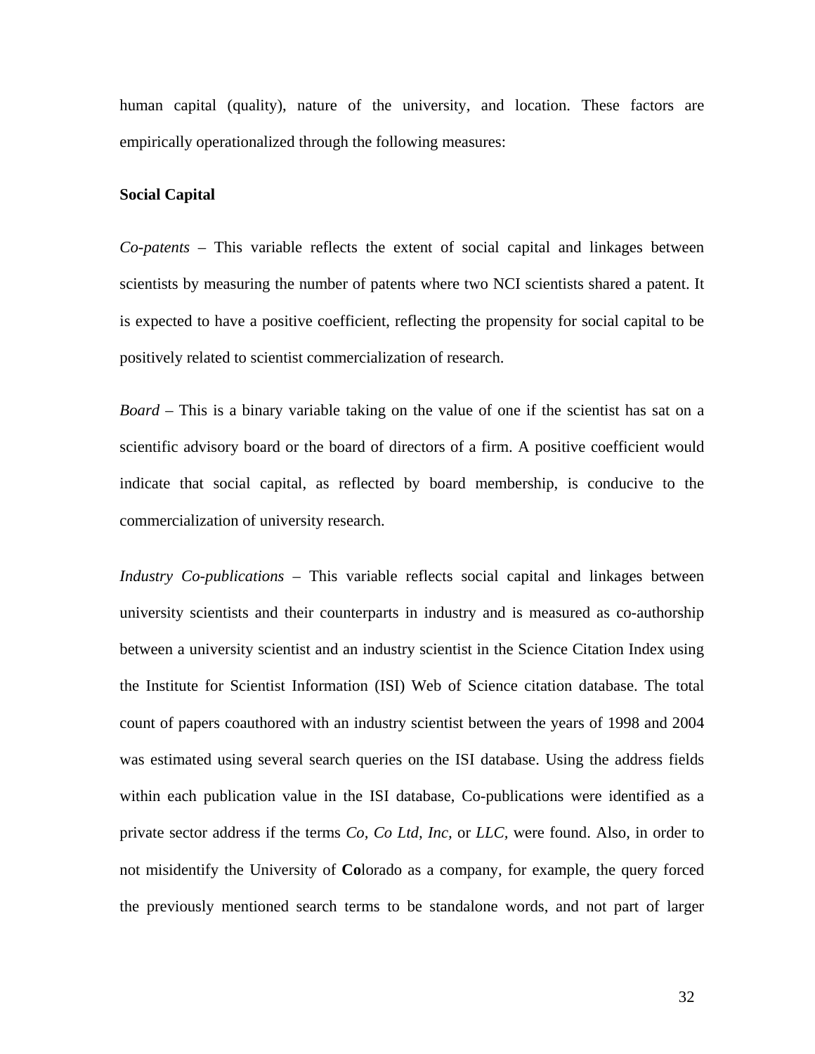human capital (quality), nature of the university, and location. These factors are empirically operationalized through the following measures:

**Social Capital**

*Co-patents* – This variable reflects the extent of social capital and linkages between scientists by measuring the number of patents where two NCI scientists shared a patent. It is expected to have a positive coefficient, reflecting the propensity for social capital to be positively related to scientist commercialization of research.

*Board* – This is a binary variable taking on the value of one if the scientist has sat on a scientific advisory board or the board of directors of a firm. A positive coefficient would indicate that social capital, as reflected by board membership, is conducive to the commercialization of university research.

*Industry Co-publications* – This variable reflects social capital and linkages between university scientists and their counterparts in industry and is measured as co-authorship between a university scientist and an industry scientist in the Science Citation Index using the Institute for Scientist Information (ISI) Web of Science citation database. The total count of papers coauthored with an industry scientist between the years of 1998 and 2004 was estimated using several search queries on the ISI database. Using the address fields within each publication value in the ISI database, Co-publications were identified as a private sector address if the terms *Co, Co Ltd, Inc,* or *LLC,* were found. Also, in order to not misidentify the University of **Co**lorado as a company, for example, the query forced the previously mentioned search terms to be standalone words, and not part of larger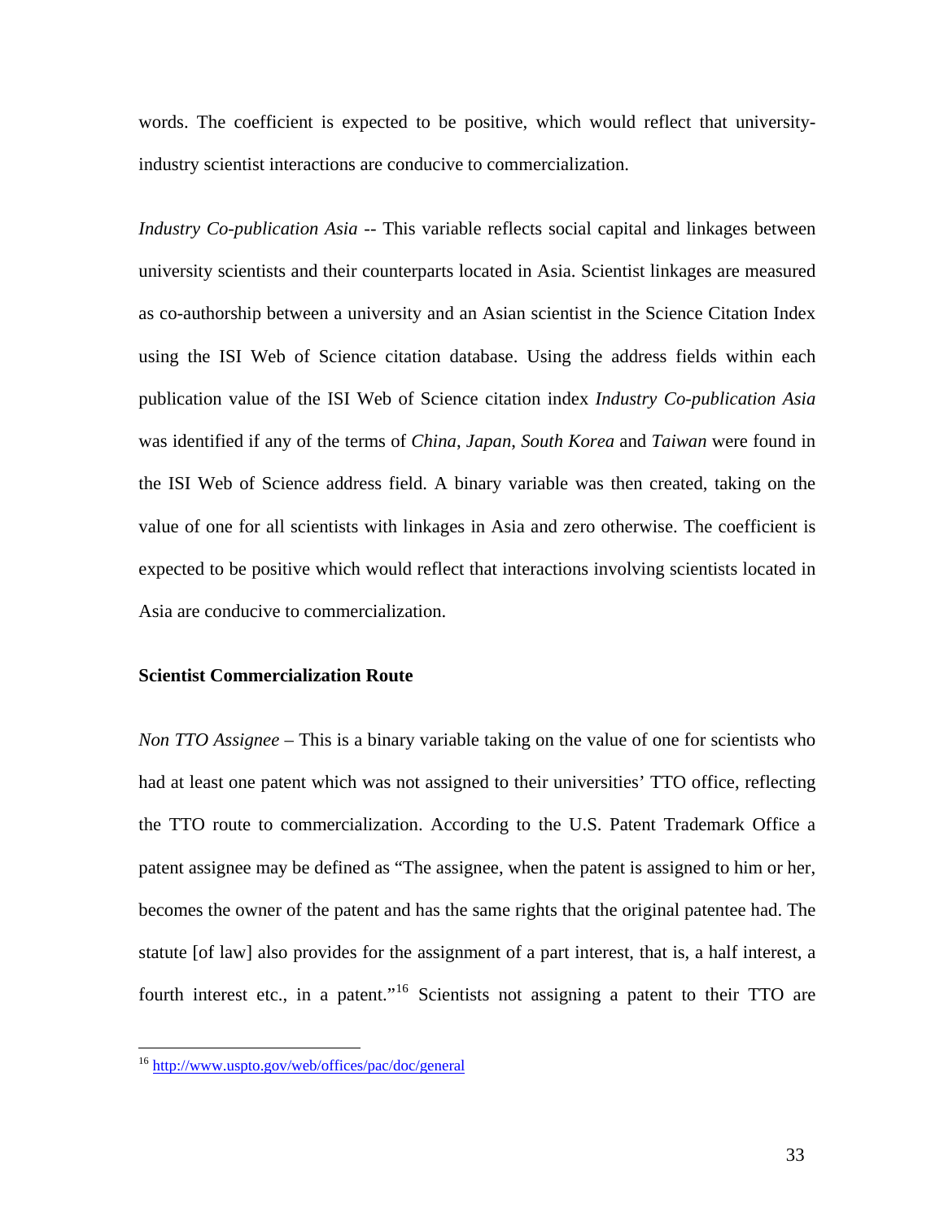words. The coefficient is expected to be positive, which would reflect that university-industry scientist interactions are conducive to commercialization.

*Industry Co-publication Asia* -- This variable reflects social capital and linkages between university scientists and their counterparts located in Asia. Scientist linkages are measured as co-authorship between a university and an Asian scientist in the Science Citation Index using the ISI Web of Science citation database. Using the address fields within each publication value of the ISI Web of Science citation index *Industry Co-publication Asia* was identified if any of the terms of *China*, *Japan*, *South Korea* and *Taiwan* were found in the ISI Web of Science address field. A binary variable was then created, taking on the value of one for all scientists with linkages in Asia and zero otherwise. The coefficient is expected to be positive which would reflect that interactions involving scientists located in Asia are conducive to commercialization.

**Scientist Commercialization Route**

*Non TTO Assignee* – This is a binary variable taking on the value of one for scientists who had at least one patent which was not assigned to their universities' TTO office, reflecting the TTO route to commercialization. According to the U.S. Patent Trademark Office a patent assignee may be defined as "The assignee, when the patent is assigned to him or her, becomes the owner of the patent and has the same rights that the original patentee had. The statute [of law] also provides for the assignment of a part interest, that is, a half interest, a fourth interest etc., in a patent."[16] Scientists not assigning a patent to their TTO are

[16] http://www.uspto.gov/web/offices/pac/doc/general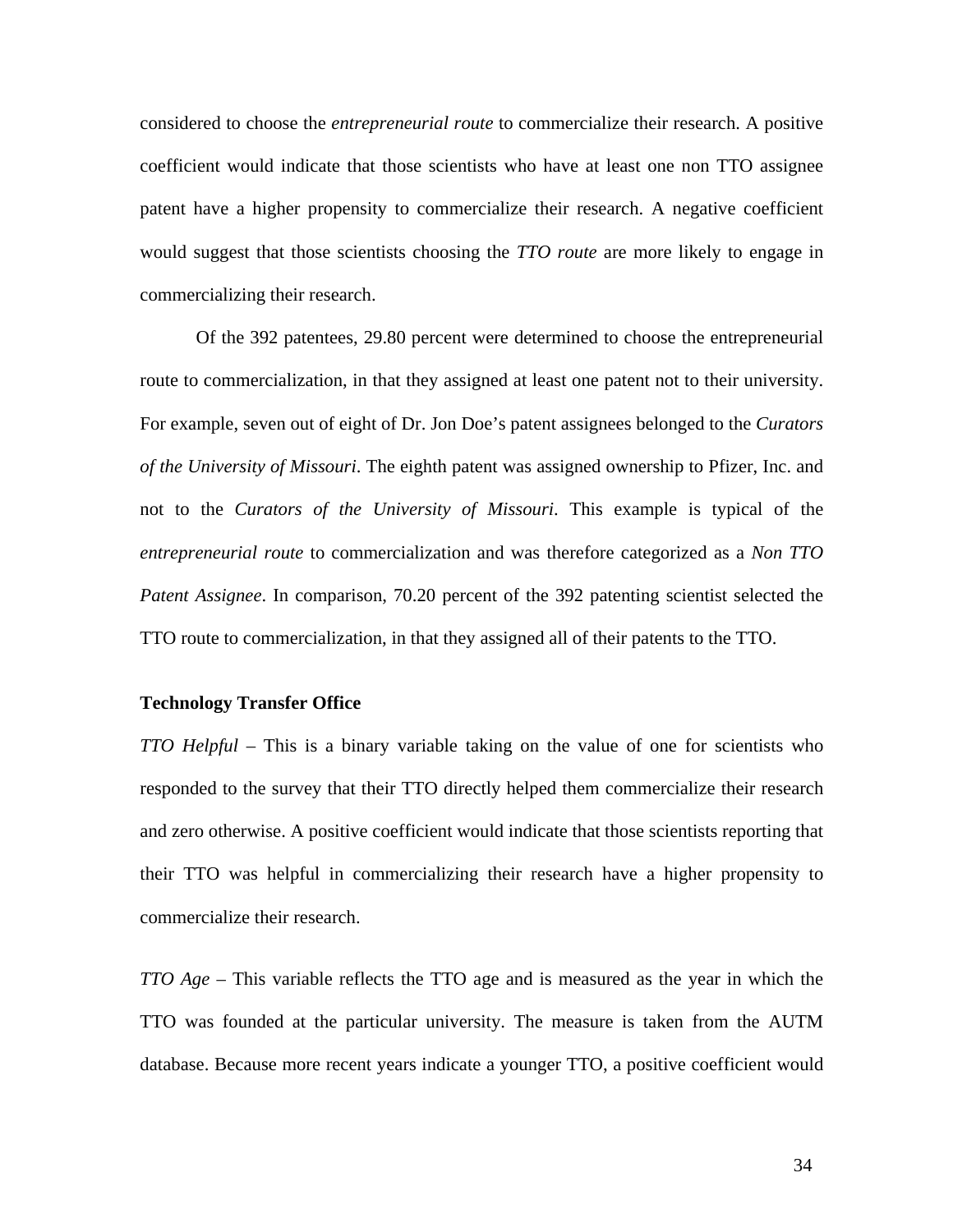considered to choose the *entrepreneurial route* to commercialize their research. A positive coefficient would indicate that those scientists who have at least one non TTO assignee patent have a higher propensity to commercialize their research. A negative coefficient would suggest that those scientists choosing the *TTO route* are more likely to engage in commercializing their research.

Of the 392 patentees, 29.80 percent were determined to choose the entrepreneurial route to commercialization, in that they assigned at least one patent not to their university. For example, seven out of eight of Dr. Jon Doe's patent assignees belonged to the *Curators of the University of Missouri*. The eighth patent was assigned ownership to Pfizer, Inc. and not to the *Curators of the University of Missouri*. This example is typical of the *entrepreneurial route* to commercialization and was therefore categorized as a *Non TTO Patent Assignee*. In comparison, 70.20 percent of the 392 patenting scientist selected the TTO route to commercialization, in that they assigned all of their patents to the TTO.

**Technology Transfer Office**

*TTO Helpful* – This is a binary variable taking on the value of one for scientists who responded to the survey that their TTO directly helped them commercialize their research and zero otherwise. A positive coefficient would indicate that those scientists reporting that their TTO was helpful in commercializing their research have a higher propensity to commercialize their research.

*TTO Age* – This variable reflects the TTO age and is measured as the year in which the TTO was founded at the particular university. The measure is taken from the AUTM database. Because more recent years indicate a younger TTO, a positive coefficient would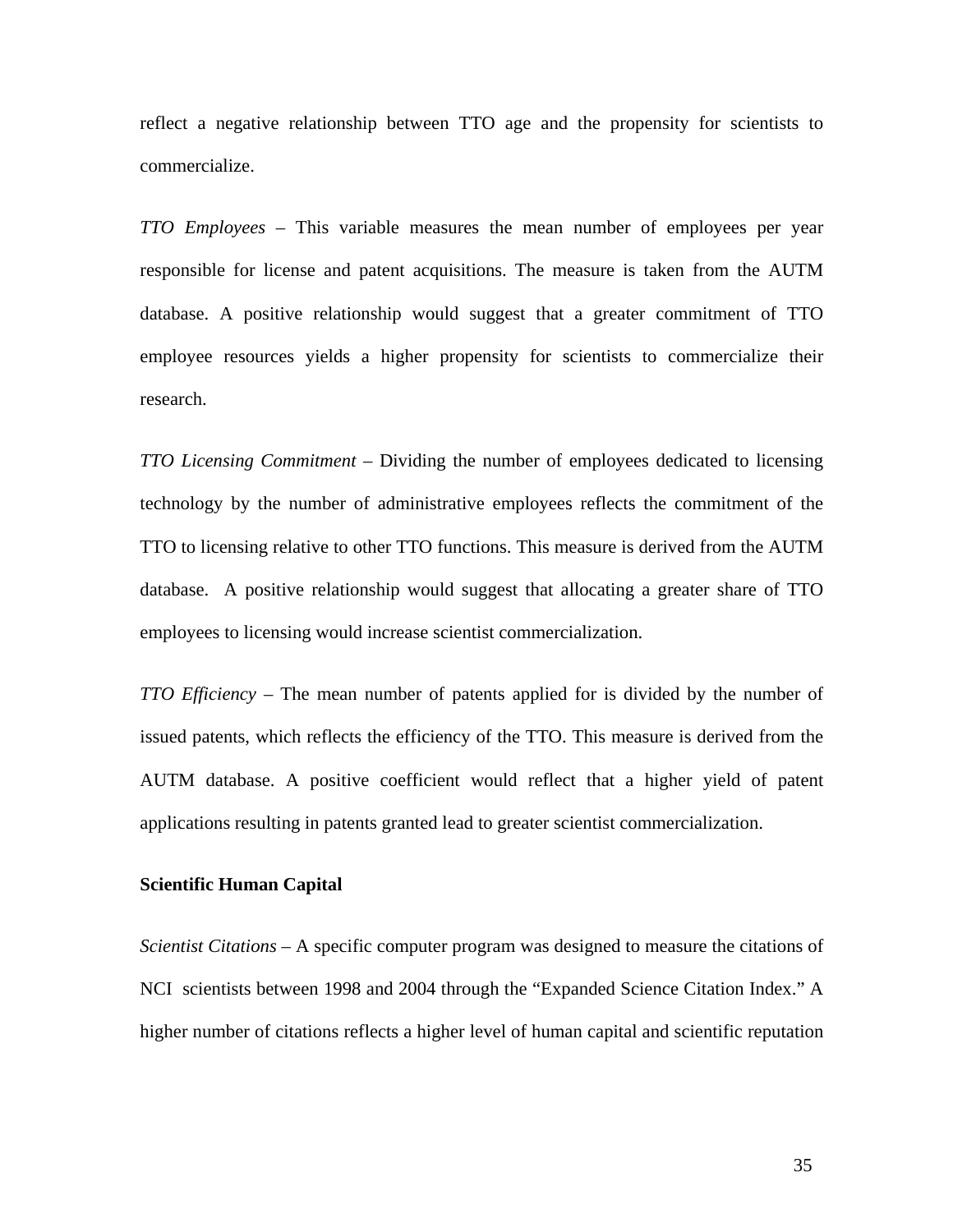reflect a negative relationship between TTO age and the propensity for scientists to commercialize.

*TTO Employees* – This variable measures the mean number of employees per year responsible for license and patent acquisitions. The measure is taken from the AUTM database. A positive relationship would suggest that a greater commitment of TTO employee resources yields a higher propensity for scientists to commercialize their research.

*TTO Licensing Commitment* – Dividing the number of employees dedicated to licensing technology by the number of administrative employees reflects the commitment of the TTO to licensing relative to other TTO functions. This measure is derived from the AUTM database. A positive relationship would suggest that allocating a greater share of TTO employees to licensing would increase scientist commercialization.

*TTO Efficiency* – The mean number of patents applied for is divided by the number of issued patents, which reflects the efficiency of the TTO. This measure is derived from the AUTM database. A positive coefficient would reflect that a higher yield of patent applications resulting in patents granted lead to greater scientist commercialization.

**Scientific Human Capital**

*Scientist Citations* – A specific computer program was designed to measure the citations of NCI scientists between 1998 and 2004 through the "Expanded Science Citation Index." A higher number of citations reflects a higher level of human capital and scientific reputation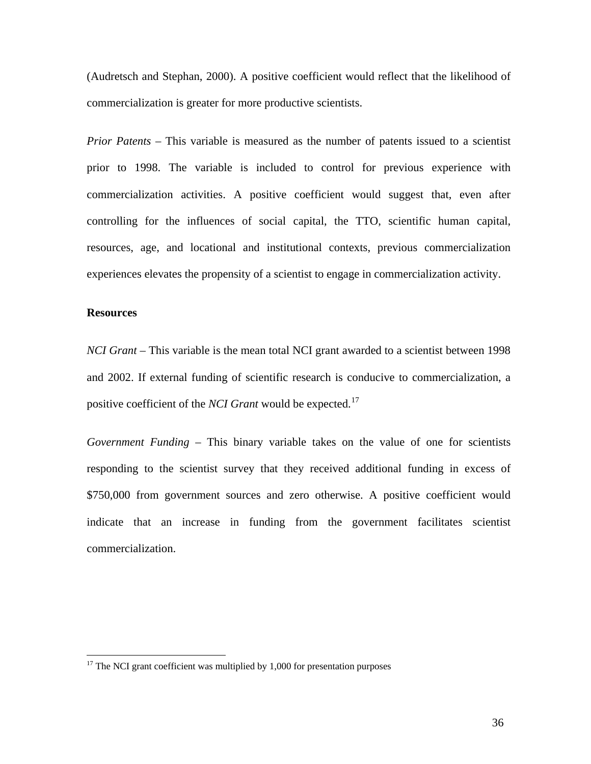(Audretsch and Stephan, 2000). A positive coefficient would reflect that the likelihood of commercialization is greater for more productive scientists.

*Prior Patents* – This variable is measured as the number of patents issued to a scientist prior to 1998. The variable is included to control for previous experience with commercialization activities. A positive coefficient would suggest that, even after controlling for the influences of social capital, the TTO, scientific human capital, resources, age, and locational and institutional contexts, previous commercialization experiences elevates the propensity of a scientist to engage in commercialization activity.

**Resources**

*NCI Grant* – This variable is the mean total NCI grant awarded to a scientist between 1998 and 2002. If external funding of scientific research is conducive to commercialization, a positive coefficient of the *NCI Grant* would be expected.[17]

*Government Funding* – This binary variable takes on the value of one for scientists responding to the scientist survey that they received additional funding in excess of $750,000 from government sources and zero otherwise. A positive coefficient would indicate that an increase in funding from the government facilitates scientist commercialization.

---

[17] The NCI grant coefficient was multiplied by 1,000 for presentation purposes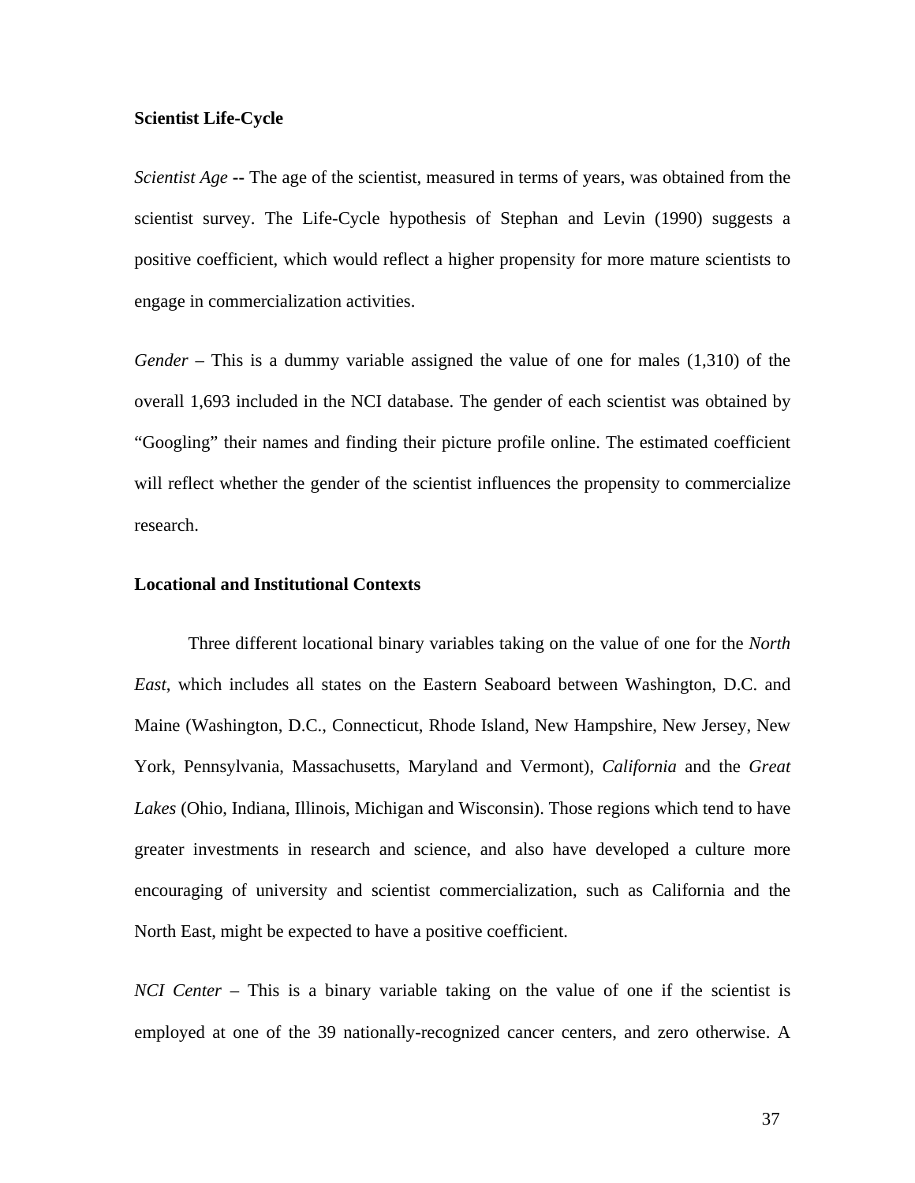**Scientist Life-Cycle**

*Scientist Age* -- The age of the scientist, measured in terms of years, was obtained from the scientist survey. The Life-Cycle hypothesis of Stephan and Levin (1990) suggests a positive coefficient, which would reflect a higher propensity for more mature scientists to engage in commercialization activities.

*Gender* – This is a dummy variable assigned the value of one for males (1,310) of the overall 1,693 included in the NCI database. The gender of each scientist was obtained by "Googling" their names and finding their picture profile online. The estimated coefficient will reflect whether the gender of the scientist influences the propensity to commercialize research.

**Locational and Institutional Contexts**

Three different locational binary variables taking on the value of one for the *North East*, which includes all states on the Eastern Seaboard between Washington, D.C. and Maine (Washington, D.C., Connecticut, Rhode Island, New Hampshire, New Jersey, New York, Pennsylvania, Massachusetts, Maryland and Vermont), *California* and the *Great Lakes* (Ohio, Indiana, Illinois, Michigan and Wisconsin). Those regions which tend to have greater investments in research and science, and also have developed a culture more encouraging of university and scientist commercialization, such as California and the North East, might be expected to have a positive coefficient.

*NCI Center* – This is a binary variable taking on the value of one if the scientist is employed at one of the 39 nationally-recognized cancer centers, and zero otherwise. A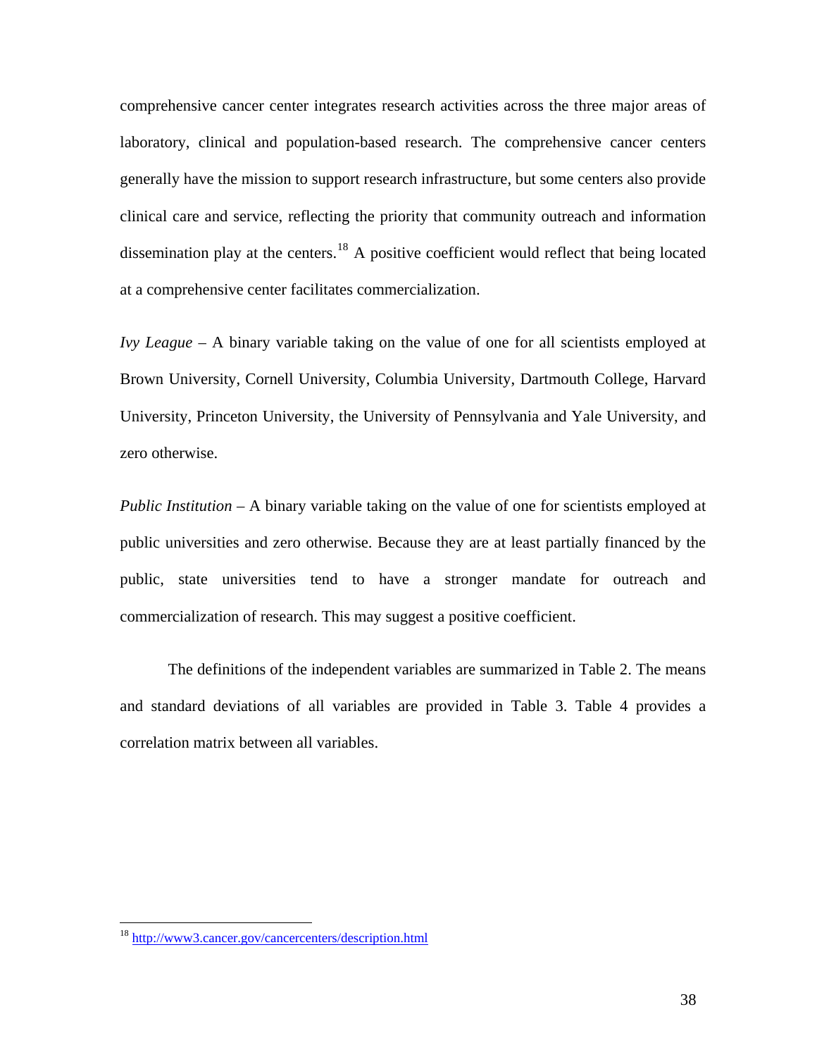comprehensive cancer center integrates research activities across the three major areas of laboratory, clinical and population-based research. The comprehensive cancer centers generally have the mission to support research infrastructure, but some centers also provide clinical care and service, reflecting the priority that community outreach and information dissemination play at the centers.[18] A positive coefficient would reflect that being located at a comprehensive center facilitates commercialization.

*Ivy League* – A binary variable taking on the value of one for all scientists employed at Brown University, Cornell University, Columbia University, Dartmouth College, Harvard University, Princeton University, the University of Pennsylvania and Yale University, and zero otherwise.

*Public Institution* – A binary variable taking on the value of one for scientists employed at public universities and zero otherwise. Because they are at least partially financed by the public, state universities tend to have a stronger mandate for outreach and commercialization of research. This may suggest a positive coefficient.

The definitions of the independent variables are summarized in Table 2. The means and standard deviations of all variables are provided in Table 3. Table 4 provides a correlation matrix between all variables.

---

[18] http://www3.cancer.gov/cancercenters/description.html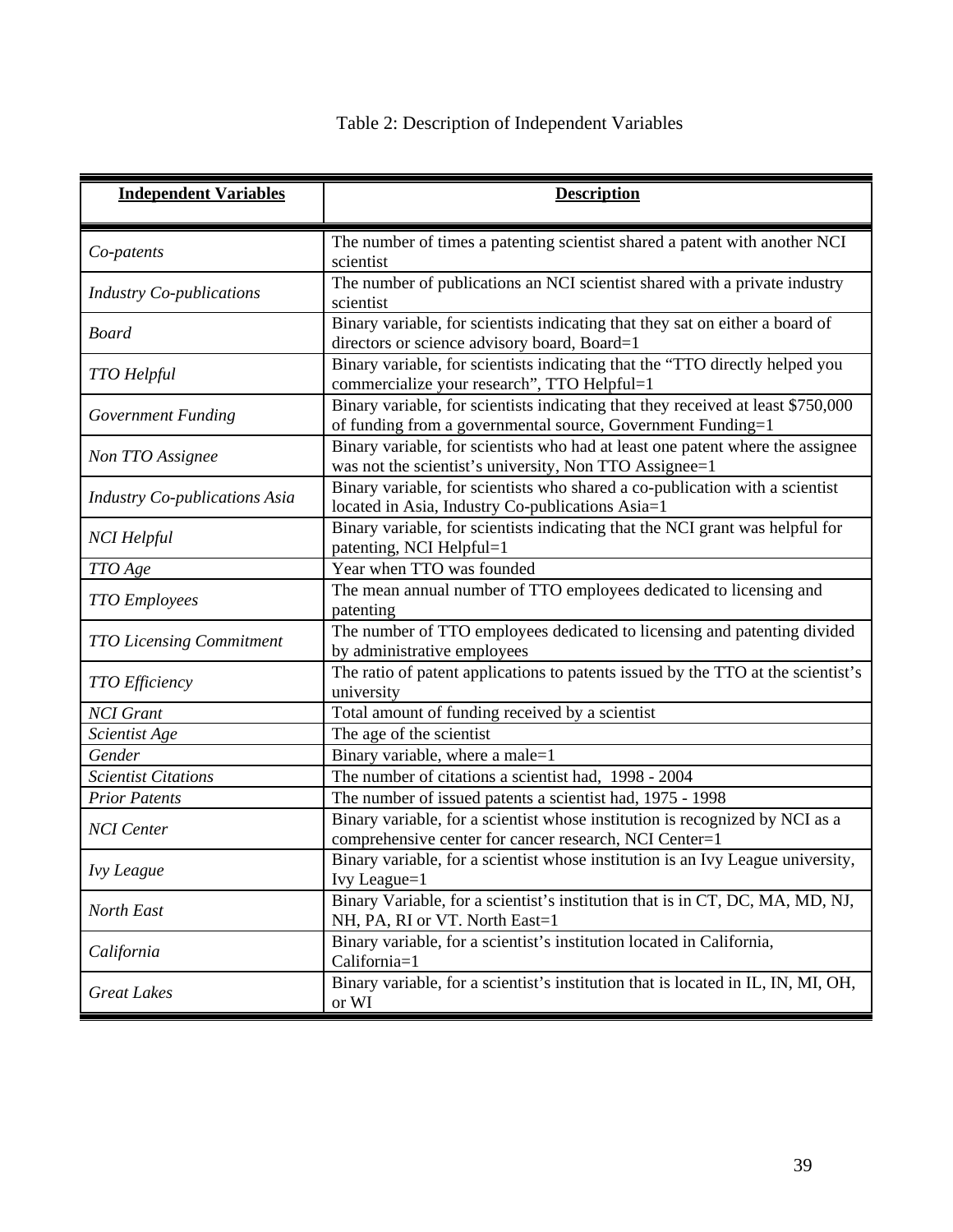Table 2: Description of Independent Variables

| **Independent Variables** | **Description** |
| --- | --- |
| *Co-patents* | The number of times a patenting scientist shared a patent with another NCI scientist |
| *Industry Co-publications* | The number of publications an NCI scientist shared with a private industry scientist |
| *Board* | Binary variable, for scientists indicating that they sat on either a board of directors or science advisory board, Board=1 |
| *TTO Helpful* | Binary variable, for scientists indicating that the "TTO directly helped you commercialize your research", TTO Helpful=1 |
| *Government Funding* | Binary variable, for scientists indicating that they received at least $750,000 of funding from a governmental source, Government Funding=1 |
| *Non TTO Assignee* | Binary variable, for scientists who had at least one patent where the assignee was not the scientist's university, Non TTO Assignee=1 |
| *Industry Co-publications Asia* | Binary variable, for scientists who shared a co-publication with a scientist located in Asia, Industry Co-publications Asia=1 |
| *NCI Helpful* | Binary variable, for scientists indicating that the NCI grant was helpful for patenting, NCI Helpful=1 |
| *TTO Age* | Year when TTO was founded |
| *TTO Employees* | The mean annual number of TTO employees dedicated to licensing and patenting |
| *TTO Licensing Commitment* | The number of TTO employees dedicated to licensing and patenting divided by administrative employees |
| *TTO Efficiency* | The ratio of patent applications to patents issued by the TTO at the scientist's university |
| *NCI Grant* | Total amount of funding received by a scientist |
| *Scientist Age* | The age of the scientist |
| *Gender* | Binary variable, where a male=1 |
| *Scientist Citations* | The number of citations a scientist had, 1998 - 2004 |
| *Prior Patents* | The number of issued patents a scientist had, 1975 - 1998 |
| *NCI Center* | Binary variable, for a scientist whose institution is recognized by NCI as a comprehensive center for cancer research, NCI Center=1 |
| *Ivy League* | Binary variable, for a scientist whose institution is an Ivy League university, Ivy League=1 |
| *North East* | Binary Variable, for a scientist's institution that is in CT, DC, MA, MD, NJ, NH, PA, RI or VT. North East=1 |
| *California* | Binary variable, for a scientist's institution located in California, California=1 |
| *Great Lakes* | Binary variable, for a scientist's institution that is located in IL, IN, MI, OH, or WI |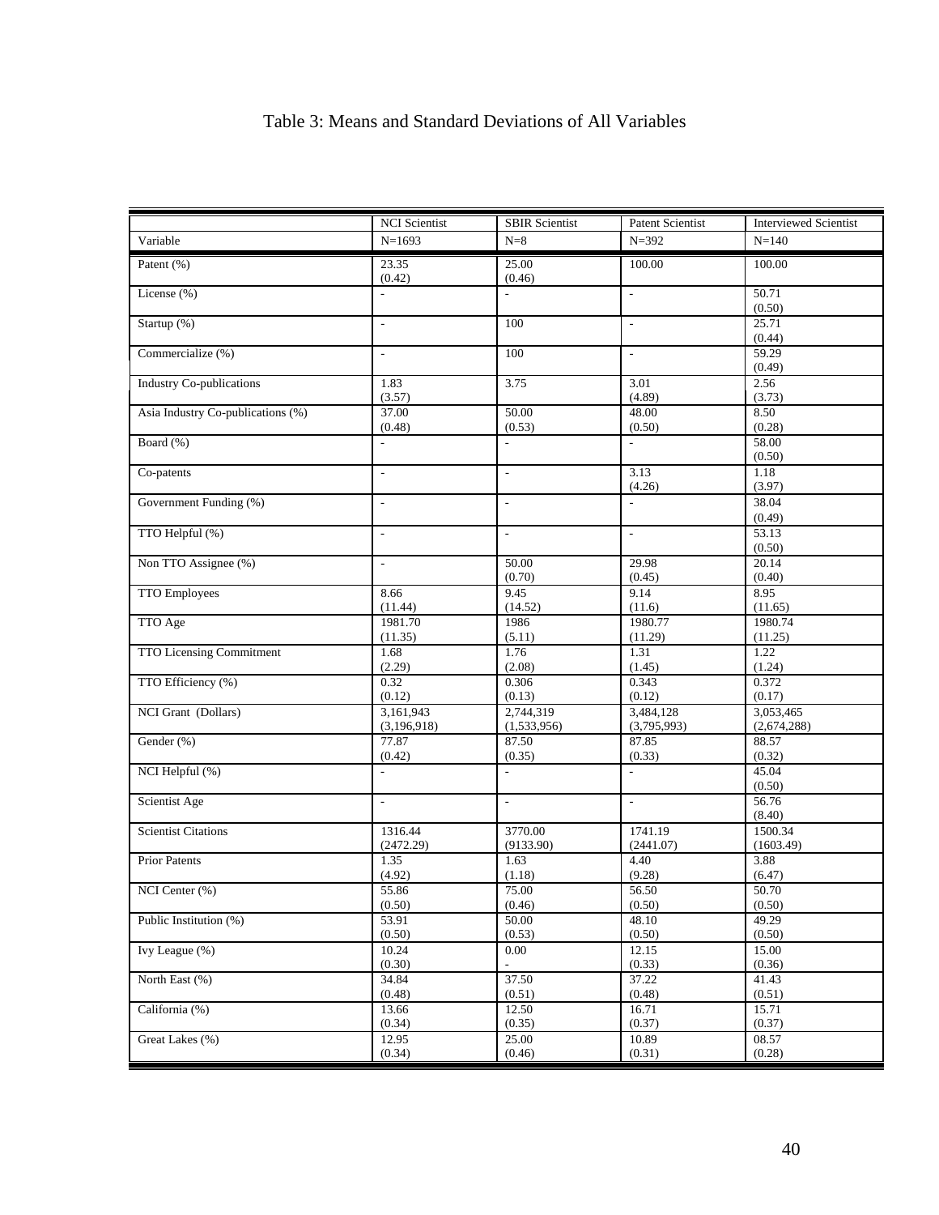# Table 3: Means and Standard Deviations of All Variables

| | NCI Scientist | SBIR Scientist | Patent Scientist | Interviewed Scientist |
|---|---|---|---|---|
| Variable | N=1693 | N=8 | N=392 | N=140 |
| Patent (%) | 23.35 (0.42) | 25.00 (0.46) | 100.00 | 100.00 |
| License (%) | - | - | - | 50.71 (0.50) |
| Startup (%) | - | 100 | - | 25.71 (0.44) |
| Commercialize (%) | - | 100 | - | 59.29 (0.49) |
| Industry Co-publications | 1.83 (3.57) | 3.75 | 3.01 (4.89) | 2.56 (3.73) |
| Asia Industry Co-publications (%) | 37.00 (0.48) | 50.00 (0.53) | 48.00 (0.50) | 8.50 (0.28) |
| Board (%) | - | - | - | 58.00 (0.50) |
| Co-patents | - | - | 3.13 (4.26) | 1.18 (3.97) |
| Government Funding (%) | - | - | - | 38.04 (0.49) |
| TTO Helpful (%) | - | - | - | 53.13 (0.50) |
| Non TTO Assignee (%) | - | 50.00 (0.70) | 29.98 (0.45) | 20.14 (0.40) |
| TTO Employees | 8.66 (11.44) | 9.45 (14.52) | 9.14 (11.6) | 8.95 (11.65) |
| TTO Age | 1981.70 (11.35) | 1986 (5.11) | 1980.77 (11.29) | 1980.74 (11.25) |
| TTO Licensing Commitment | 1.68 (2.29) | 1.76 (2.08) | 1.31 (1.45) | 1.22 (1.24) |
| TTO Efficiency (%) | 0.32 (0.12) | 0.306 (0.13) | 0.343 (0.12) | 0.372 (0.17) |
| NCI Grant (Dollars) | 3,161,943 (3,196,918) | 2,744,319 (1,533,956) | 3,484,128 (3,795,993) | 3,053,465 (2,674,288) |
| Gender (%) | 77.87 (0.42) | 87.50 (0.35) | 87.85 (0.33) | 88.57 (0.32) |
| NCI Helpful (%) | - | - | - | 45.04 (0.50) |
| Scientist Age | - | - | - | 56.76 (8.40) |
| Scientist Citations | 1316.44 (2472.29) | 3770.00 (9133.90) | 1741.19 (2441.07) | 1500.34 (1603.49) |
| Prior Patents | 1.35 (4.92) | 1.63 (1.18) | 4.40 (9.28) | 3.88 (6.47) |
| NCI Center (%) | 55.86 (0.50) | 75.00 (0.46) | 56.50 (0.50) | 50.70 (0.50) |
| Public Institution (%) | 53.91 (0.50) | 50.00 (0.53) | 48.10 (0.50) | 49.29 (0.50) |
| Ivy League (%) | 10.24 (0.30) | 0.00 - | 12.15 (0.33) | 15.00 (0.36) |
| North East (%) | 34.84 (0.48) | 37.50 (0.51) | 37.22 (0.48) | 41.43 (0.51) |
| California (%) | 13.66 (0.34) | 12.50 (0.35) | 16.71 (0.37) | 15.71 (0.37) |
| Great Lakes (%) | 12.95 (0.34) | 25.00 (0.46) | 10.89 (0.31) | 08.57 (0.28) |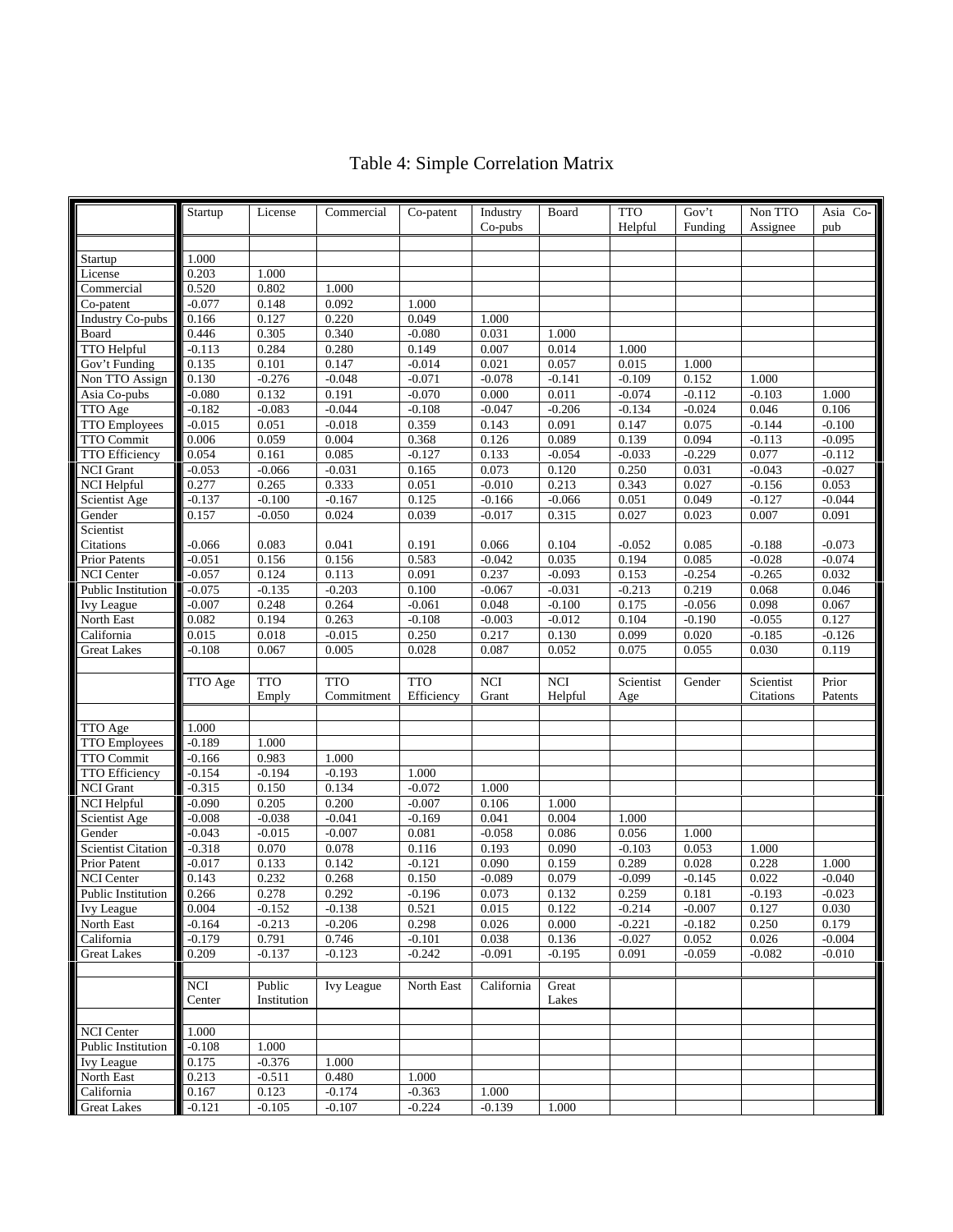# Table 4: Simple Correlation Matrix

| | Startup | License | Commercial | Co-patent | Industry Co-pubs | Board | TTO Helpful | Gov't Funding | Non TTO Assignee | Asia Co-pub |
|---|---|---|---|---|---|---|---|---|---|---|
| Startup | 1.000 | | | | | | | | | |
| License | 0.203 | 1.000 | | | | | | | | |
| Commercial | 0.520 | 0.802 | 1.000 | | | | | | | |
| Co-patent | -0.077 | 0.148 | 0.092 | 1.000 | | | | | | |
| Industry Co-pubs | 0.166 | 0.127 | 0.220 | 0.049 | 1.000 | | | | | |
| Board | 0.446 | 0.305 | 0.340 | -0.080 | 0.031 | 1.000 | | | | |
| TTO Helpful | -0.113 | 0.284 | 0.280 | 0.149 | 0.007 | 0.014 | 1.000 | | | |
| Gov't Funding | 0.135 | 0.101 | 0.147 | -0.014 | 0.021 | 0.057 | 0.015 | 1.000 | | |
| Non TTO Assign | 0.130 | -0.276 | -0.048 | -0.071 | -0.078 | -0.141 | -0.109 | 0.152 | 1.000 | |
| Asia Co-pubs | -0.080 | 0.132 | 0.191 | -0.070 | 0.000 | 0.011 | -0.074 | -0.112 | -0.103 | 1.000 |
| TTO Age | -0.182 | -0.083 | -0.044 | -0.108 | -0.047 | -0.206 | -0.134 | -0.024 | 0.046 | 0.106 |
| TTO Employees | -0.015 | 0.051 | -0.018 | 0.359 | 0.143 | 0.091 | 0.147 | 0.075 | -0.144 | -0.100 |
| TTO Commit | 0.006 | 0.059 | 0.004 | 0.368 | 0.126 | 0.089 | 0.139 | 0.094 | -0.113 | -0.095 |
| TTO Efficiency | 0.054 | 0.161 | 0.085 | -0.127 | 0.133 | -0.054 | -0.033 | -0.229 | 0.077 | -0.112 |
| NCI Grant | -0.053 | -0.066 | -0.031 | 0.165 | 0.073 | 0.120 | 0.250 | 0.031 | -0.043 | -0.027 |
| NCI Helpful | 0.277 | 0.265 | 0.333 | 0.051 | -0.010 | 0.213 | 0.343 | 0.027 | -0.156 | 0.053 |
| Scientist Age | -0.137 | -0.100 | -0.167 | 0.125 | -0.166 | -0.066 | 0.051 | 0.049 | -0.127 | -0.044 |
| Gender | 0.157 | -0.050 | 0.024 | 0.039 | -0.017 | 0.315 | 0.027 | 0.023 | 0.007 | 0.091 |
| Scientist Citations | -0.066 | 0.083 | 0.041 | 0.191 | 0.066 | 0.104 | -0.052 | 0.085 | -0.188 | -0.073 |
| Prior Patents | -0.051 | 0.156 | 0.156 | 0.583 | -0.042 | 0.035 | 0.194 | 0.085 | -0.028 | -0.074 |
| NCI Center | -0.057 | 0.124 | 0.113 | 0.091 | 0.237 | -0.093 | 0.153 | -0.254 | -0.265 | 0.032 |
| Public Institution | -0.075 | -0.135 | -0.203 | 0.100 | -0.067 | -0.031 | -0.213 | 0.219 | 0.068 | 0.046 |
| Ivy League | -0.007 | 0.248 | 0.264 | -0.061 | 0.048 | -0.100 | 0.175 | -0.056 | 0.098 | 0.067 |
| North East | 0.082 | 0.194 | 0.263 | -0.108 | -0.003 | -0.012 | 0.104 | -0.190 | -0.055 | 0.127 |
| California | 0.015 | 0.018 | -0.015 | 0.250 | 0.217 | 0.130 | 0.099 | 0.020 | -0.185 | -0.126 |
| Great Lakes | -0.108 | 0.067 | 0.005 | 0.028 | 0.087 | 0.052 | 0.075 | 0.055 | 0.030 | 0.119 |

| | TTO Age | TTO Emply | TTO Commitment | TTO Efficiency | NCI Grant | NCI Helpful | Scientist Age | Gender | Scientist Citations | Prior Patents |
|---|---|---|---|---|---|---|---|---|---|---|
| TTO Age | 1.000 | | | | | | | | | |
| TTO Employees | -0.189 | 1.000 | | | | | | | | |
| TTO Commit | -0.166 | 0.983 | 1.000 | | | | | | | |
| TTO Efficiency | -0.154 | -0.194 | -0.193 | 1.000 | | | | | | |
| NCI Grant | -0.315 | 0.150 | 0.134 | -0.072 | 1.000 | | | | | |
| NCI Helpful | -0.090 | 0.205 | 0.200 | -0.007 | 0.106 | 1.000 | | | | |
| Scientist Age | -0.008 | -0.038 | -0.041 | -0.169 | 0.041 | 0.004 | 1.000 | | | |
| Gender | -0.043 | -0.015 | -0.007 | 0.081 | -0.058 | 0.086 | 0.056 | 1.000 | | |
| Scientist Citation | -0.318 | 0.070 | 0.078 | 0.116 | 0.193 | 0.090 | -0.103 | 0.053 | 1.000 | |
| Prior Patent | -0.017 | 0.133 | 0.142 | -0.121 | 0.090 | 0.159 | 0.289 | 0.028 | 0.228 | 1.000 |
| NCI Center | 0.143 | 0.232 | 0.268 | 0.150 | -0.089 | 0.079 | -0.099 | -0.145 | 0.022 | -0.040 |
| Public Institution | 0.266 | 0.278 | 0.292 | -0.196 | 0.073 | 0.132 | 0.259 | 0.181 | -0.193 | -0.023 |
| Ivy League | 0.004 | -0.152 | -0.138 | 0.521 | 0.015 | 0.122 | -0.214 | -0.007 | 0.127 | 0.030 |
| North East | -0.164 | -0.213 | -0.206 | 0.298 | 0.026 | 0.000 | -0.221 | -0.182 | 0.250 | 0.179 |
| California | -0.179 | 0.791 | 0.746 | -0.101 | 0.038 | 0.136 | -0.027 | 0.052 | 0.026 | -0.004 |
| Great Lakes | 0.209 | -0.137 | -0.123 | -0.242 | -0.091 | -0.195 | 0.091 | -0.059 | -0.082 | -0.010 |

| | NCI Center | Public Institution | Ivy League | North East | California | Great Lakes |
|---|---|---|---|---|---|---|
| NCI Center | 1.000 | | | | | |
| Public Institution | -0.108 | 1.000 | | | | |
| Ivy League | 0.175 | -0.376 | 1.000 | | | |
| North East | 0.213 | -0.511 | 0.480 | 1.000 | | |
| California | 0.167 | 0.123 | -0.174 | -0.363 | 1.000 | |
| Great Lakes | -0.121 | -0.105 | -0.107 | -0.224 | -0.139 | 1.000 |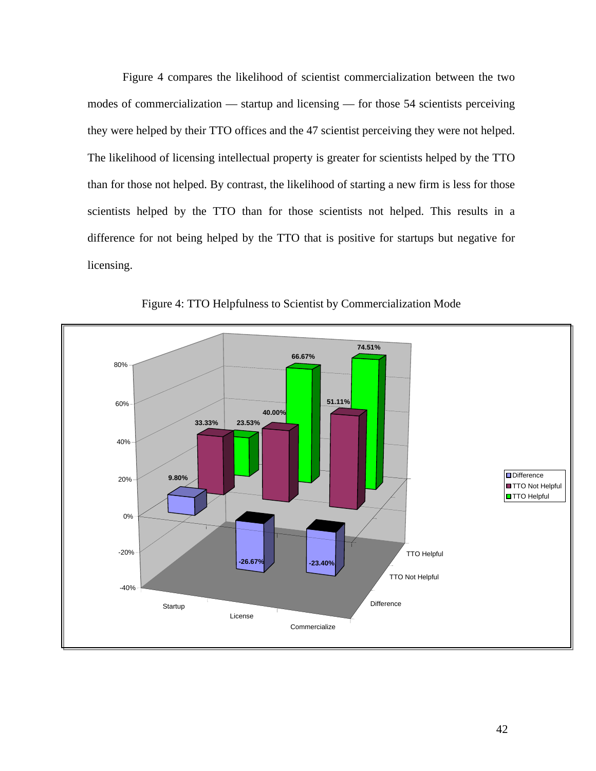Figure 4 compares the likelihood of scientist commercialization between the two modes of commercialization — startup and licensing — for those 54 scientists perceiving they were helped by their TTO offices and the 47 scientist perceiving they were not helped. The likelihood of licensing intellectual property is greater for scientists helped by the TTO than for those not helped. By contrast, the likelihood of starting a new firm is less for those scientists helped by the TTO than for those scientists not helped. This results in a difference for not being helped by the TTO that is positive for startups but negative for licensing.

Figure 4: TTO Helpfulness to Scientist by Commercialization Mode

| | Startup | License | Commercialize |
|---|---|---|---|
| Difference | 9.80% | -26.67% | -23.40% |
| TTO Not Helpful | 33.33% | 40.00% | 51.11% |
| TTO Helpful | 23.53% | 66.67% | 74.51% |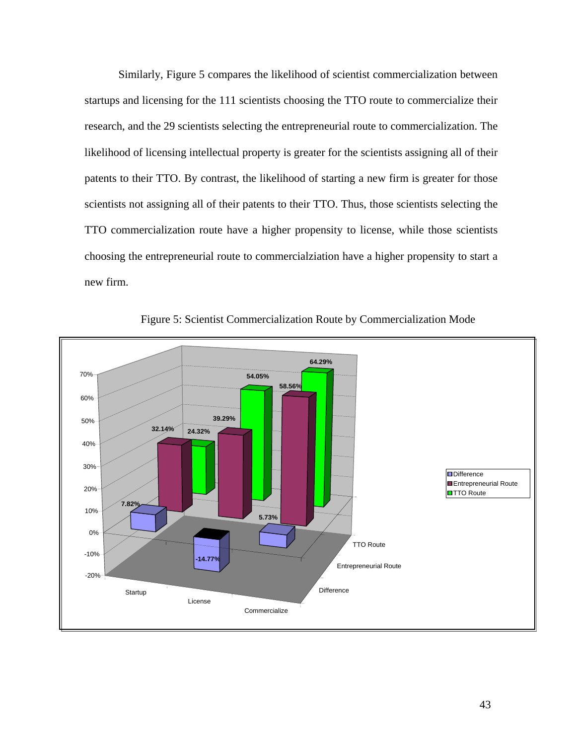Similarly, Figure 5 compares the likelihood of scientist commercialization between startups and licensing for the 111 scientists choosing the TTO route to commercialize their research, and the 29 scientists selecting the entrepreneurial route to commercialization. The likelihood of licensing intellectual property is greater for the scientists assigning all of their patents to their TTO. By contrast, the likelihood of starting a new firm is greater for those scientists not assigning all of their patents to their TTO. Thus, those scientists selecting the TTO commercialization route have a higher propensity to license, while those scientists choosing the entrepreneurial route to commercialziation have a higher propensity to start a new firm.

Figure 5: Scientist Commercialization Route by Commercialization Mode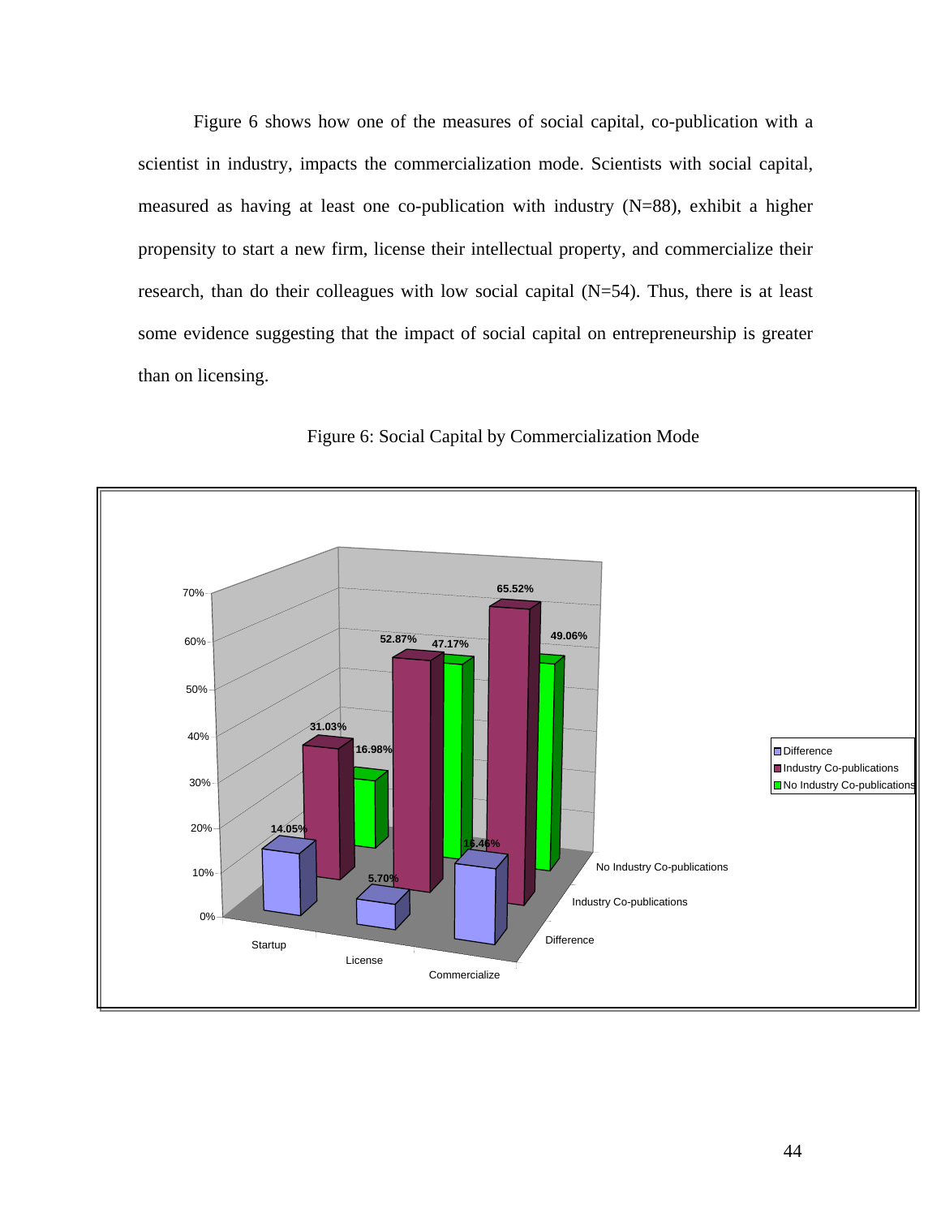Figure 6 shows how one of the measures of social capital, co-publication with a scientist in industry, impacts the commercialization mode. Scientists with social capital, measured as having at least one co-publication with industry (N=88), exhibit a higher propensity to start a new firm, license their intellectual property, and commercialize their research, than do their colleagues with low social capital (N=54). Thus, there is at least some evidence suggesting that the impact of social capital on entrepreneurship is greater than on licensing.

Figure 6: Social Capital by Commercialization Mode

| | Startup | License | Commercialize |
|---|---|---|---|
| Difference | 14.05% | 5.70% | 16.46% |
| Industry Co-publications | 31.03% | 52.87% | 65.52% |
| No Industry Co-publications | 16.98% | 47.17% | 49.06% |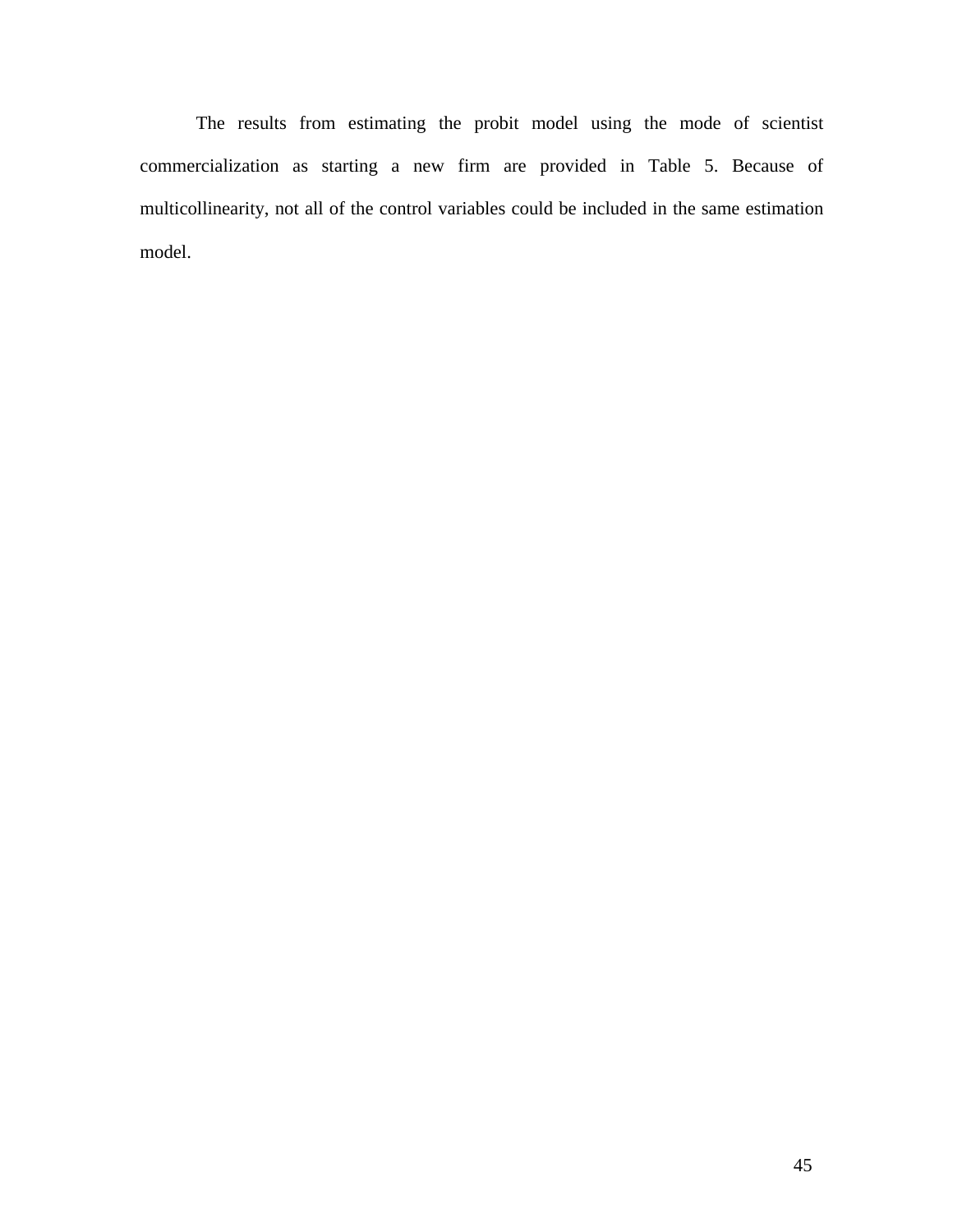The results from estimating the probit model using the mode of scientist commercialization as starting a new firm are provided in Table 5. Because of multicollinearity, not all of the control variables could be included in the same estimation model.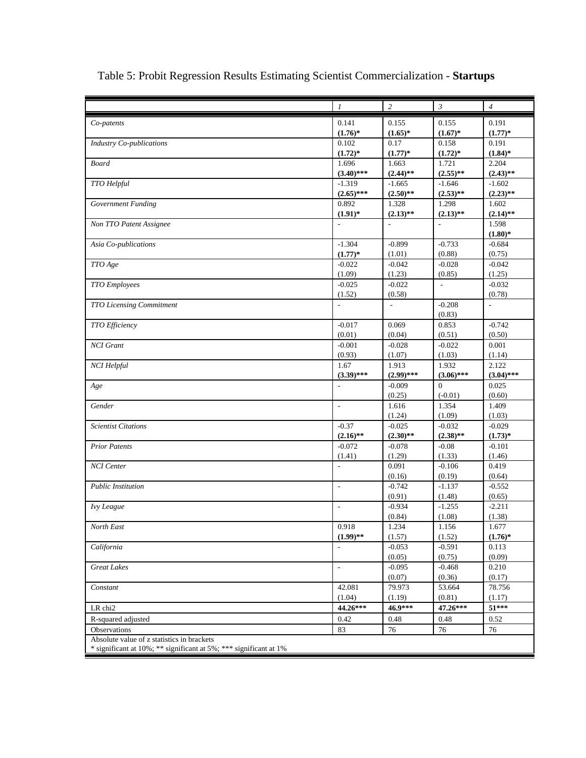Table 5: Probit Regression Results Estimating Scientist Commercialization - **Startups**

| | *1* | *2* | *3* | *4* |
|---|---|---|---|---|
| *Co-patents* | 0.141<br>**(1.76)*** | 0.155<br>**(1.65)*** | 0.155<br>**(1.67)*** | 0.191<br>**(1.77)*** |
| *Industry Co-publications* | 0.102<br>**(1.72)*** | 0.17<br>**(1.77)*** | 0.158<br>**(1.72)*** | 0.191<br>**(1.84)*** |
| *Board* | 1.696<br>**(3.40)***** | 1.663<br>**(2.44)**** | 1.721<br>**(2.55)**** | 2.204<br>**(2.43)**** |
| *TTO Helpful* | -1.319<br>**(2.65)***** | -1.665<br>**(2.50)**** | -1.646<br>**(2.53)**** | -1.602<br>**(2.23)**** |
| *Government Funding* | 0.892<br>**(1.91)*** | 1.328<br>**(2.13)**** | 1.298<br>**(2.13)**** | 1.602<br>**(2.14)**** |
| *Non TTO Patent Assignee* | - | - | - | 1.598<br>**(1.80)*** |
| *Asia Co-publications* | -1.304<br>**(1.77)*** | -0.899<br>(1.01) | -0.733<br>(0.88) | -0.684<br>(0.75) |
| *TTO Age* | -0.022<br>(1.09) | -0.042<br>(1.23) | -0.028<br>(0.85) | -0.042<br>(1.25) |
| *TTO Employees* | -0.025<br>(1.52) | -0.022<br>(0.58) | - | -0.032<br>(0.78) |
| *TTO Licensing Commitment* | - | - | -0.208<br>(0.83) | - |
| *TTO Efficiency* | -0.017<br>(0.01) | 0.069<br>(0.04) | 0.853<br>(0.51) | -0.742<br>(0.50) |
| *NCI Grant* | -0.001<br>(0.93) | -0.028<br>(1.07) | -0.022<br>(1.03) | 0.001<br>(1.14) |
| *NCI Helpful* | 1.67<br>**(3.39)***** | 1.913<br>**(2.99)***** | 1.932<br>**(3.06)***** | 2.122<br>**(3.04)***** |
| *Age* | - | -0.009<br>(0.25) | 0<br>(-0.01) | 0.025<br>(0.60) |
| *Gender* | - | 1.616<br>(1.24) | 1.354<br>(1.09) | 1.409<br>(1.03) |
| *Scientist Citations* | -0.37<br>**(2.16)**** | -0.025<br>**(2.30)**** | -0.032<br>**(2.38)**** | -0.029<br>**(1.73)*** |
| *Prior Patents* | -0.072<br>(1.41) | -0.078<br>(1.29) | -0.08<br>(1.33) | -0.101<br>(1.46) |
| *NCI Center* | - | 0.091<br>(0.16) | -0.106<br>(0.19) | 0.419<br>(0.64) |
| *Public Institution* | - | -0.742<br>(0.91) | -1.137<br>(1.48) | -0.552<br>(0.65) |
| *Ivy League* | - | -0.934<br>(0.84) | -1.255<br>(1.08) | -2.211<br>(1.38) |
| *North East* | 0.918<br>**(1.99)**** | 1.234<br>(1.57) | 1.156<br>(1.52) | 1.677<br>**(1.76)*** |
| *California* | - | -0.053<br>(0.05) | -0.591<br>(0.75) | 0.113<br>(0.09) |
| *Great Lakes* | - | -0.095<br>(0.07) | -0.468<br>(0.36) | 0.210<br>(0.17) |
| *Constant* | 42.081<br>(1.04) | 79.973<br>(1.19) | 53.664<br>(0.81) | 78.756<br>(1.17) |
| LR chi2 | **44.26***** | **46.9***** | **47.26***** | **51***** |
| R-squared adjusted | 0.42 | 0.48 | 0.48 | 0.52 |
| Observations | 83 | 76 | 76 | 76 |

Absolute value of z statistics in brackets
* significant at 10%; ** significant at 5%; *** significant at 1%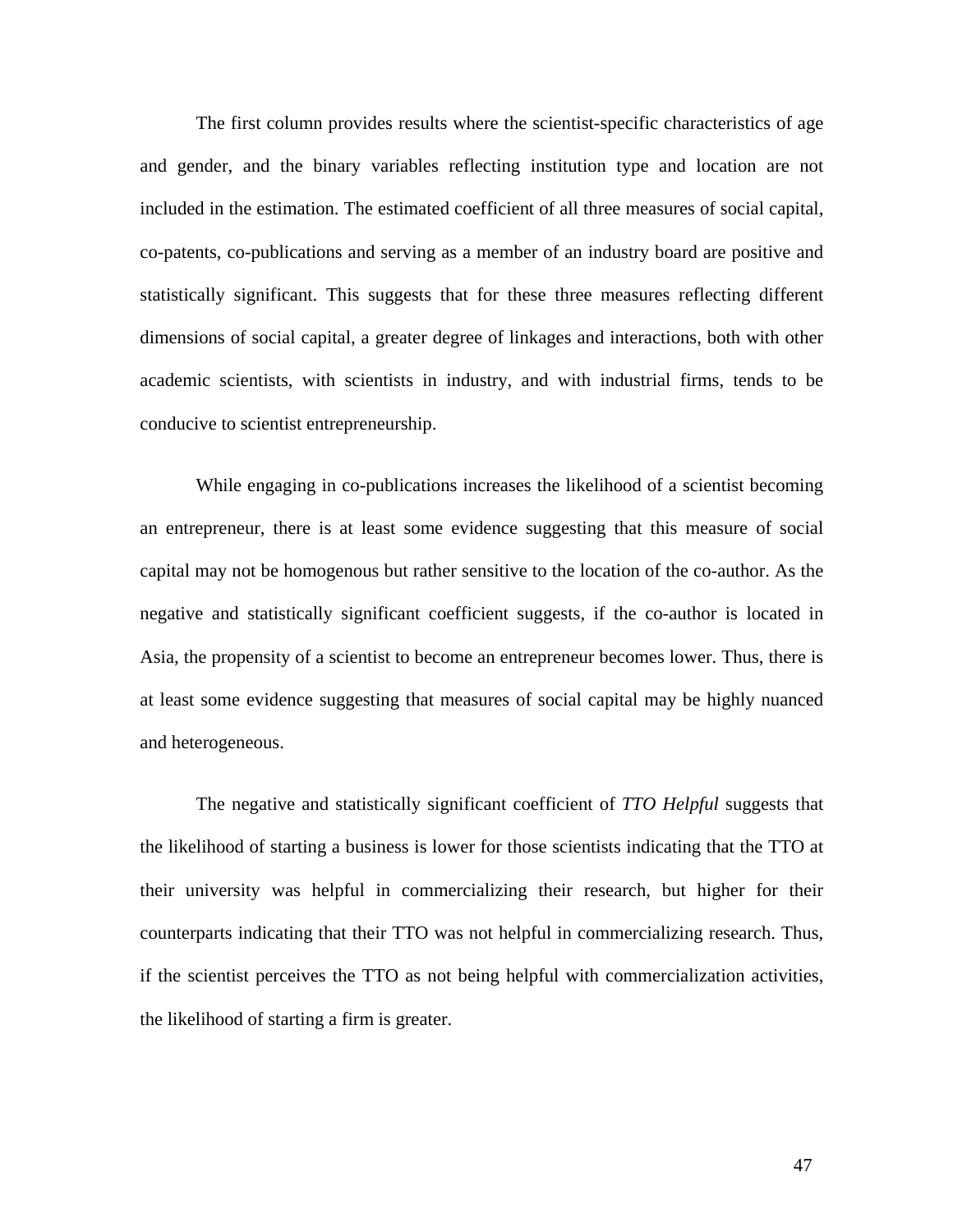The first column provides results where the scientist-specific characteristics of age and gender, and the binary variables reflecting institution type and location are not included in the estimation. The estimated coefficient of all three measures of social capital, co-patents, co-publications and serving as a member of an industry board are positive and statistically significant. This suggests that for these three measures reflecting different dimensions of social capital, a greater degree of linkages and interactions, both with other academic scientists, with scientists in industry, and with industrial firms, tends to be conducive to scientist entrepreneurship.

While engaging in co-publications increases the likelihood of a scientist becoming an entrepreneur, there is at least some evidence suggesting that this measure of social capital may not be homogenous but rather sensitive to the location of the co-author. As the negative and statistically significant coefficient suggests, if the co-author is located in Asia, the propensity of a scientist to become an entrepreneur becomes lower. Thus, there is at least some evidence suggesting that measures of social capital may be highly nuanced and heterogeneous.

The negative and statistically significant coefficient of *TTO Helpful* suggests that the likelihood of starting a business is lower for those scientists indicating that the TTO at their university was helpful in commercializing their research, but higher for their counterparts indicating that their TTO was not helpful in commercializing research. Thus, if the scientist perceives the TTO as not being helpful with commercialization activities, the likelihood of starting a firm is greater.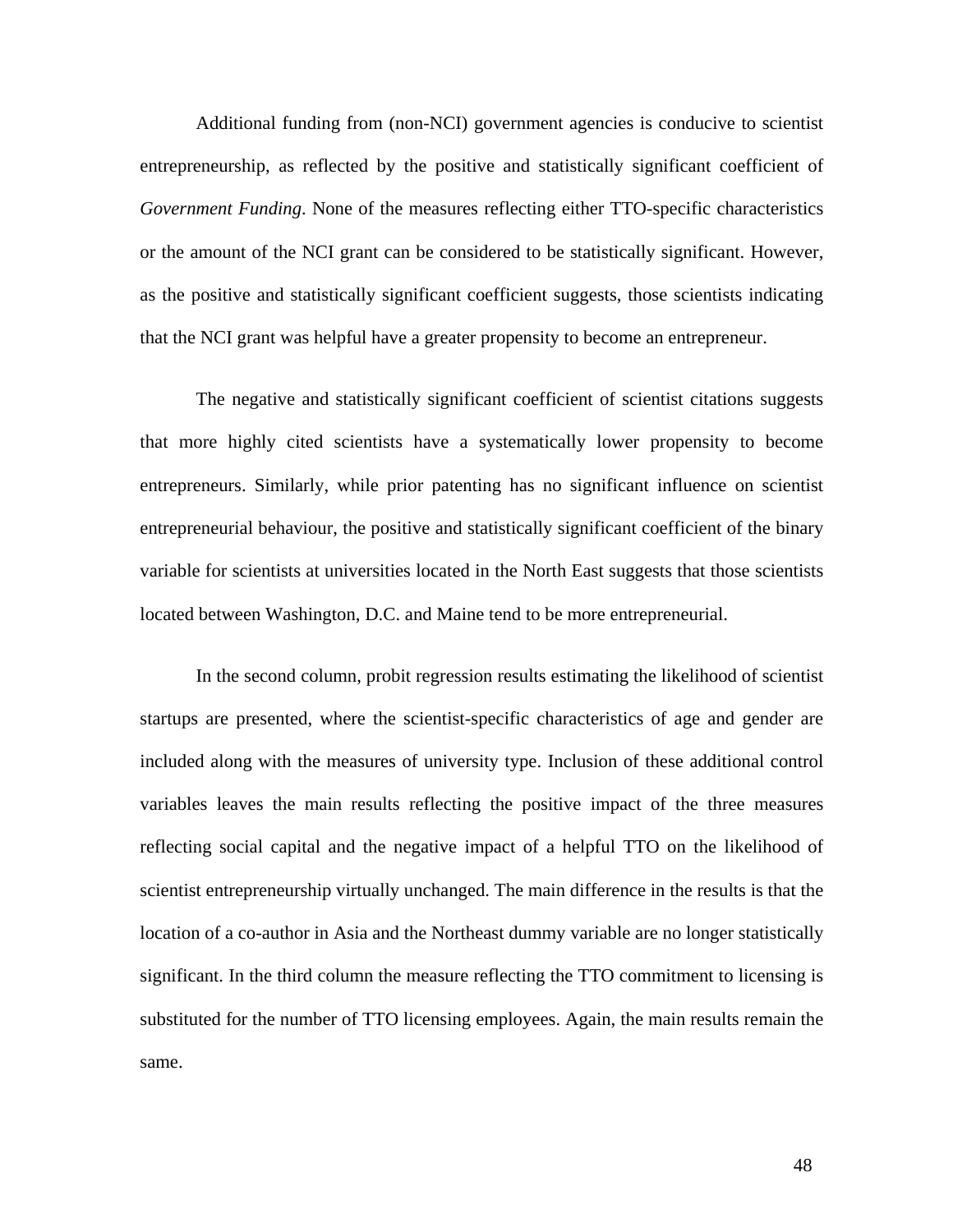Additional funding from (non-NCI) government agencies is conducive to scientist entrepreneurship, as reflected by the positive and statistically significant coefficient of *Government Funding*. None of the measures reflecting either TTO-specific characteristics or the amount of the NCI grant can be considered to be statistically significant. However, as the positive and statistically significant coefficient suggests, those scientists indicating that the NCI grant was helpful have a greater propensity to become an entrepreneur.

The negative and statistically significant coefficient of scientist citations suggests that more highly cited scientists have a systematically lower propensity to become entrepreneurs. Similarly, while prior patenting has no significant influence on scientist entrepreneurial behaviour, the positive and statistically significant coefficient of the binary variable for scientists at universities located in the North East suggests that those scientists located between Washington, D.C. and Maine tend to be more entrepreneurial.

In the second column, probit regression results estimating the likelihood of scientist startups are presented, where the scientist-specific characteristics of age and gender are included along with the measures of university type. Inclusion of these additional control variables leaves the main results reflecting the positive impact of the three measures reflecting social capital and the negative impact of a helpful TTO on the likelihood of scientist entrepreneurship virtually unchanged. The main difference in the results is that the location of a co-author in Asia and the Northeast dummy variable are no longer statistically significant. In the third column the measure reflecting the TTO commitment to licensing is substituted for the number of TTO licensing employees. Again, the main results remain the same.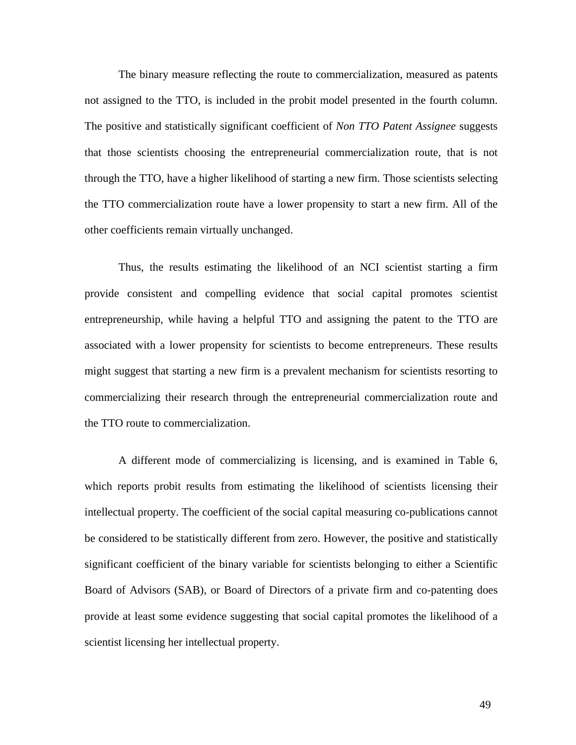The binary measure reflecting the route to commercialization, measured as patents not assigned to the TTO, is included in the probit model presented in the fourth column. The positive and statistically significant coefficient of *Non TTO Patent Assignee* suggests that those scientists choosing the entrepreneurial commercialization route, that is not through the TTO, have a higher likelihood of starting a new firm. Those scientists selecting the TTO commercialization route have a lower propensity to start a new firm. All of the other coefficients remain virtually unchanged.

Thus, the results estimating the likelihood of an NCI scientist starting a firm provide consistent and compelling evidence that social capital promotes scientist entrepreneurship, while having a helpful TTO and assigning the patent to the TTO are associated with a lower propensity for scientists to become entrepreneurs. These results might suggest that starting a new firm is a prevalent mechanism for scientists resorting to commercializing their research through the entrepreneurial commercialization route and the TTO route to commercialization.

A different mode of commercializing is licensing, and is examined in Table 6, which reports probit results from estimating the likelihood of scientists licensing their intellectual property. The coefficient of the social capital measuring co-publications cannot be considered to be statistically different from zero. However, the positive and statistically significant coefficient of the binary variable for scientists belonging to either a Scientific Board of Advisors (SAB), or Board of Directors of a private firm and co-patenting does provide at least some evidence suggesting that social capital promotes the likelihood of a scientist licensing her intellectual property.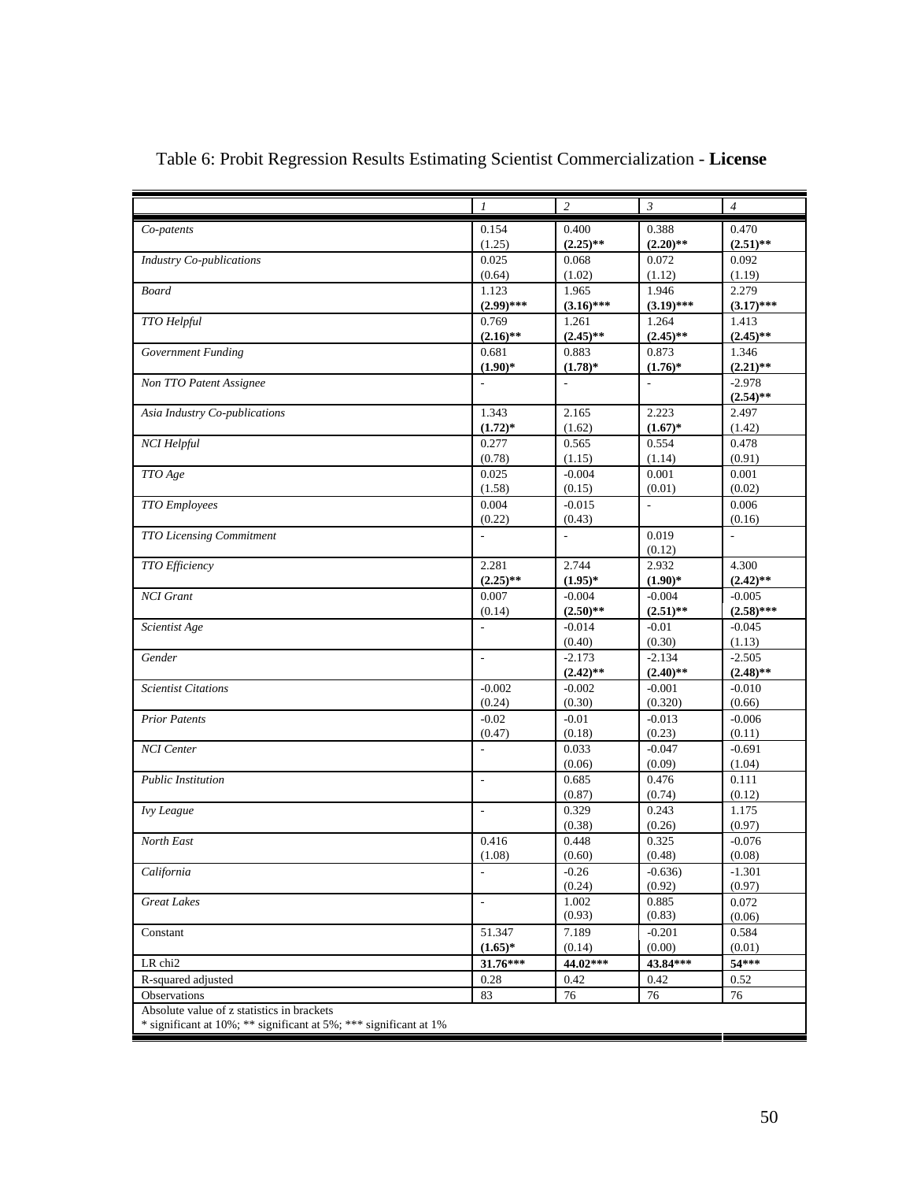# Table 6: Probit Regression Results Estimating Scientist Commercialization - **License**

| | *1* | *2* | *3* | *4* |
|---|---|---|---|---|
| *Co-patents* | 0.154<br>(1.25) | 0.400<br>**(2.25)\*\*** | 0.388<br>**(2.20)\*\*** | 0.470<br>**(2.51)\*\*** |
| *Industry Co-publications* | 0.025<br>(0.64) | 0.068<br>(1.02) | 0.072<br>(1.12) | 0.092<br>(1.19) |
| *Board* | 1.123<br>**(2.99)\*\*\*** | 1.965<br>**(3.16)\*\*\*** | 1.946<br>**(3.19)\*\*\*** | 2.279<br>**(3.17)\*\*\*** |
| *TTO Helpful* | 0.769<br>**(2.16)\*\*** | 1.261<br>**(2.45)\*\*** | 1.264<br>**(2.45)\*\*** | 1.413<br>**(2.45)\*\*** |
| *Government Funding* | 0.681<br>**(1.90)\*** | 0.883<br>**(1.78)\*** | 0.873<br>**(1.76)\*** | 1.346<br>**(2.21)\*\*** |
| *Non TTO Patent Assignee* | - | - | - | -2.978<br>**(2.54)\*\*** |
| *Asia Industry Co-publications* | 1.343<br>**(1.72)\*** | 2.165<br>(1.62) | 2.223<br>**(1.67)\*** | 2.497<br>(1.42) |
| *NCI Helpful* | 0.277<br>(0.78) | 0.565<br>(1.15) | 0.554<br>(1.14) | 0.478<br>(0.91) |
| *TTO Age* | 0.025<br>(1.58) | -0.004<br>(0.15) | 0.001<br>(0.01) | 0.001<br>(0.02) |
| *TTO Employees* | 0.004<br>(0.22) | -0.015<br>(0.43) | - | 0.006<br>(0.16) |
| *TTO Licensing Commitment* | - | - | 0.019<br>(0.12) | - |
| *TTO Efficiency* | 2.281<br>**(2.25)\*\*** | 2.744<br>**(1.95)\*** | 2.932<br>**(1.90)\*** | 4.300<br>**(2.42)\*\*** |
| *NCI Grant* | 0.007<br>(0.14) | -0.004<br>**(2.50)\*\*** | -0.004<br>**(2.51)\*\*** | -0.005<br>**(2.58)\*\*\*** |
| *Scientist Age* | - | -0.014<br>(0.40) | -0.01<br>(0.30) | -0.045<br>(1.13) |
| *Gender* | - | -2.173<br>**(2.42)\*\*** | -2.134<br>**(2.40)\*\*** | -2.505<br>**(2.48)\*\*** |
| *Scientist Citations* | -0.002<br>(0.24) | -0.002<br>(0.30) | -0.001<br>(0.320) | -0.010<br>(0.66) |
| *Prior Patents* | -0.02<br>(0.47) | -0.01<br>(0.18) | -0.013<br>(0.23) | -0.006<br>(0.11) |
| *NCI Center* | - | 0.033<br>(0.06) | -0.047<br>(0.09) | -0.691<br>(1.04) |
| *Public Institution* | - | 0.685<br>(0.87) | 0.476<br>(0.74) | 0.111<br>(0.12) |
| *Ivy League* | - | 0.329<br>(0.38) | 0.243<br>(0.26) | 1.175<br>(0.97) |
| *North East* | 0.416<br>(1.08) | 0.448<br>(0.60) | 0.325<br>(0.48) | -0.076<br>(0.08) |
| *California* | - | -0.26<br>(0.24) | -0.636)<br>(0.92) | -1.301<br>(0.97) |
| *Great Lakes* | - | 1.002<br>(0.93) | 0.885<br>(0.83) | 0.072<br>(0.06) |
| Constant | 51.347<br>**(1.65)\*** | 7.189<br>(0.14) | -0.201<br>(0.00) | 0.584<br>(0.01) |
| LR chi2 | **31.76\*\*\*** | **44.02\*\*\*** | **43.84\*\*\*** | **54\*\*\*** |
| R-squared adjusted | 0.28 | 0.42 | 0.42 | 0.52 |
| Observations | 83 | 76 | 76 | 76 |

Absolute value of z statistics in brackets
* significant at 10%; ** significant at 5%; *** significant at 1%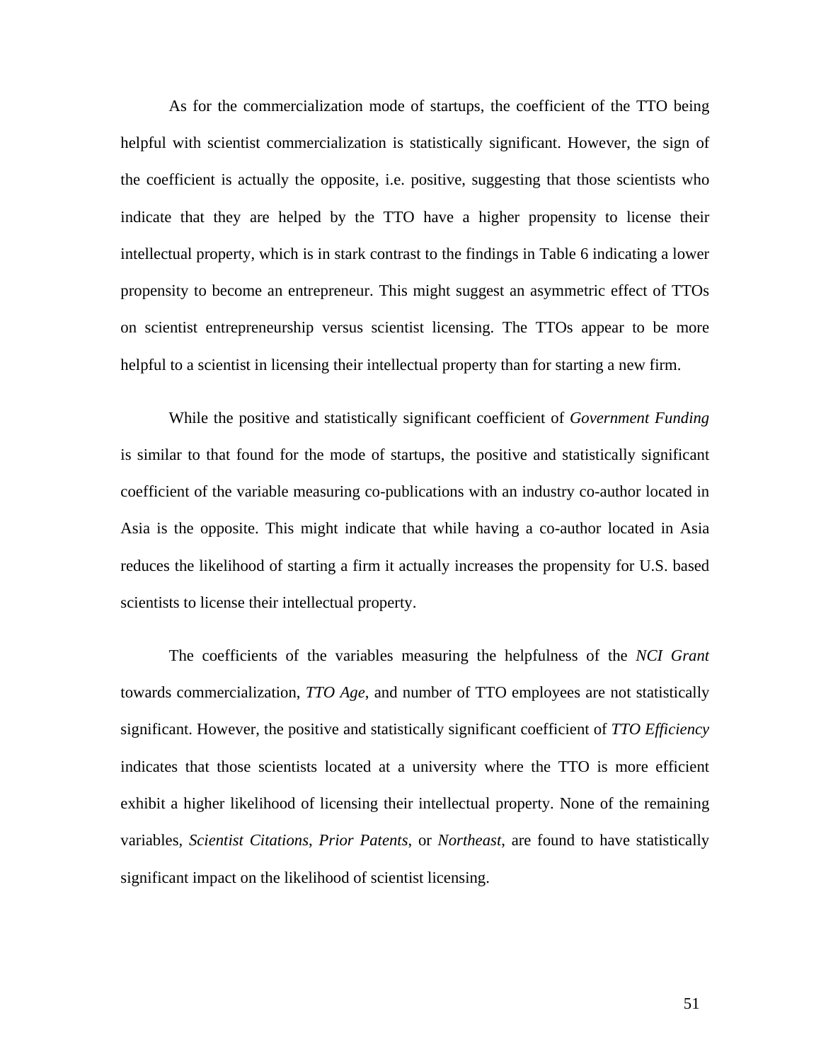As for the commercialization mode of startups, the coefficient of the TTO being helpful with scientist commercialization is statistically significant. However, the sign of the coefficient is actually the opposite, i.e. positive, suggesting that those scientists who indicate that they are helped by the TTO have a higher propensity to license their intellectual property, which is in stark contrast to the findings in Table 6 indicating a lower propensity to become an entrepreneur. This might suggest an asymmetric effect of TTOs on scientist entrepreneurship versus scientist licensing. The TTOs appear to be more helpful to a scientist in licensing their intellectual property than for starting a new firm.

While the positive and statistically significant coefficient of *Government Funding* is similar to that found for the mode of startups, the positive and statistically significant coefficient of the variable measuring co-publications with an industry co-author located in Asia is the opposite. This might indicate that while having a co-author located in Asia reduces the likelihood of starting a firm it actually increases the propensity for U.S. based scientists to license their intellectual property.

The coefficients of the variables measuring the helpfulness of the *NCI Grant* towards commercialization, *TTO Age*, and number of TTO employees are not statistically significant. However, the positive and statistically significant coefficient of *TTO Efficiency* indicates that those scientists located at a university where the TTO is more efficient exhibit a higher likelihood of licensing their intellectual property. None of the remaining variables, *Scientist Citations*, *Prior Patents*, or *Northeast*, are found to have statistically significant impact on the likelihood of scientist licensing.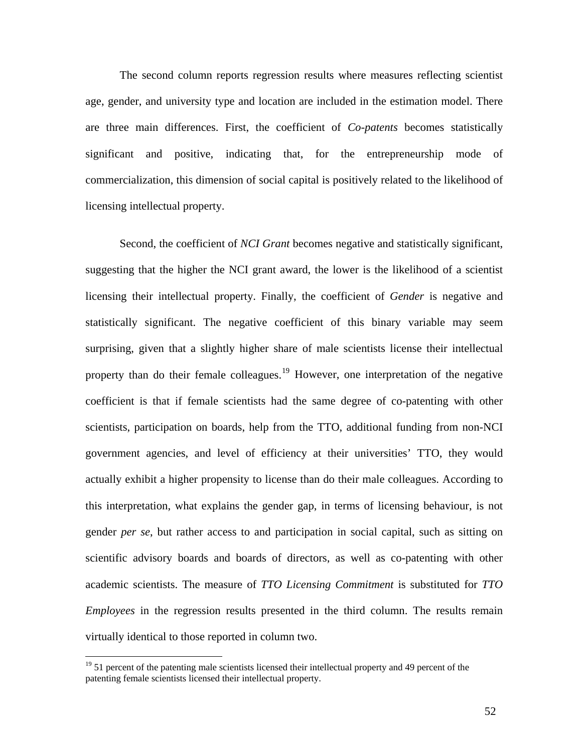The second column reports regression results where measures reflecting scientist age, gender, and university type and location are included in the estimation model. There are three main differences. First, the coefficient of *Co-patents* becomes statistically significant and positive, indicating that, for the entrepreneurship mode of commercialization, this dimension of social capital is positively related to the likelihood of licensing intellectual property.

Second, the coefficient of *NCI Grant* becomes negative and statistically significant, suggesting that the higher the NCI grant award, the lower is the likelihood of a scientist licensing their intellectual property. Finally, the coefficient of *Gender* is negative and statistically significant. The negative coefficient of this binary variable may seem surprising, given that a slightly higher share of male scientists license their intellectual property than do their female colleagues.[19] However, one interpretation of the negative coefficient is that if female scientists had the same degree of co-patenting with other scientists, participation on boards, help from the TTO, additional funding from non-NCI government agencies, and level of efficiency at their universities' TTO, they would actually exhibit a higher propensity to license than do their male colleagues. According to this interpretation, what explains the gender gap, in terms of licensing behaviour, is not gender *per se*, but rather access to and participation in social capital, such as sitting on scientific advisory boards and boards of directors, as well as co-patenting with other academic scientists. The measure of *TTO Licensing Commitment* is substituted for *TTO Employees* in the regression results presented in the third column. The results remain virtually identical to those reported in column two.

---

[19] 51 percent of the patenting male scientists licensed their intellectual property and 49 percent of the patenting female scientists licensed their intellectual property.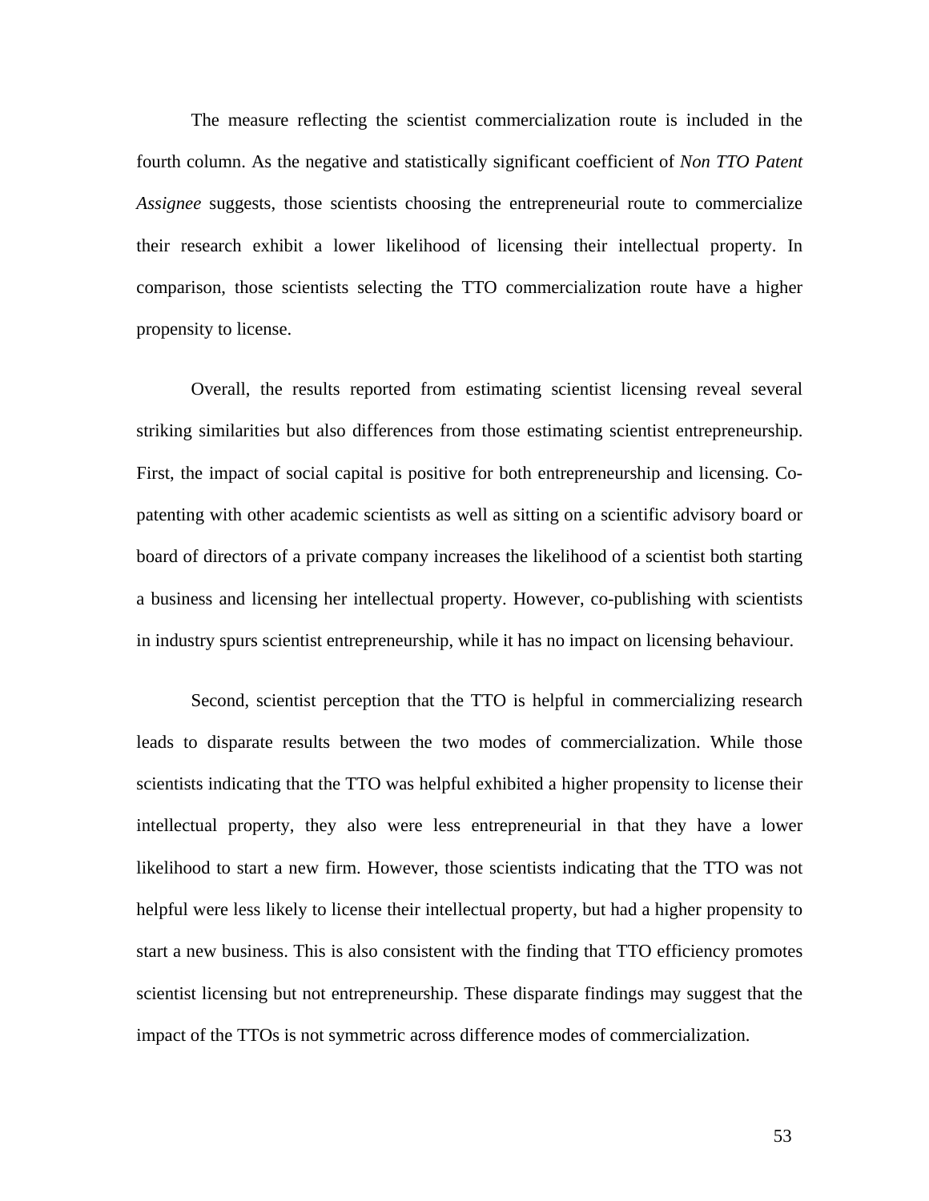The measure reflecting the scientist commercialization route is included in the fourth column. As the negative and statistically significant coefficient of *Non TTO Patent Assignee* suggests, those scientists choosing the entrepreneurial route to commercialize their research exhibit a lower likelihood of licensing their intellectual property. In comparison, those scientists selecting the TTO commercialization route have a higher propensity to license.

Overall, the results reported from estimating scientist licensing reveal several striking similarities but also differences from those estimating scientist entrepreneurship. First, the impact of social capital is positive for both entrepreneurship and licensing. Co-patenting with other academic scientists as well as sitting on a scientific advisory board or board of directors of a private company increases the likelihood of a scientist both starting a business and licensing her intellectual property. However, co-publishing with scientists in industry spurs scientist entrepreneurship, while it has no impact on licensing behaviour.

Second, scientist perception that the TTO is helpful in commercializing research leads to disparate results between the two modes of commercialization. While those scientists indicating that the TTO was helpful exhibited a higher propensity to license their intellectual property, they also were less entrepreneurial in that they have a lower likelihood to start a new firm. However, those scientists indicating that the TTO was not helpful were less likely to license their intellectual property, but had a higher propensity to start a new business. This is also consistent with the finding that TTO efficiency promotes scientist licensing but not entrepreneurship. These disparate findings may suggest that the impact of the TTOs is not symmetric across difference modes of commercialization.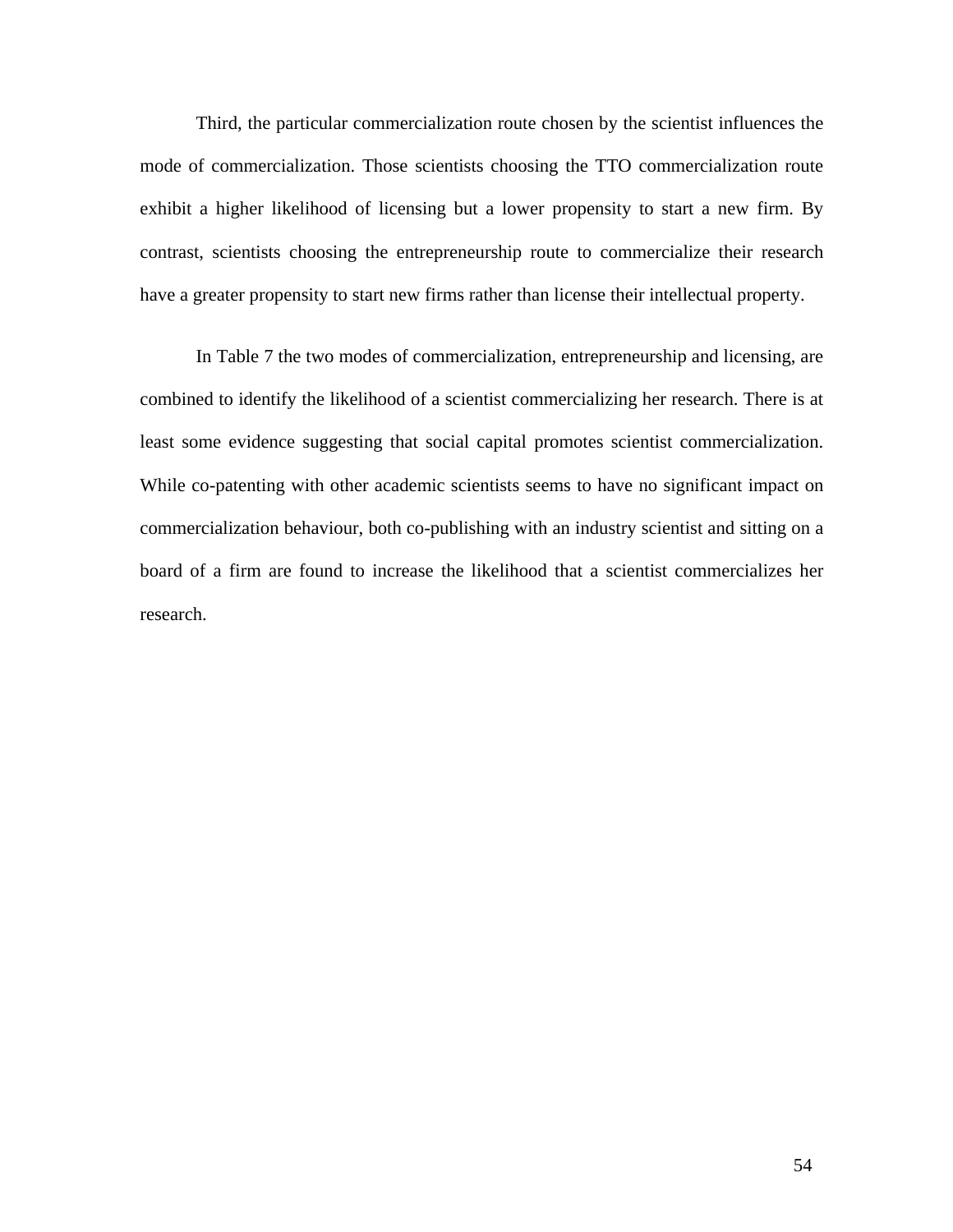Third, the particular commercialization route chosen by the scientist influences the mode of commercialization. Those scientists choosing the TTO commercialization route exhibit a higher likelihood of licensing but a lower propensity to start a new firm. By contrast, scientists choosing the entrepreneurship route to commercialize their research have a greater propensity to start new firms rather than license their intellectual property.

In Table 7 the two modes of commercialization, entrepreneurship and licensing, are combined to identify the likelihood of a scientist commercializing her research. There is at least some evidence suggesting that social capital promotes scientist commercialization. While co-patenting with other academic scientists seems to have no significant impact on commercialization behaviour, both co-publishing with an industry scientist and sitting on a board of a firm are found to increase the likelihood that a scientist commercializes her research.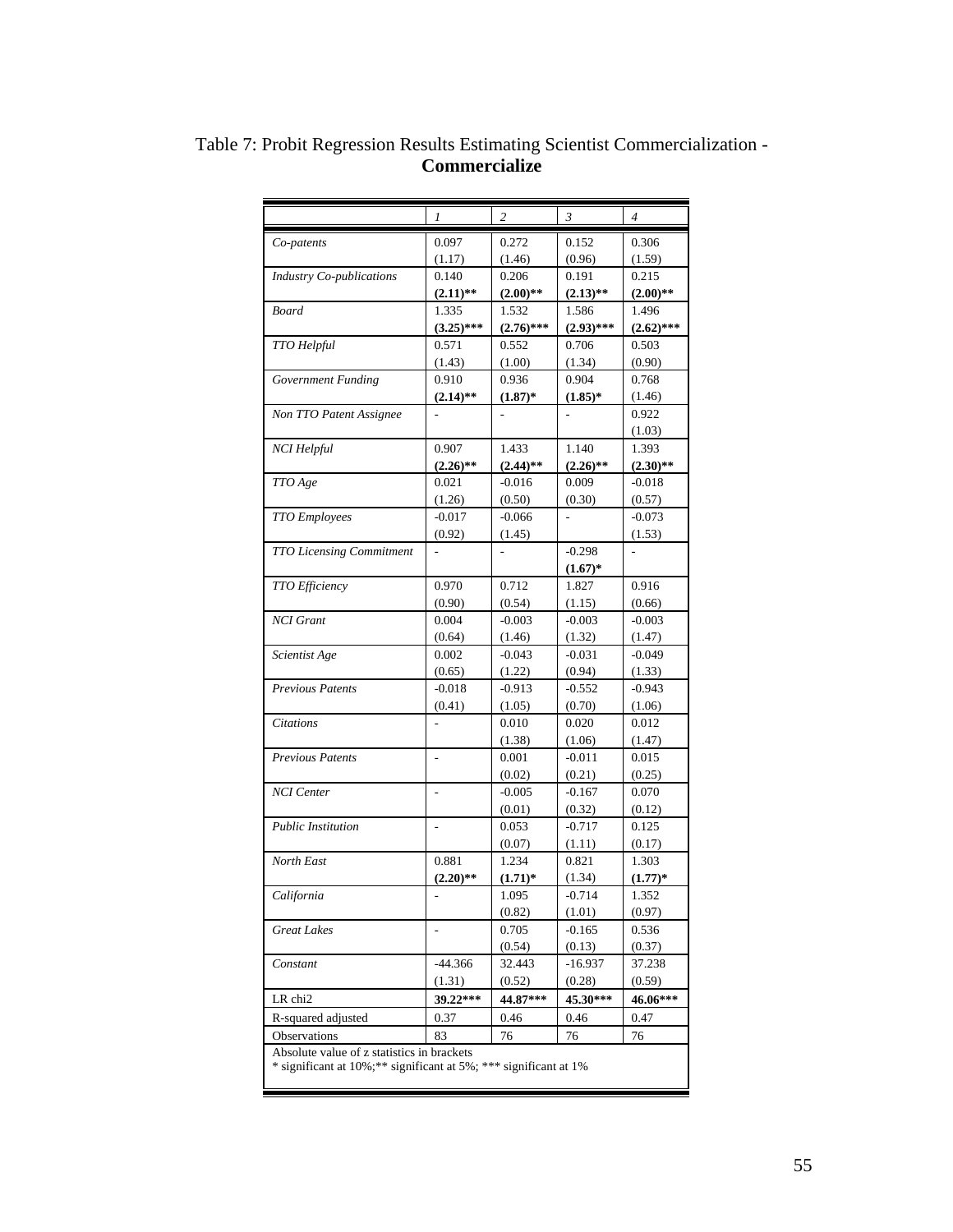Table 7: Probit Regression Results Estimating Scientist Commercialization - **Commercialize**

| | *1* | *2* | *3* | *4* |
|---|---|---|---|---|
| *Co-patents* | 0.097<br>(1.17) | 0.272<br>(1.46) | 0.152<br>(0.96) | 0.306<br>(1.59) |
| *Industry Co-publications* | 0.140<br>**(2.11)**** | 0.206<br>**(2.00)**** | 0.191<br>**(2.13)**** | 0.215<br>**(2.00)**** |
| *Board* | 1.335<br>**(3.25)***** | 1.532<br>**(2.76)***** | 1.586<br>**(2.93)***** | 1.496<br>**(2.62)***** |
| *TTO Helpful* | 0.571<br>(1.43) | 0.552<br>(1.00) | 0.706<br>(1.34) | 0.503<br>(0.90) |
| *Government Funding* | 0.910<br>**(2.14)**** | 0.936<br>**(1.87)*** | 0.904<br>**(1.85)*** | 0.768<br>(1.46) |
| *Non TTO Patent Assignee* | - | - | - | 0.922<br>(1.03) |
| *NCI Helpful* | 0.907<br>**(2.26)**** | 1.433<br>**(2.44)**** | 1.140<br>**(2.26)**** | 1.393<br>**(2.30)**** |
| *TTO Age* | 0.021<br>(1.26) | -0.016<br>(0.50) | 0.009<br>(0.30) | -0.018<br>(0.57) |
| *TTO Employees* | -0.017<br>(0.92) | -0.066<br>(1.45) | - | -0.073<br>(1.53) |
| *TTO Licensing Commitment* | - | - | -0.298<br>**(1.67)*** | - |
| *TTO Efficiency* | 0.970<br>(0.90) | 0.712<br>(0.54) | 1.827<br>(1.15) | 0.916<br>(0.66) |
| *NCI Grant* | 0.004<br>(0.64) | -0.003<br>(1.46) | -0.003<br>(1.32) | -0.003<br>(1.47) |
| *Scientist Age* | 0.002<br>(0.65) | -0.043<br>(1.22) | -0.031<br>(0.94) | -0.049<br>(1.33) |
| *Previous Patents* | -0.018<br>(0.41) | -0.913<br>(1.05) | -0.552<br>(0.70) | -0.943<br>(1.06) |
| *Citations* | - | 0.010<br>(1.38) | 0.020<br>(1.06) | 0.012<br>(1.47) |
| *Previous Patents* | - | 0.001<br>(0.02) | -0.011<br>(0.21) | 0.015<br>(0.25) |
| *NCI Center* | - | -0.005<br>(0.01) | -0.167<br>(0.32) | 0.070<br>(0.12) |
| *Public Institution* | - | 0.053<br>(0.07) | -0.717<br>(1.11) | 0.125<br>(0.17) |
| *North East* | 0.881<br>**(2.20)**** | 1.234<br>**(1.71)*** | 0.821<br>(1.34) | 1.303<br>**(1.77)*** |
| *California* | - | 1.095<br>(0.82) | -0.714<br>(1.01) | 1.352<br>(0.97) |
| *Great Lakes* | - | 0.705<br>(0.54) | -0.165<br>(0.13) | 0.536<br>(0.37) |
| *Constant* | -44.366<br>(1.31) | 32.443<br>(0.52) | -16.937<br>(0.28) | 37.238<br>(0.59) |
| LR chi2 | **39.22***** | **44.87***** | **45.30***** | **46.06***** |
| R-squared adjusted | 0.37 | 0.46 | 0.46 | 0.47 |
| Observations | 83 | 76 | 76 | 76 |

Absolute value of z statistics in brackets
* significant at 10%;** significant at 5%; *** significant at 1%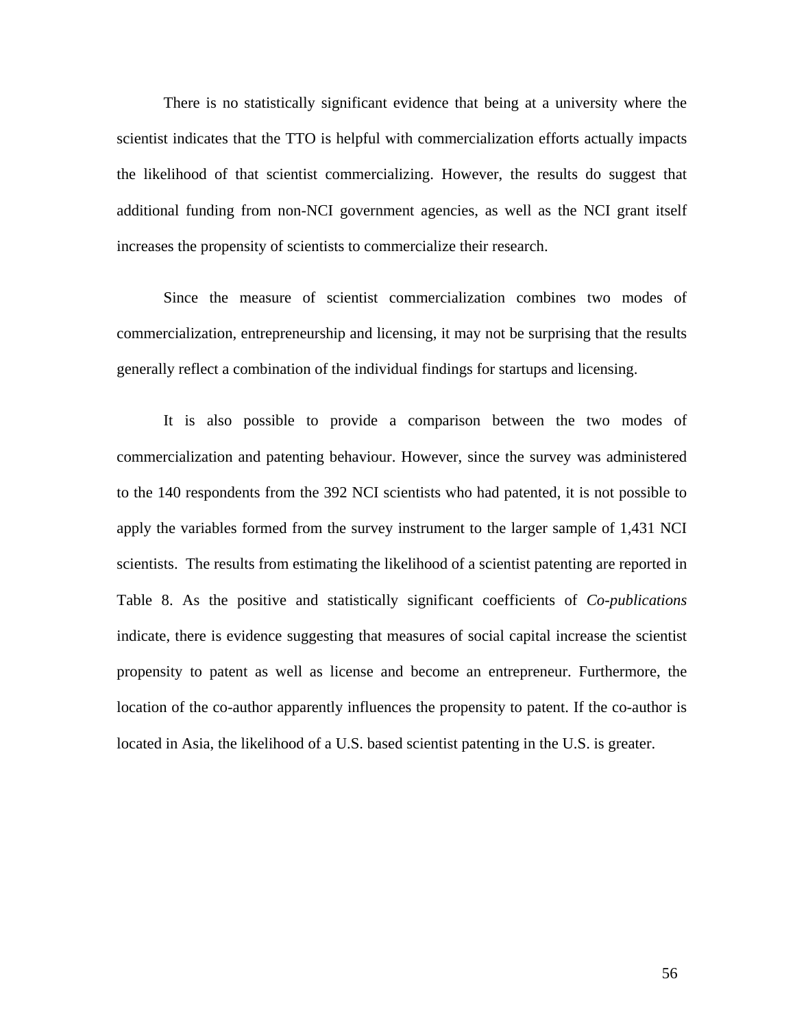There is no statistically significant evidence that being at a university where the scientist indicates that the TTO is helpful with commercialization efforts actually impacts the likelihood of that scientist commercializing. However, the results do suggest that additional funding from non-NCI government agencies, as well as the NCI grant itself increases the propensity of scientists to commercialize their research.

Since the measure of scientist commercialization combines two modes of commercialization, entrepreneurship and licensing, it may not be surprising that the results generally reflect a combination of the individual findings for startups and licensing.

It is also possible to provide a comparison between the two modes of commercialization and patenting behaviour. However, since the survey was administered to the 140 respondents from the 392 NCI scientists who had patented, it is not possible to apply the variables formed from the survey instrument to the larger sample of 1,431 NCI scientists. The results from estimating the likelihood of a scientist patenting are reported in Table 8. As the positive and statistically significant coefficients of *Co-publications* indicate, there is evidence suggesting that measures of social capital increase the scientist propensity to patent as well as license and become an entrepreneur. Furthermore, the location of the co-author apparently influences the propensity to patent. If the co-author is located in Asia, the likelihood of a U.S. based scientist patenting in the U.S. is greater.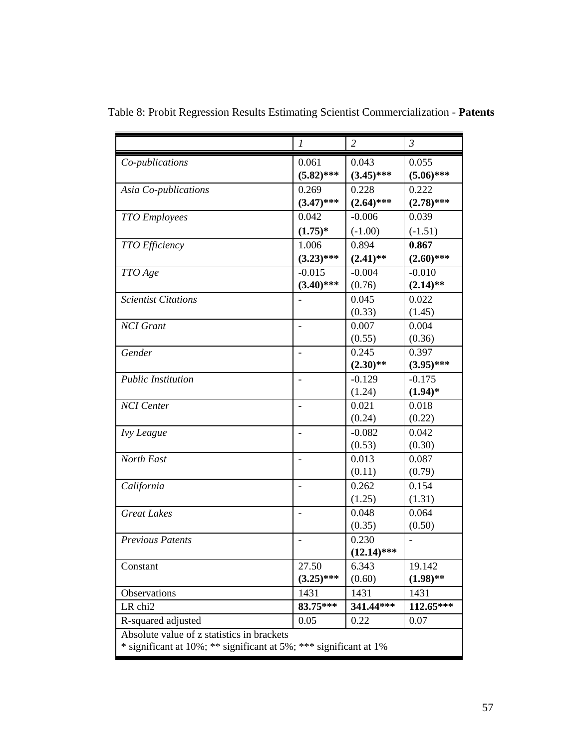Table 8: Probit Regression Results Estimating Scientist Commercialization - **Patents**

| | *1* | *2* | *3* |
|---|---|---|---|
| *Co-publications* | 0.061<br>**(5.82)*****| 0.043<br>**(3.45)***** | 0.055<br>**(5.06)***** |
| *Asia Co-publications* | 0.269<br>**(3.47)***** | 0.228<br>**(2.64)***** | 0.222<br>**(2.78)***** |
| *TTO Employees* | 0.042<br>**(1.75)*** | -0.006<br>(-1.00) | 0.039<br>(-1.51) |
| *TTO Efficiency* | 1.006<br>**(3.23)***** | 0.894<br>**(2.41)**** | **0.867**<br>**(2.60)***** |
| *TTO Age* | -0.015<br>**(3.40)***** | -0.004<br>(0.76) | -0.010<br>**(2.14)**** |
| *Scientist Citations* | - | 0.045<br>(0.33) | 0.022<br>(1.45) |
| *NCI Grant* | - | 0.007<br>(0.55) | 0.004<br>(0.36) |
| *Gender* | - | 0.245<br>**(2.30)**** | 0.397<br>**(3.95)***** |
| *Public Institution* | - | -0.129<br>(1.24) | -0.175<br>**(1.94)*** |
| *NCI Center* | - | 0.021<br>(0.24) | 0.018<br>(0.22) |
| *Ivy League* | - | -0.082<br>(0.53) | 0.042<br>(0.30) |
| *North East* | - | 0.013<br>(0.11) | 0.087<br>(0.79) |
| *California* | - | 0.262<br>(1.25) | 0.154<br>(1.31) |
| *Great Lakes* | - | 0.048<br>(0.35) | 0.064<br>(0.50) |
| *Previous Patents* | - | 0.230<br>**(12.14)***** | - |
| Constant | 27.50<br>**(3.25)***** | 6.343<br>(0.60) | 19.142<br>**(1.98)**** |
| Observations | 1431 | 1431 | 1431 |
| LR chi2 | **83.75***** | **341.44***** | **112.65***** |
| R-squared adjusted | 0.05 | 0.22 | 0.07 |
| Absolute value of z statistics in brackets<br>* significant at 10%; ** significant at 5%; *** significant at 1% | | | |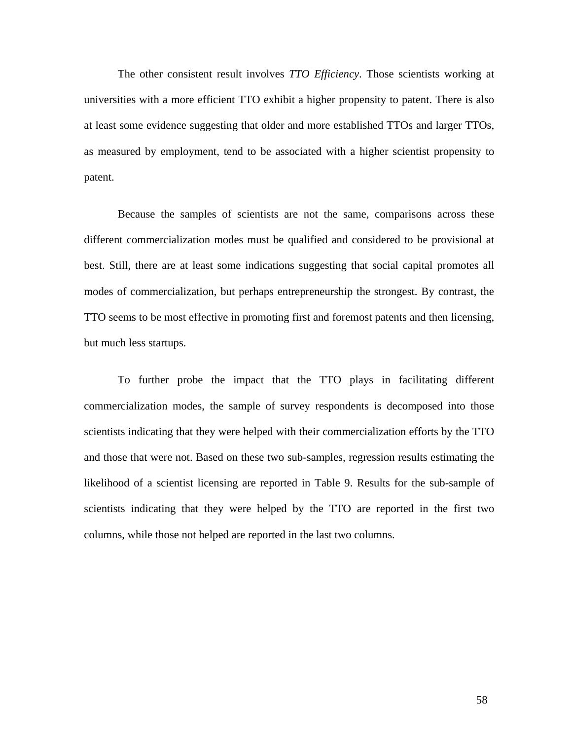The other consistent result involves *TTO Efficiency*. Those scientists working at universities with a more efficient TTO exhibit a higher propensity to patent. There is also at least some evidence suggesting that older and more established TTOs and larger TTOs, as measured by employment, tend to be associated with a higher scientist propensity to patent.

Because the samples of scientists are not the same, comparisons across these different commercialization modes must be qualified and considered to be provisional at best. Still, there are at least some indications suggesting that social capital promotes all modes of commercialization, but perhaps entrepreneurship the strongest. By contrast, the TTO seems to be most effective in promoting first and foremost patents and then licensing, but much less startups.

To further probe the impact that the TTO plays in facilitating different commercialization modes, the sample of survey respondents is decomposed into those scientists indicating that they were helped with their commercialization efforts by the TTO and those that were not. Based on these two sub-samples, regression results estimating the likelihood of a scientist licensing are reported in Table 9. Results for the sub-sample of scientists indicating that they were helped by the TTO are reported in the first two columns, while those not helped are reported in the last two columns.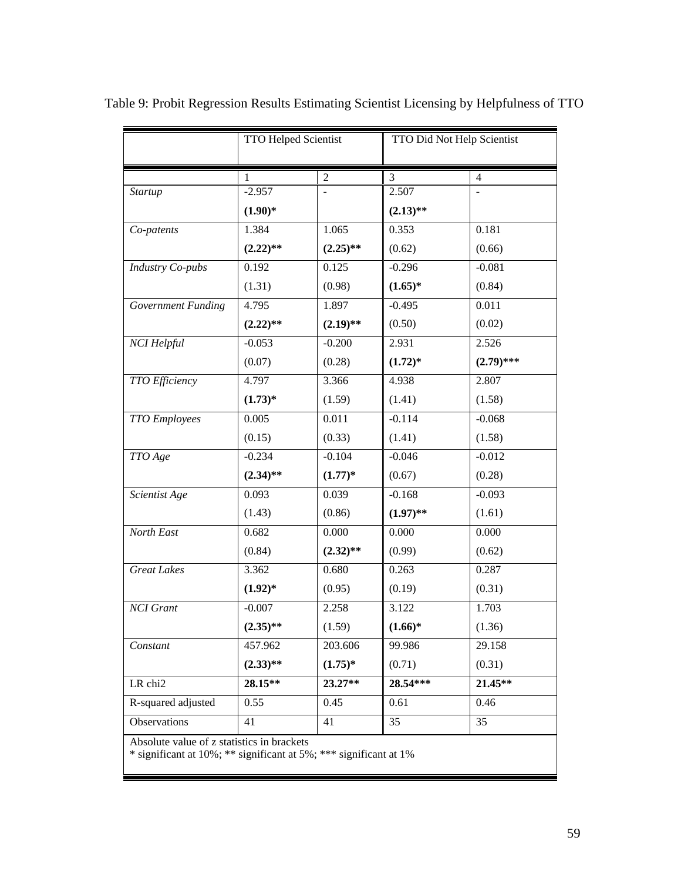Table 9: Probit Regression Results Estimating Scientist Licensing by Helpfulness of TTO

| | TTO Helped Scientist | | TTO Did Not Help Scientist | |
|---|---|---|---|---|
| | 1 | 2 | 3 | 4 |
| *Startup* | -2.957 | - | 2.507 | - |
| | **(1.90)*** | | **(2.13)**** | |
| *Co-patents* | 1.384 | 1.065 | 0.353 | 0.181 |
| | **(2.22)**** | **(2.25)**** | (0.62) | (0.66) |
| *Industry Co-pubs* | 0.192 | 0.125 | -0.296 | -0.081 |
| | (1.31) | (0.98) | **(1.65)*** | (0.84) |
| *Government Funding* | 4.795 | 1.897 | -0.495 | 0.011 |
| | **(2.22)**** | **(2.19)**** | (0.50) | (0.02) |
| *NCI Helpful* | -0.053 | -0.200 | 2.931 | 2.526 |
| | (0.07) | (0.28) | **(1.72)*** | **(2.79)***** |
| *TTO Efficiency* | 4.797 | 3.366 | 4.938 | 2.807 |
| | **(1.73)*** | (1.59) | (1.41) | (1.58) |
| *TTO Employees* | 0.005 | 0.011 | -0.114 | -0.068 |
| | (0.15) | (0.33) | (1.41) | (1.58) |
| *TTO Age* | -0.234 | -0.104 | -0.046 | -0.012 |
| | **(2.34)**** | **(1.77)*** | (0.67) | (0.28) |
| *Scientist Age* | 0.093 | 0.039 | -0.168 | -0.093 |
| | (1.43) | (0.86) | **(1.97)**** | (1.61) |
| *North East* | 0.682 | 0.000 | 0.000 | 0.000 |
| | (0.84) | **(2.32)**** | (0.99) | (0.62) |
| *Great Lakes* | 3.362 | 0.680 | 0.263 | 0.287 |
| | **(1.92)*** | (0.95) | (0.19) | (0.31) |
| *NCI Grant* | -0.007 | 2.258 | 3.122 | 1.703 |
| | **(2.35)**** | (1.59) | **(1.66)*** | (1.36) |
| *Constant* | 457.962 | 203.606 | 99.986 | 29.158 |
| | **(2.33)**** | **(1.75)*** | (0.71) | (0.31) |
| LR chi2 | **28.15**** | **23.27**** | **28.54***** | **21.45**** |
| R-squared adjusted | 0.55 | 0.45 | 0.61 | 0.46 |
| Observations | 41 | 41 | 35 | 35 |

Absolute value of z statistics in brackets
* significant at 10%; ** significant at 5%; *** significant at 1%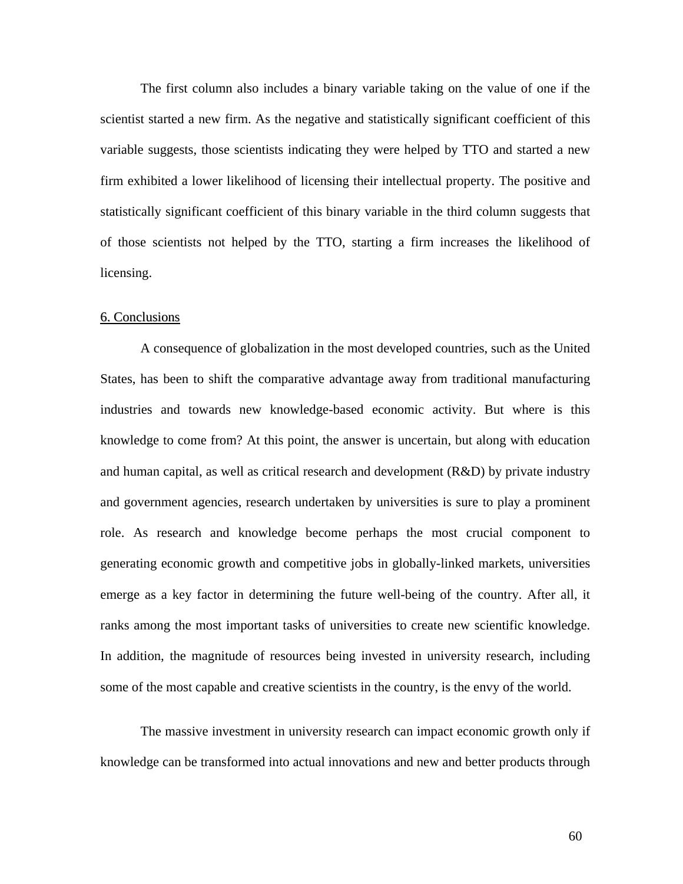The first column also includes a binary variable taking on the value of one if the scientist started a new firm. As the negative and statistically significant coefficient of this variable suggests, those scientists indicating they were helped by TTO and started a new firm exhibited a lower likelihood of licensing their intellectual property. The positive and statistically significant coefficient of this binary variable in the third column suggests that of those scientists not helped by the TTO, starting a firm increases the likelihood of licensing.

## 6. Conclusions

A consequence of globalization in the most developed countries, such as the United States, has been to shift the comparative advantage away from traditional manufacturing industries and towards new knowledge-based economic activity. But where is this knowledge to come from? At this point, the answer is uncertain, but along with education and human capital, as well as critical research and development (R&D) by private industry and government agencies, research undertaken by universities is sure to play a prominent role. As research and knowledge become perhaps the most crucial component to generating economic growth and competitive jobs in globally-linked markets, universities emerge as a key factor in determining the future well-being of the country. After all, it ranks among the most important tasks of universities to create new scientific knowledge. In addition, the magnitude of resources being invested in university research, including some of the most capable and creative scientists in the country, is the envy of the world.

The massive investment in university research can impact economic growth only if knowledge can be transformed into actual innovations and new and better products through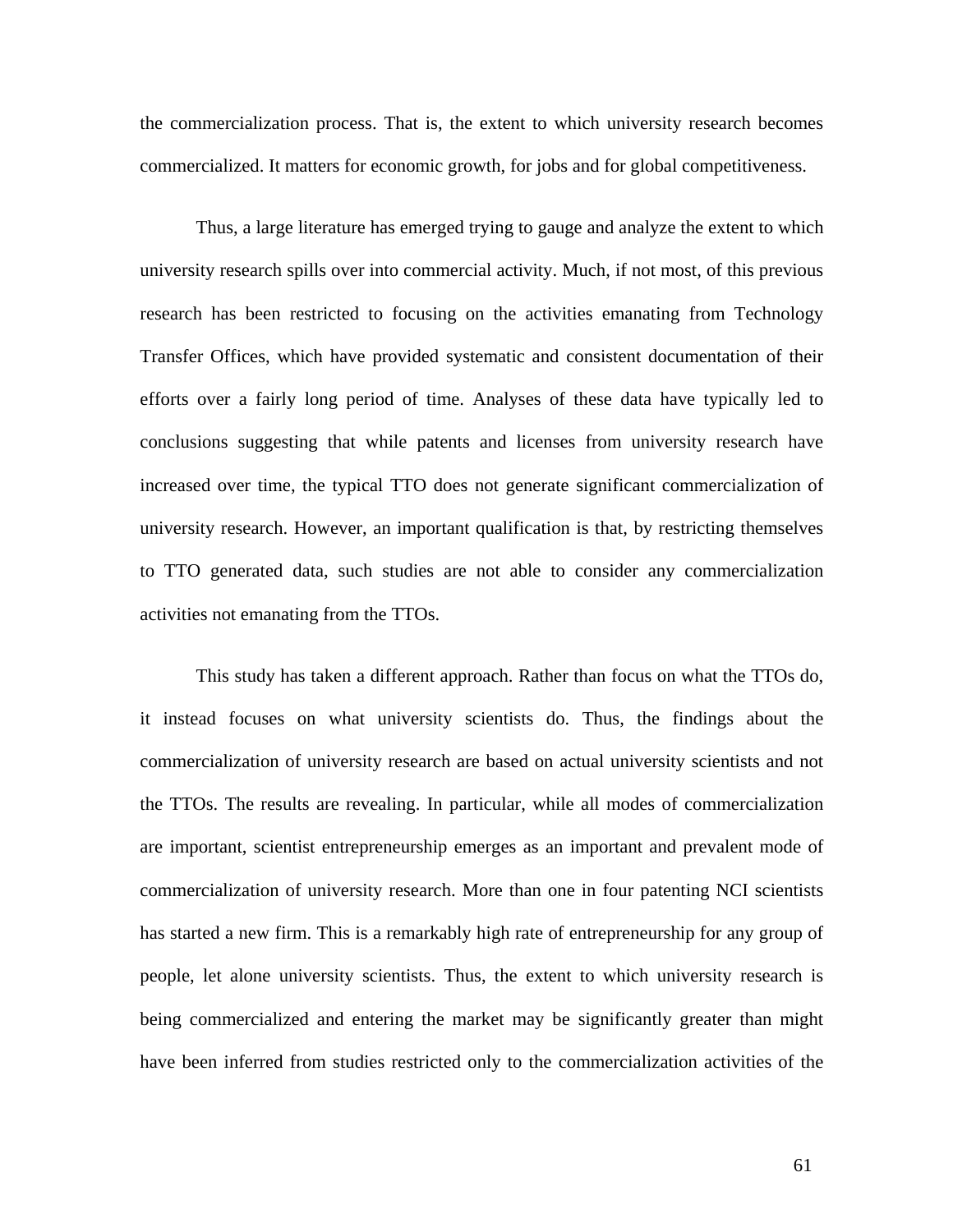the commercialization process. That is, the extent to which university research becomes commercialized. It matters for economic growth, for jobs and for global competitiveness.

Thus, a large literature has emerged trying to gauge and analyze the extent to which university research spills over into commercial activity. Much, if not most, of this previous research has been restricted to focusing on the activities emanating from Technology Transfer Offices, which have provided systematic and consistent documentation of their efforts over a fairly long period of time. Analyses of these data have typically led to conclusions suggesting that while patents and licenses from university research have increased over time, the typical TTO does not generate significant commercialization of university research. However, an important qualification is that, by restricting themselves to TTO generated data, such studies are not able to consider any commercialization activities not emanating from the TTOs.

This study has taken a different approach. Rather than focus on what the TTOs do, it instead focuses on what university scientists do. Thus, the findings about the commercialization of university research are based on actual university scientists and not the TTOs. The results are revealing. In particular, while all modes of commercialization are important, scientist entrepreneurship emerges as an important and prevalent mode of commercialization of university research. More than one in four patenting NCI scientists has started a new firm. This is a remarkably high rate of entrepreneurship for any group of people, let alone university scientists. Thus, the extent to which university research is being commercialized and entering the market may be significantly greater than might have been inferred from studies restricted only to the commercialization activities of the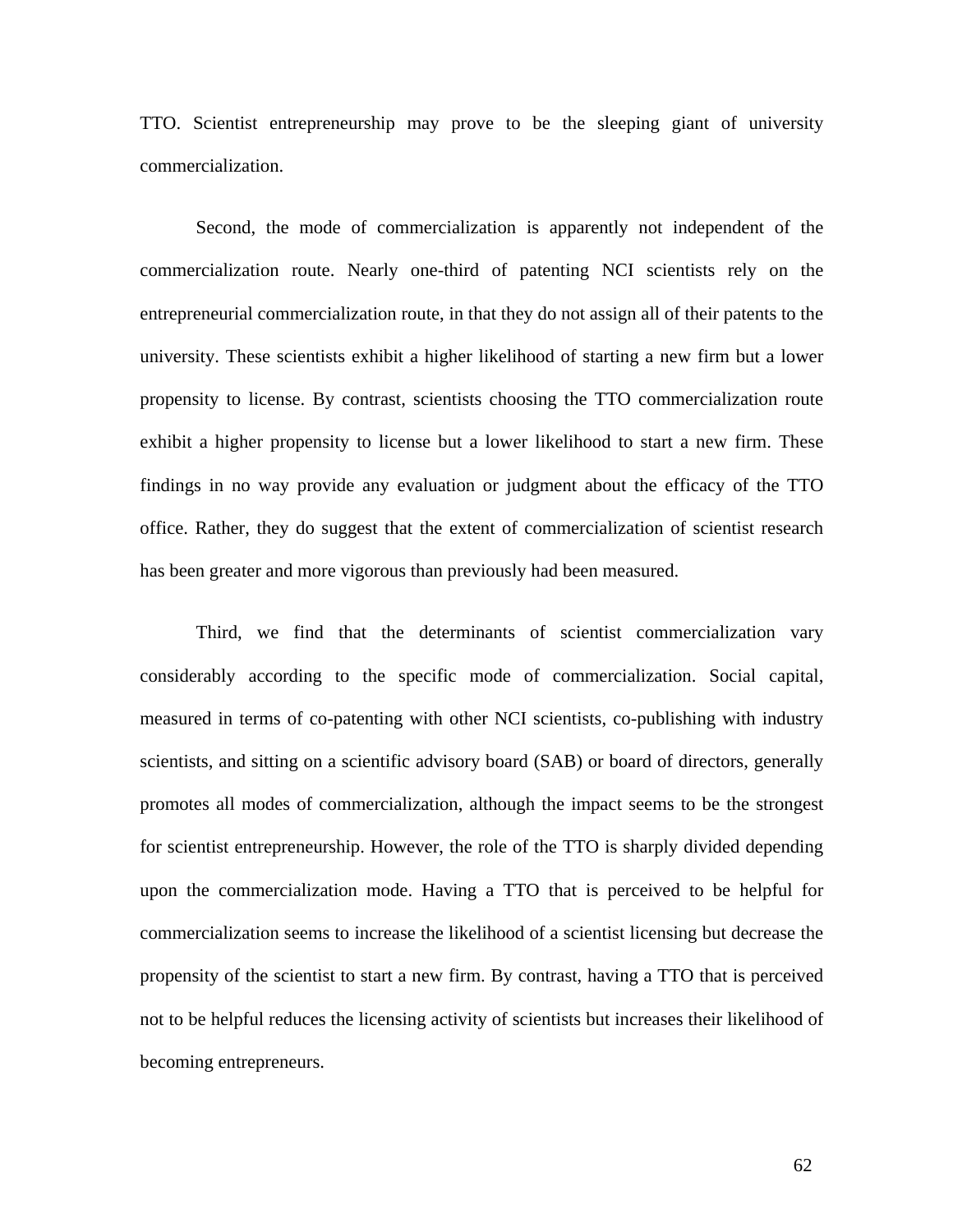TTO. Scientist entrepreneurship may prove to be the sleeping giant of university commercialization.

Second, the mode of commercialization is apparently not independent of the commercialization route. Nearly one-third of patenting NCI scientists rely on the entrepreneurial commercialization route, in that they do not assign all of their patents to the university. These scientists exhibit a higher likelihood of starting a new firm but a lower propensity to license. By contrast, scientists choosing the TTO commercialization route exhibit a higher propensity to license but a lower likelihood to start a new firm. These findings in no way provide any evaluation or judgment about the efficacy of the TTO office. Rather, they do suggest that the extent of commercialization of scientist research has been greater and more vigorous than previously had been measured.

Third, we find that the determinants of scientist commercialization vary considerably according to the specific mode of commercialization. Social capital, measured in terms of co-patenting with other NCI scientists, co-publishing with industry scientists, and sitting on a scientific advisory board (SAB) or board of directors, generally promotes all modes of commercialization, although the impact seems to be the strongest for scientist entrepreneurship. However, the role of the TTO is sharply divided depending upon the commercialization mode. Having a TTO that is perceived to be helpful for commercialization seems to increase the likelihood of a scientist licensing but decrease the propensity of the scientist to start a new firm. By contrast, having a TTO that is perceived not to be helpful reduces the licensing activity of scientists but increases their likelihood of becoming entrepreneurs.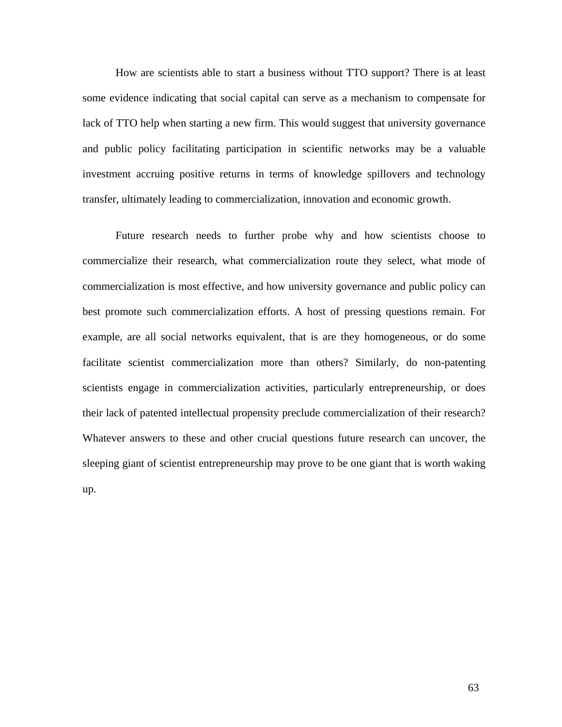How are scientists able to start a business without TTO support? There is at least some evidence indicating that social capital can serve as a mechanism to compensate for lack of TTO help when starting a new firm. This would suggest that university governance and public policy facilitating participation in scientific networks may be a valuable investment accruing positive returns in terms of knowledge spillovers and technology transfer, ultimately leading to commercialization, innovation and economic growth.

Future research needs to further probe why and how scientists choose to commercialize their research, what commercialization route they select, what mode of commercialization is most effective, and how university governance and public policy can best promote such commercialization efforts. A host of pressing questions remain. For example, are all social networks equivalent, that is are they homogeneous, or do some facilitate scientist commercialization more than others? Similarly, do non-patenting scientists engage in commercialization activities, particularly entrepreneurship, or does their lack of patented intellectual propensity preclude commercialization of their research? Whatever answers to these and other crucial questions future research can uncover, the sleeping giant of scientist entrepreneurship may prove to be one giant that is worth waking up.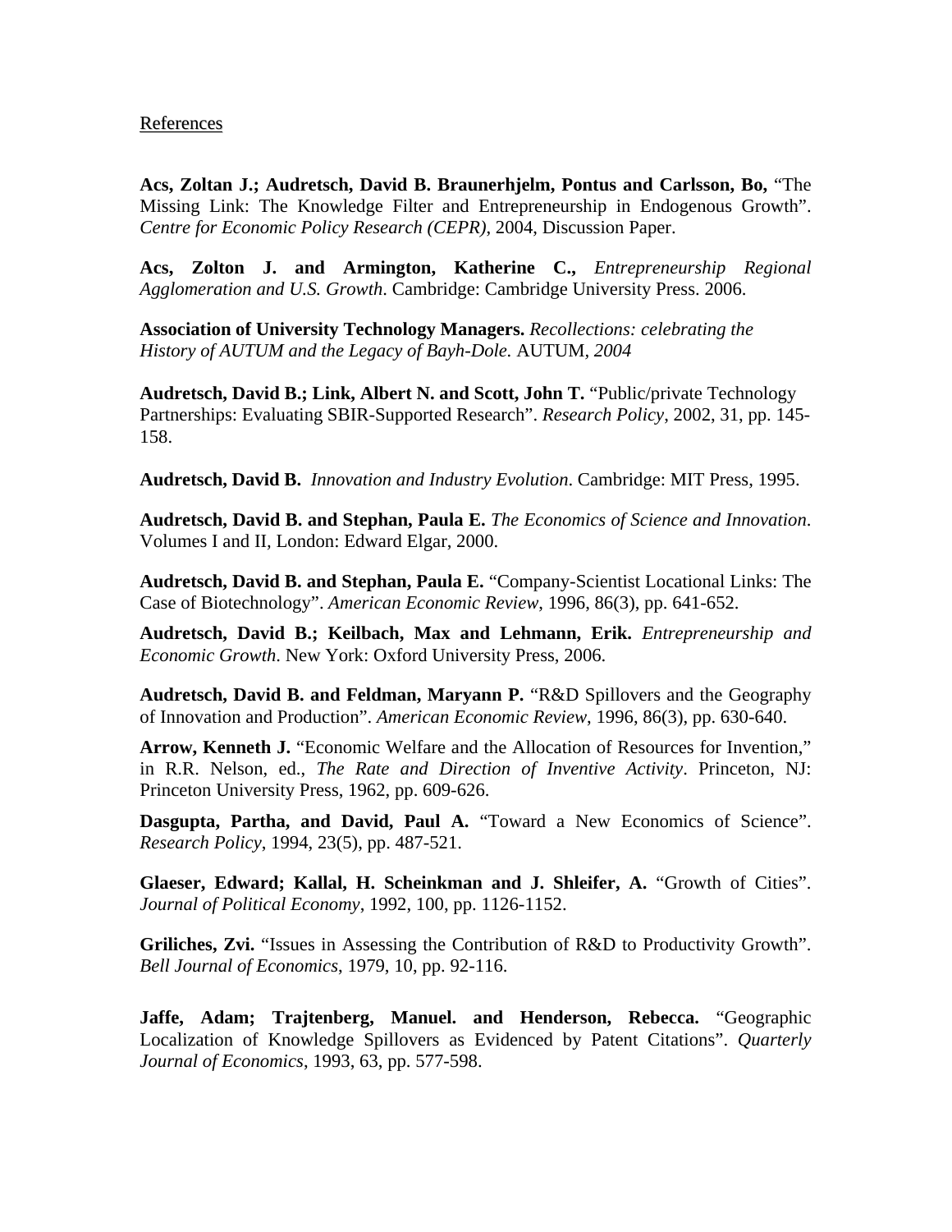References

**Acs, Zoltan J.; Audretsch, David B. Braunerhjelm, Pontus and Carlsson, Bo,** "The Missing Link: The Knowledge Filter and Entrepreneurship in Endogenous Growth". *Centre for Economic Policy Research (CEPR)*, 2004, Discussion Paper.

**Acs, Zolton J. and Armington, Katherine C.,** *Entrepreneurship Regional Agglomeration and U.S. Growth*. Cambridge: Cambridge University Press. 2006.

**Association of University Technology Managers.** *Recollections: celebrating the History of AUTUM and the Legacy of Bayh-Dole.* AUTUM, *2004*

**Audretsch, David B.; Link, Albert N. and Scott, John T.** "Public/private Technology Partnerships: Evaluating SBIR-Supported Research". *Research Policy*, 2002, 31, pp. 145-158.

**Audretsch, David B.** *Innovation and Industry Evolution*. Cambridge: MIT Press, 1995.

**Audretsch, David B. and Stephan, Paula E.** *The Economics of Science and Innovation*. Volumes I and II, London: Edward Elgar, 2000.

**Audretsch, David B. and Stephan, Paula E.** "Company-Scientist Locational Links: The Case of Biotechnology". *American Economic Review*, 1996, 86(3), pp. 641-652.

**Audretsch, David B.; Keilbach, Max and Lehmann, Erik.** *Entrepreneurship and Economic Growth*. New York: Oxford University Press, 2006.

**Audretsch, David B. and Feldman, Maryann P.** "R&D Spillovers and the Geography of Innovation and Production". *American Economic Review*, 1996, 86(3), pp. 630-640.

**Arrow, Kenneth J.** "Economic Welfare and the Allocation of Resources for Invention," in R.R. Nelson, ed., *The Rate and Direction of Inventive Activity*. Princeton, NJ: Princeton University Press, 1962, pp. 609-626.

**Dasgupta, Partha, and David, Paul A.** "Toward a New Economics of Science". *Research Policy*, 1994, 23(5), pp. 487-521.

**Glaeser, Edward; Kallal, H. Scheinkman and J. Shleifer, A.** "Growth of Cities". *Journal of Political Economy*, 1992, 100, pp. 1126-1152.

**Griliches, Zvi.** "Issues in Assessing the Contribution of R&D to Productivity Growth". *Bell Journal of Economics*, 1979, 10, pp. 92-116.

**Jaffe, Adam; Trajtenberg, Manuel. and Henderson, Rebecca.** "Geographic Localization of Knowledge Spillovers as Evidenced by Patent Citations". *Quarterly Journal of Economics*, 1993, 63, pp. 577-598.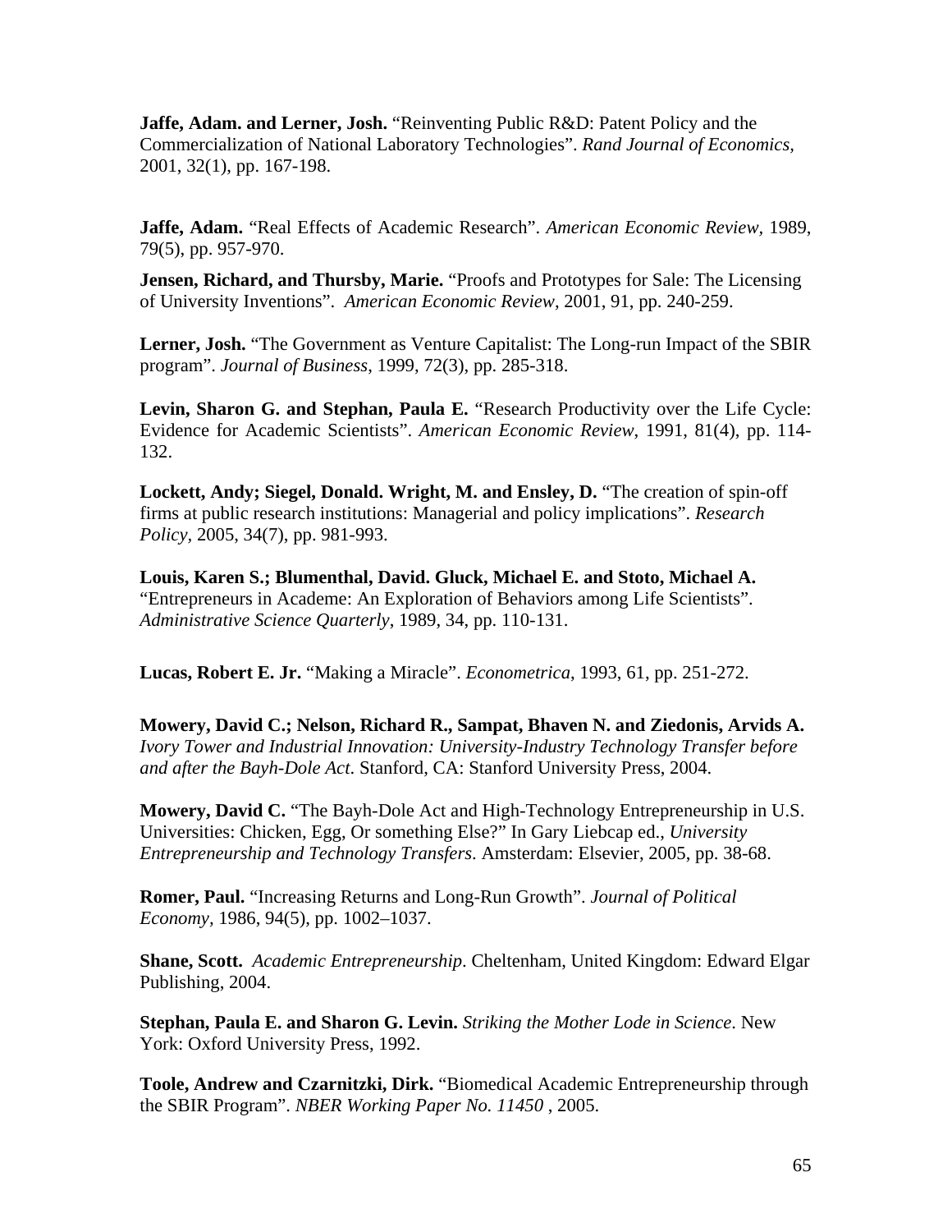**Jaffe, Adam. and Lerner, Josh.** "Reinventing Public R&D: Patent Policy and the Commercialization of National Laboratory Technologies". *Rand Journal of Economics*, 2001, 32(1), pp. 167-198.

**Jaffe, Adam.** "Real Effects of Academic Research". *American Economic Review*, 1989, 79(5), pp. 957-970.

**Jensen, Richard, and Thursby, Marie.** "Proofs and Prototypes for Sale: The Licensing of University Inventions". *American Economic Review*, 2001, 91, pp. 240-259.

**Lerner, Josh.** "The Government as Venture Capitalist: The Long-run Impact of the SBIR program". *Journal of Business*, 1999, 72(3), pp. 285-318.

**Levin, Sharon G. and Stephan, Paula E.** "Research Productivity over the Life Cycle: Evidence for Academic Scientists". *American Economic Review*, 1991, 81(4), pp. 114-132.

**Lockett, Andy; Siegel, Donald. Wright, M. and Ensley, D.** "The creation of spin-off firms at public research institutions: Managerial and policy implications". *Research Policy*, 2005, 34(7), pp. 981-993.

**Louis, Karen S.; Blumenthal, David. Gluck, Michael E. and Stoto, Michael A.** "Entrepreneurs in Academe: An Exploration of Behaviors among Life Scientists". *Administrative Science Quarterly*, 1989, 34, pp. 110-131.

**Lucas, Robert E. Jr.** "Making a Miracle". *Econometrica*, 1993, 61, pp. 251-272.

**Mowery, David C.; Nelson, Richard R., Sampat, Bhaven N. and Ziedonis, Arvids A.** *Ivory Tower and Industrial Innovation: University-Industry Technology Transfer before and after the Bayh-Dole Act*. Stanford, CA: Stanford University Press, 2004.

**Mowery, David C.** "The Bayh-Dole Act and High-Technology Entrepreneurship in U.S. Universities: Chicken, Egg, Or something Else?" In Gary Liebcap ed., *University Entrepreneurship and Technology Transfers*. Amsterdam: Elsevier, 2005, pp. 38-68.

**Romer, Paul.** "Increasing Returns and Long-Run Growth". *Journal of Political Economy*, 1986, 94(5), pp. 1002–1037.

**Shane, Scott.** *Academic Entrepreneurship*. Cheltenham, United Kingdom: Edward Elgar Publishing, 2004.

**Stephan, Paula E. and Sharon G. Levin.** *Striking the Mother Lode in Science*. New York: Oxford University Press, 1992.

**Toole, Andrew and Czarnitzki, Dirk.** "Biomedical Academic Entrepreneurship through the SBIR Program". *NBER Working Paper No. 11450* , 2005.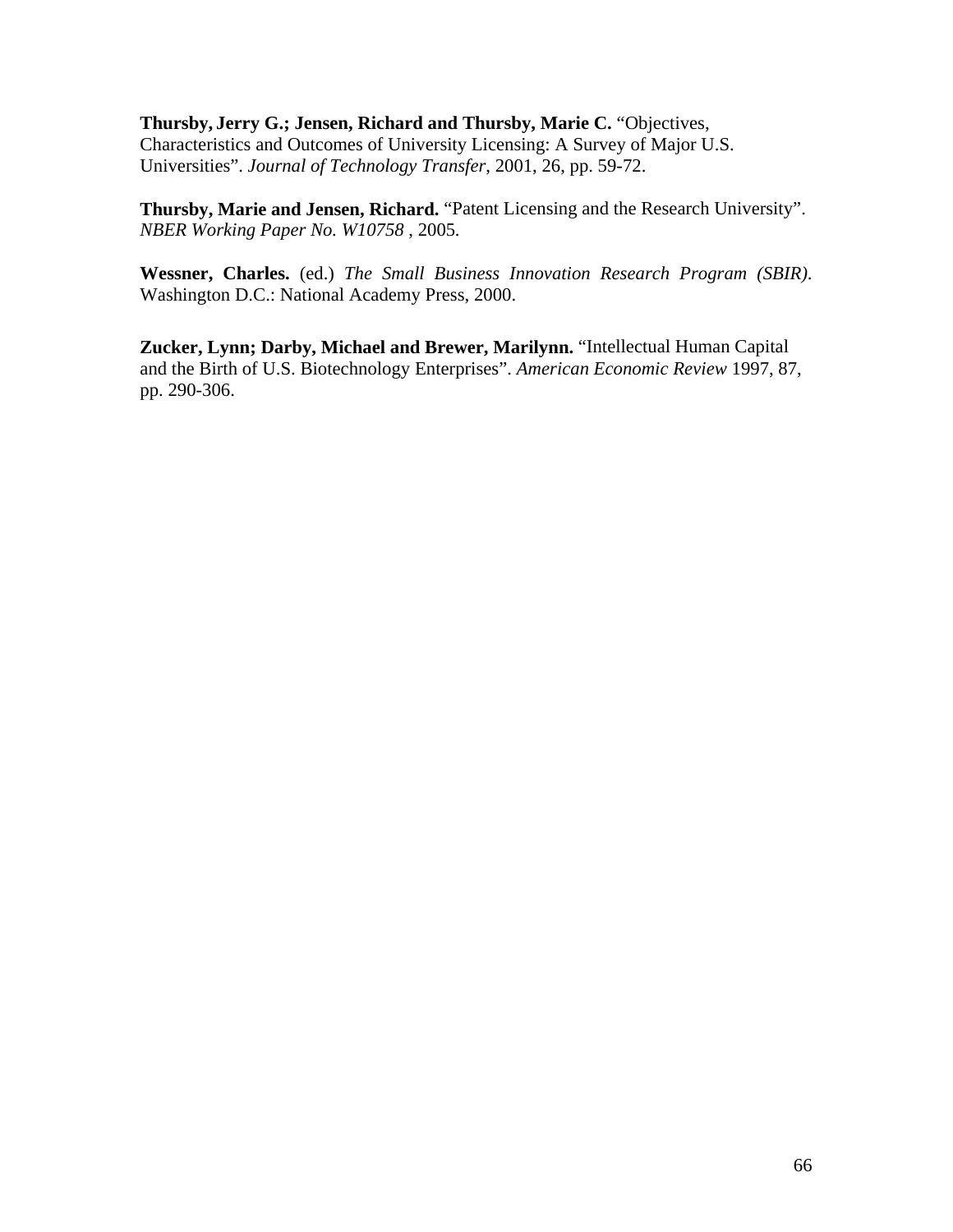**Thursby, Jerry G.; Jensen, Richard and Thursby, Marie C.** "Objectives, Characteristics and Outcomes of University Licensing: A Survey of Major U.S. Universities". *Journal of Technology Transfer*, 2001, 26, pp. 59-72.

**Thursby, Marie and Jensen, Richard.** "Patent Licensing and the Research University". *NBER Working Paper No. W10758* , 2005.

**Wessner, Charles.** (ed.) *The Small Business Innovation Research Program (SBIR)*. Washington D.C.: National Academy Press, 2000.

**Zucker, Lynn; Darby, Michael and Brewer, Marilynn.** "Intellectual Human Capital and the Birth of U.S. Biotechnology Enterprises". *American Economic Review* 1997, 87, pp. 290-306.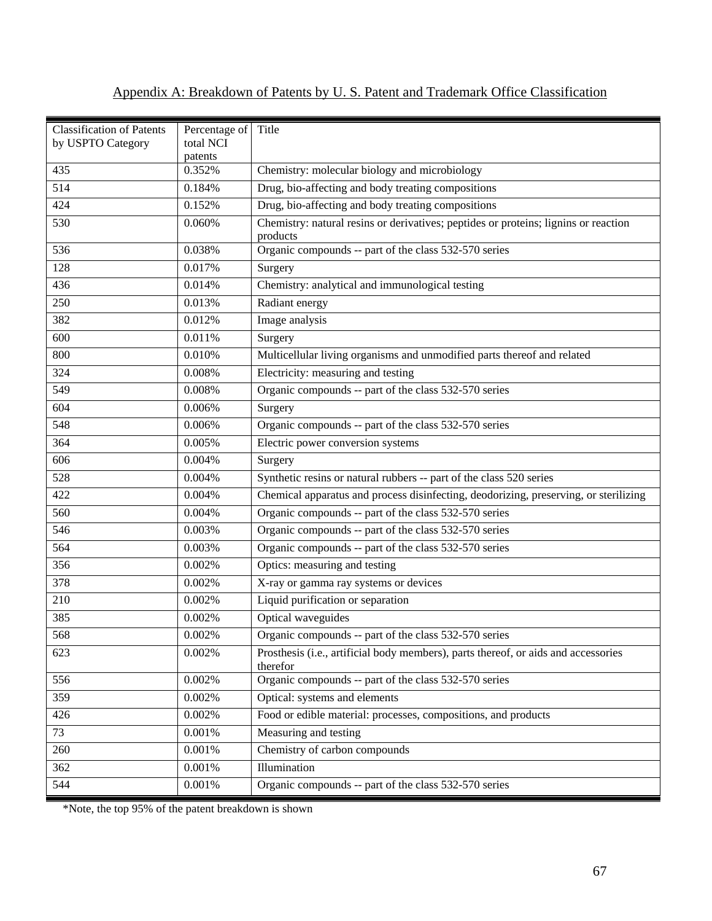## Appendix A: Breakdown of Patents by U. S. Patent and Trademark Office Classification

| Classification of Patents by USPTO Category | Percentage of total NCI patents | Title |
|---|---|---|
| 435 | 0.352% | Chemistry: molecular biology and microbiology |
| 514 | 0.184% | Drug, bio-affecting and body treating compositions |
| 424 | 0.152% | Drug, bio-affecting and body treating compositions |
| 530 | 0.060% | Chemistry: natural resins or derivatives; peptides or proteins; lignins or reaction products |
| 536 | 0.038% | Organic compounds -- part of the class 532-570 series |
| 128 | 0.017% | Surgery |
| 436 | 0.014% | Chemistry: analytical and immunological testing |
| 250 | 0.013% | Radiant energy |
| 382 | 0.012% | Image analysis |
| 600 | 0.011% | Surgery |
| 800 | 0.010% | Multicellular living organisms and unmodified parts thereof and related |
| 324 | 0.008% | Electricity: measuring and testing |
| 549 | 0.008% | Organic compounds -- part of the class 532-570 series |
| 604 | 0.006% | Surgery |
| 548 | 0.006% | Organic compounds -- part of the class 532-570 series |
| 364 | 0.005% | Electric power conversion systems |
| 606 | 0.004% | Surgery |
| 528 | 0.004% | Synthetic resins or natural rubbers -- part of the class 520 series |
| 422 | 0.004% | Chemical apparatus and process disinfecting, deodorizing, preserving, or sterilizing |
| 560 | 0.004% | Organic compounds -- part of the class 532-570 series |
| 546 | 0.003% | Organic compounds -- part of the class 532-570 series |
| 564 | 0.003% | Organic compounds -- part of the class 532-570 series |
| 356 | 0.002% | Optics: measuring and testing |
| 378 | 0.002% | X-ray or gamma ray systems or devices |
| 210 | 0.002% | Liquid purification or separation |
| 385 | 0.002% | Optical waveguides |
| 568 | 0.002% | Organic compounds -- part of the class 532-570 series |
| 623 | 0.002% | Prosthesis (i.e., artificial body members), parts thereof, or aids and accessories therefor |
| 556 | 0.002% | Organic compounds -- part of the class 532-570 series |
| 359 | 0.002% | Optical: systems and elements |
| 426 | 0.002% | Food or edible material: processes, compositions, and products |
| 73 | 0.001% | Measuring and testing |
| 260 | 0.001% | Chemistry of carbon compounds |
| 362 | 0.001% | Illumination |
| 544 | 0.001% | Organic compounds -- part of the class 532-570 series |

*Note, the top 95% of the patent breakdown is shown